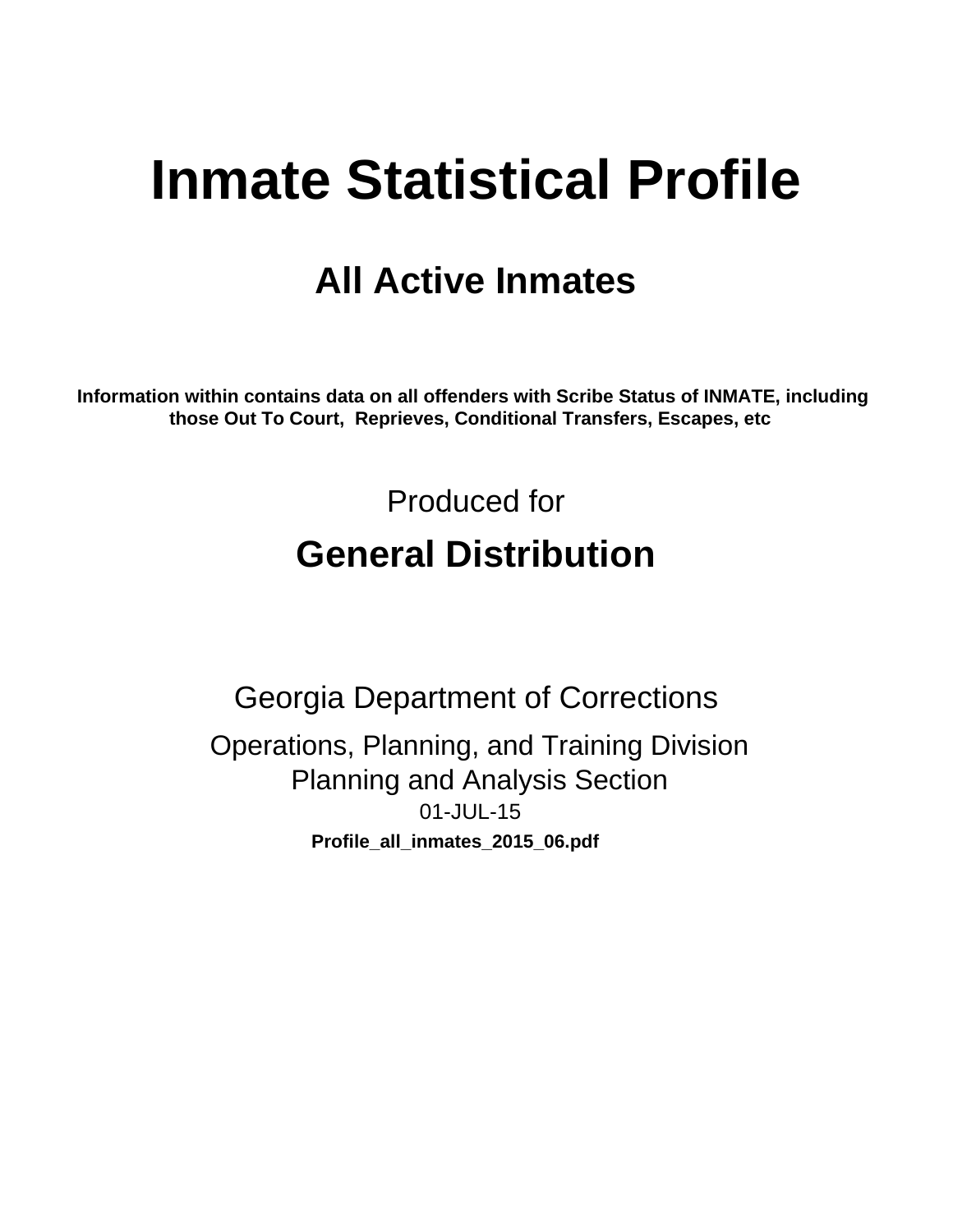# Inmate Statistical Profile

## All Active Inmates

**Information within contains data on all offenders with Scribe Status of INMATE, including those Out To Court, Reprieves, Conditional Transfers, Escapes, etc**

Produced for

## General Distribution

Georgia Department of Corrections

Operations, Planning, and Training Division
Planning and Analysis Section
01-JUL-15

**Profile_all_inmates_2015_06.pdf**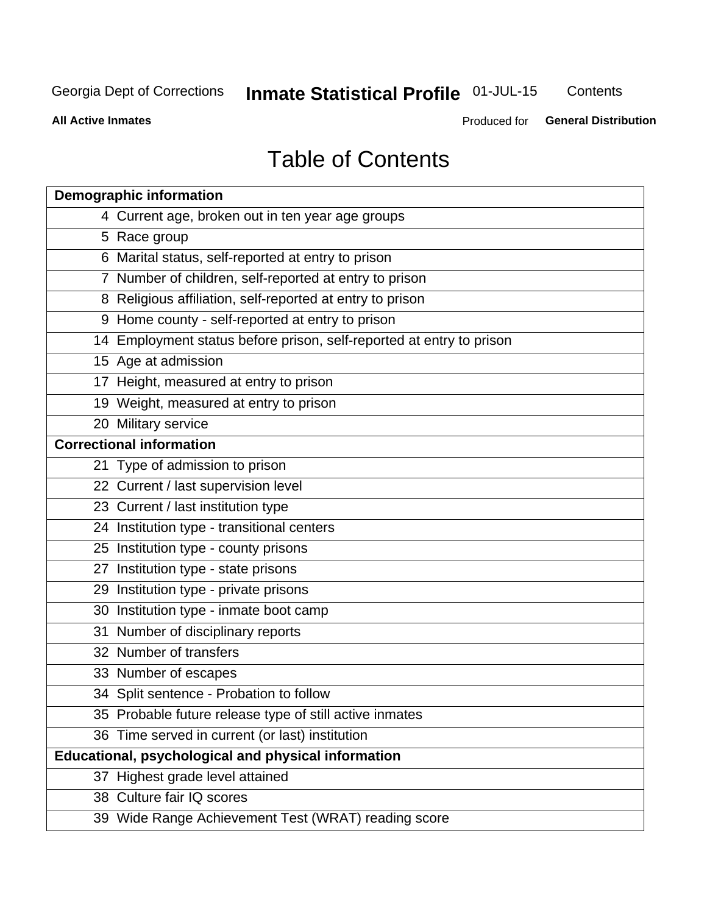# Table of Contents

| Demographic information | |
|---|---|
| 4 | Current age, broken out in ten year age groups |
| 5 | Race group |
| 6 | Marital status, self-reported at entry to prison |
| 7 | Number of children, self-reported at entry to prison |
| 8 | Religious affiliation, self-reported at entry to prison |
| 9 | Home county - self-reported at entry to prison |
| 14 | Employment status before prison, self-reported at entry to prison |
| 15 | Age at admission |
| 17 | Height, measured at entry to prison |
| 19 | Weight, measured at entry to prison |
| 20 | Military service |
| **Correctional information** | |
| 21 | Type of admission to prison |
| 22 | Current / last supervision level |
| 23 | Current / last institution type |
| 24 | Institution type - transitional centers |
| 25 | Institution type - county prisons |
| 27 | Institution type - state prisons |
| 29 | Institution type - private prisons |
| 30 | Institution type - inmate boot camp |
| 31 | Number of disciplinary reports |
| 32 | Number of transfers |
| 33 | Number of escapes |
| 34 | Split sentence - Probation to follow |
| 35 | Probable future release type of still active inmates |
| 36 | Time served in current (or last) institution |
| **Educational, psychological and physical information** | |
| 37 | Highest grade level attained |
| 38 | Culture fair IQ scores |
| 39 | Wide Range Achievement Test (WRAT) reading score |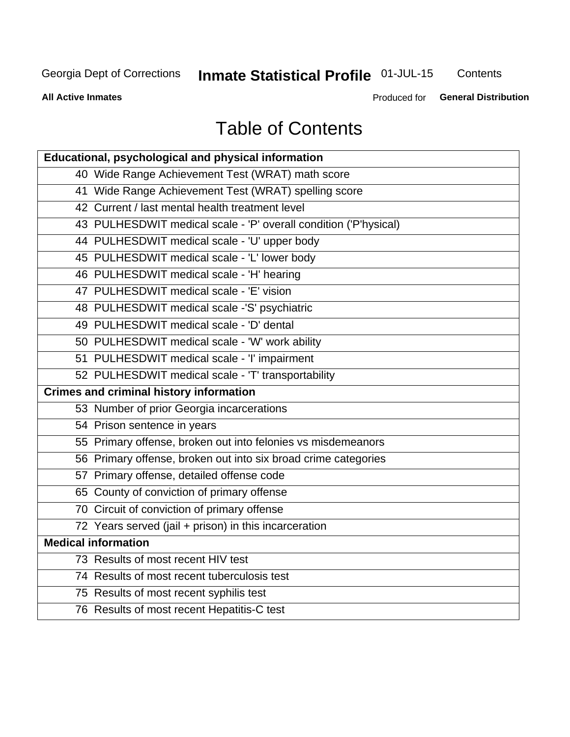Georgia Dept of Corrections **Inmate Statistical Profile** 01-JUL-15 Contents

**All Active Inmates** Produced for **General Distribution**

# Table of Contents

| **Educational, psychological and physical information** |
|---|
| 40 Wide Range Achievement Test (WRAT) math score |
| 41 Wide Range Achievement Test (WRAT) spelling score |
| 42 Current / last mental health treatment level |
| 43 PULHESDWIT medical scale - 'P' overall condition ('P'hysical) |
| 44 PULHESDWIT medical scale - 'U' upper body |
| 45 PULHESDWIT medical scale - 'L' lower body |
| 46 PULHESDWIT medical scale - 'H' hearing |
| 47 PULHESDWIT medical scale - 'E' vision |
| 48 PULHESDWIT medical scale -'S' psychiatric |
| 49 PULHESDWIT medical scale - 'D' dental |
| 50 PULHESDWIT medical scale - 'W' work ability |
| 51 PULHESDWIT medical scale - 'I' impairment |
| 52 PULHESDWIT medical scale - 'T' transportability |
| **Crimes and criminal history information** |
| 53 Number of prior Georgia incarcerations |
| 54 Prison sentence in years |
| 55 Primary offense, broken out into felonies vs misdemeanors |
| 56 Primary offense, broken out into six broad crime categories |
| 57 Primary offense, detailed offense code |
| 65 County of conviction of primary offense |
| 70 Circuit of conviction of primary offense |
| 72 Years served (jail + prison) in this incarceration |
| **Medical information** |
| 73 Results of most recent HIV test |
| 74 Results of most recent tuberculosis test |
| 75 Results of most recent syphilis test |
| 76 Results of most recent Hepatitis-C test |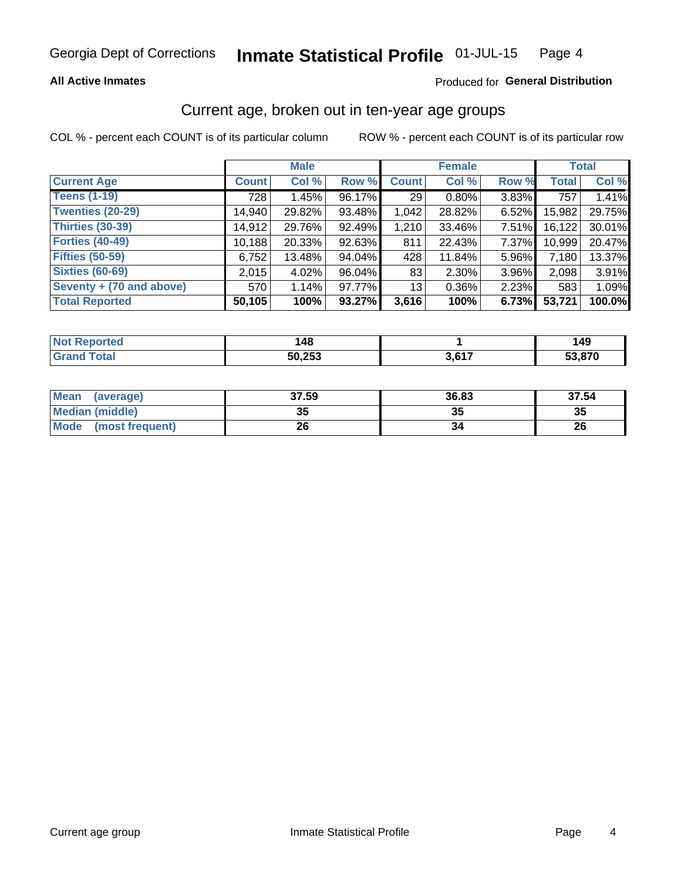Georgia Dept of Corrections **Inmate Statistical Profile** 01-JUL-15

**All Active Inmates** Produced for **General Distribution**

## Current age, broken out in ten-year age groups

COL % - percent each COUNT is of its particular column ROW % - percent each COUNT is of its particular row

| | Male | | | Female | | | Total | |
|---|---|---|---|---|---|---|---|---|
| **Current Age** | **Count** | **Col %** | **Row %** | **Count** | **Col %** | **Row %** | **Total** | **Col %** |
| **Teens (1-19)** | 728 | 1.45% | 96.17% | 29 | 0.80% | 3.83% | 757 | 1.41% |
| **Twenties (20-29)** | 14,940 | 29.82% | 93.48% | 1,042 | 28.82% | 6.52% | 15,982 | 29.75% |
| **Thirties (30-39)** | 14,912 | 29.76% | 92.49% | 1,210 | 33.46% | 7.51% | 16,122 | 30.01% |
| **Forties (40-49)** | 10,188 | 20.33% | 92.63% | 811 | 22.43% | 7.37% | 10,999 | 20.47% |
| **Fifties (50-59)** | 6,752 | 13.48% | 94.04% | 428 | 11.84% | 5.96% | 7,180 | 13.37% |
| **Sixties (60-69)** | 2,015 | 4.02% | 96.04% | 83 | 2.30% | 3.96% | 2,098 | 3.91% |
| **Seventy + (70 and above)** | 570 | 1.14% | 97.77% | 13 | 0.36% | 2.23% | 583 | 1.09% |
| **Total Reported** | **50,105** | **100%** | **93.27%** | **3,616** | **100%** | **6.73%** | **53,721** | **100.0%** |

| | Male | Female | Total |
|---|---|---|---|
| **Not Reported** | **148** | **1** | **149** |
| **Grand Total** | **50,253** | **3,617** | **53,870** |

| | Male | Female | Total |
|---|---|---|---|
| **Mean (average)** | **37.59** | **36.83** | **37.54** |
| **Median (middle)** | **35** | **35** | **35** |
| **Mode (most frequent)** | **26** | **34** | **26** |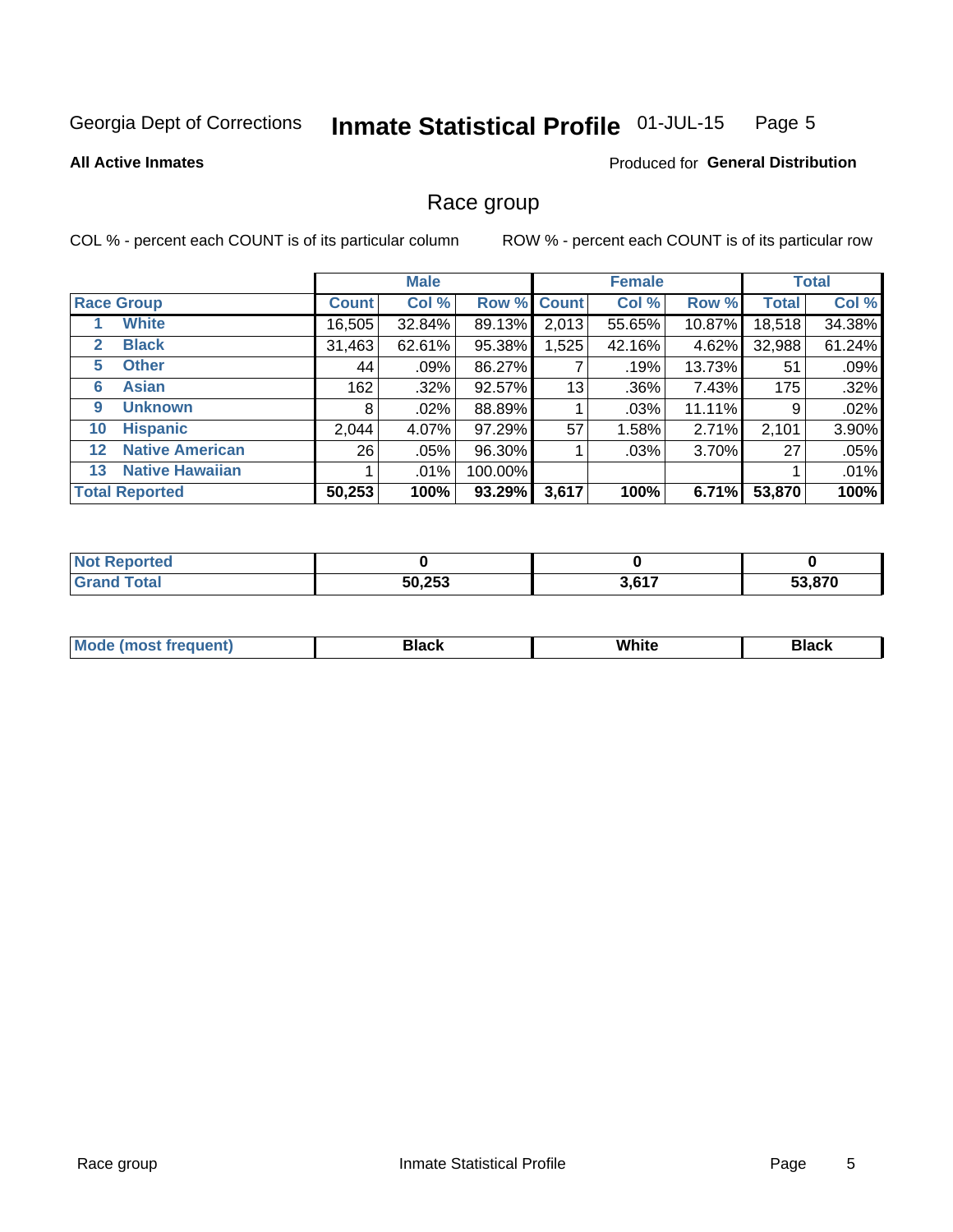Georgia Dept of Corrections **Inmate Statistical Profile** 01-JUL-15

**All Active Inmates**

Produced for **General Distribution**

## Race group

COL % - percent each COUNT is of its particular column

ROW % - percent each COUNT is of its particular row

| | | Male | | | Female | | | Total | |
|---|---|---|---|---|---|---|---|---|---|
| **Race Group** | | **Count** | **Col %** | **Row %** | **Count** | **Col %** | **Row %** | **Total** | **Col %** |
| 1 | **White** | 16,505 | 32.84% | 89.13% | 2,013 | 55.65% | 10.87% | 18,518 | 34.38% |
| 2 | **Black** | 31,463 | 62.61% | 95.38% | 1,525 | 42.16% | 4.62% | 32,988 | 61.24% |
| 5 | **Other** | 44 | .09% | 86.27% | 7 | .19% | 13.73% | 51 | .09% |
| 6 | **Asian** | 162 | .32% | 92.57% | 13 | .36% | 7.43% | 175 | .32% |
| 9 | **Unknown** | 8 | .02% | 88.89% | 1 | .03% | 11.11% | 9 | .02% |
| 10 | **Hispanic** | 2,044 | 4.07% | 97.29% | 57 | 1.58% | 2.71% | 2,101 | 3.90% |
| 12 | **Native American** | 26 | .05% | 96.30% | 1 | .03% | 3.70% | 27 | .05% |
| 13 | **Native Hawaiian** | 1 | .01% | 100.00% | | | | 1 | .01% |
| **Total Reported** | | **50,253** | **100%** | **93.29%** | **3,617** | **100%** | **6.71%** | **53,870** | **100%** |

| | Male | Female | Total |
|---|---|---|---|
| **Not Reported** | **0** | **0** | **0** |
| **Grand Total** | **50,253** | **3,617** | **53,870** |

| | Male | Female | Total |
|---|---|---|---|
| **Mode (most frequent)** | **Black** | **White** | **Black** |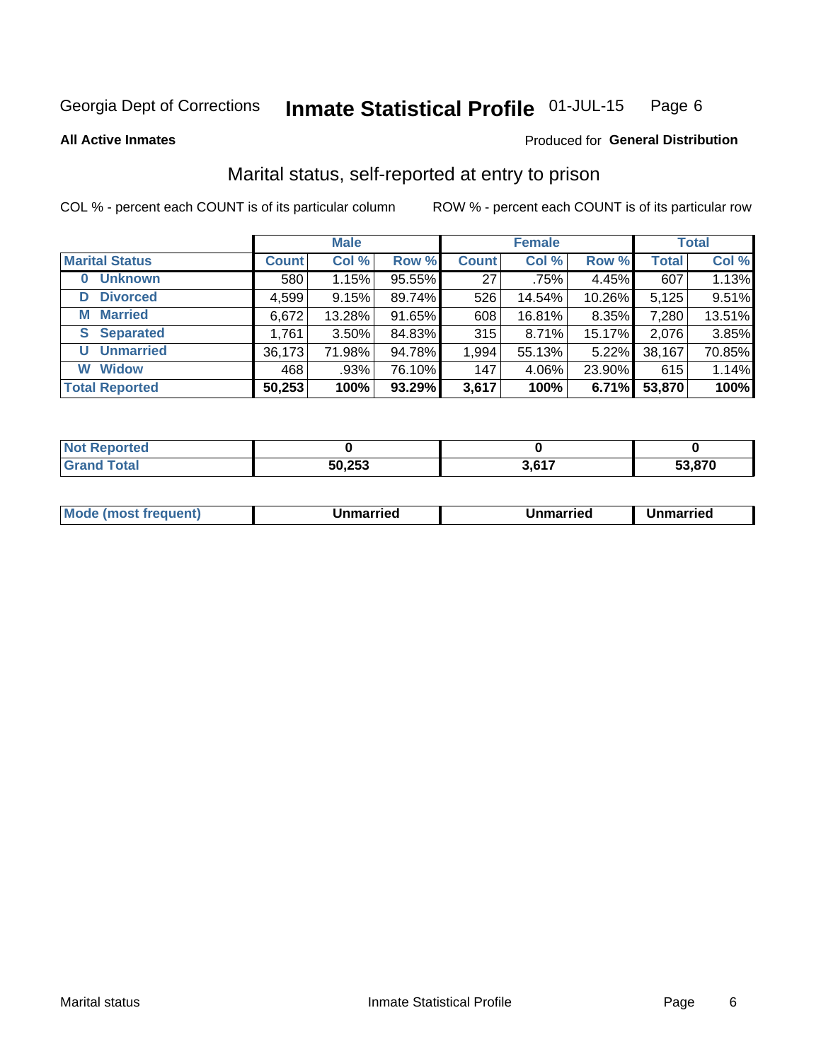Georgia Dept of Corrections **Inmate Statistical Profile** 01-JUL-15 Page 6

**All Active Inmates**

Produced for **General Distribution**

## Marital status, self-reported at entry to prison

COL % - percent each COUNT is of its particular column

ROW % - percent each COUNT is of its particular row

| | Male | | | Female | | | Total | |
|---|---|---|---|---|---|---|---|---|
| **Marital Status** | **Count** | **Col %** | **Row %** | **Count** | **Col %** | **Row %** | **Total** | **Col %** |
| **0 Unknown** | 580 | 1.15% | 95.55% | 27 | .75% | 4.45% | 607 | 1.13% |
| **D Divorced** | 4,599 | 9.15% | 89.74% | 526 | 14.54% | 10.26% | 5,125 | 9.51% |
| **M Married** | 6,672 | 13.28% | 91.65% | 608 | 16.81% | 8.35% | 7,280 | 13.51% |
| **S Separated** | 1,761 | 3.50% | 84.83% | 315 | 8.71% | 15.17% | 2,076 | 3.85% |
| **U Unmarried** | 36,173 | 71.98% | 94.78% | 1,994 | 55.13% | 5.22% | 38,167 | 70.85% |
| **W Widow** | 468 | .93% | 76.10% | 147 | 4.06% | 23.90% | 615 | 1.14% |
| **Total Reported** | **50,253** | **100%** | **93.29%** | **3,617** | **100%** | **6.71%** | **53,870** | **100%** |

| | Male | Female | Total |
|---|---|---|---|
| **Not Reported** | **0** | **0** | **0** |
| **Grand Total** | **50,253** | **3,617** | **53,870** |

| | Male | Female | Total |
|---|---|---|---|
| **Mode (most frequent)** | **Unmarried** | **Unmarried** | **Unmarried** |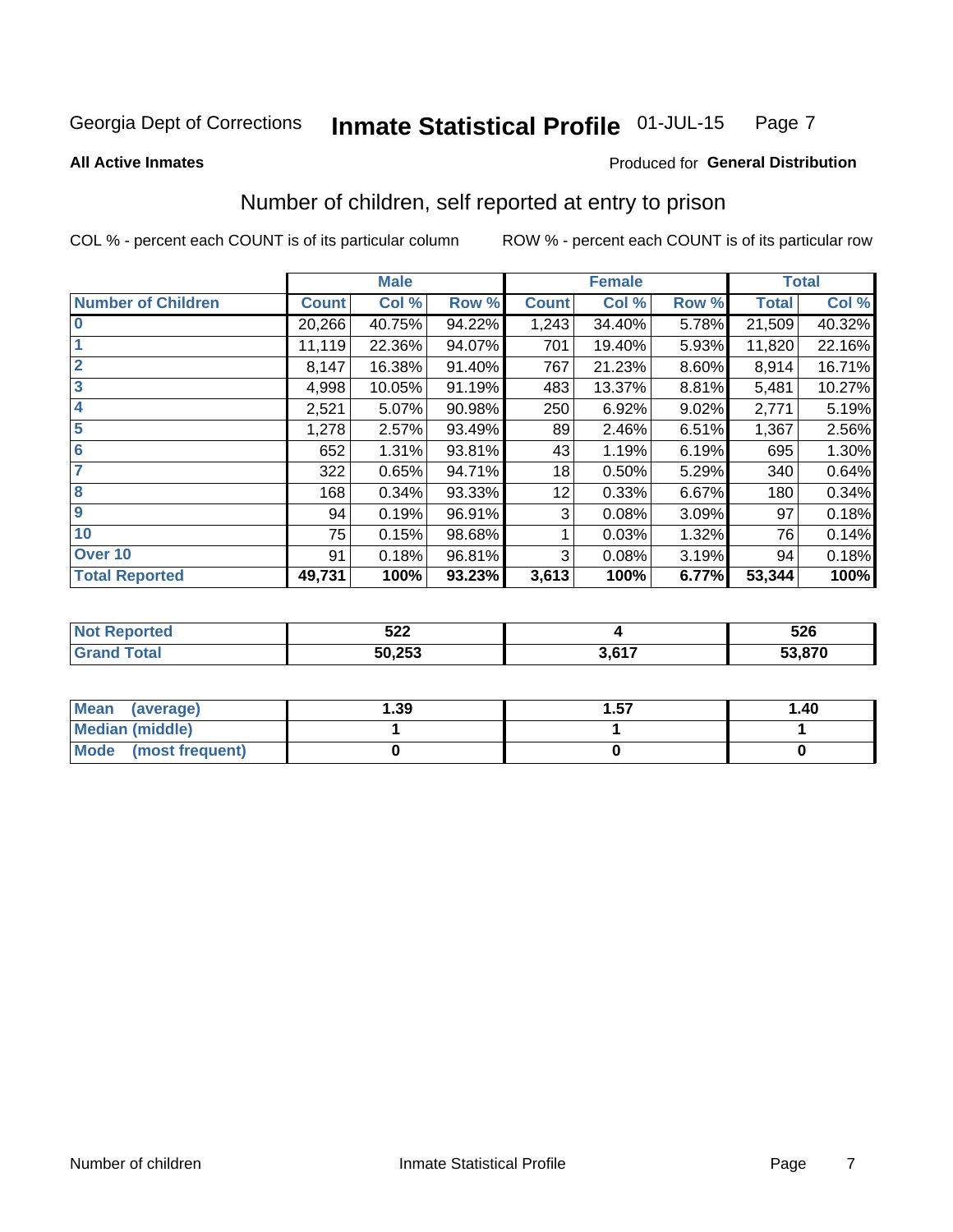Georgia Dept of Corrections **Inmate Statistical Profile** 01-JUL-15

**All Active Inmates**

Produced for **General Distribution**

## Number of children, self reported at entry to prison

COL % - percent each COUNT is of its particular column

ROW % - percent each COUNT is of its particular row

| | Male | | | Female | | | Total | |
|---|---|---|---|---|---|---|---|---|
| **Number of Children** | **Count** | **Col %** | **Row %** | **Count** | **Col %** | **Row %** | **Total** | **Col %** |
| **0** | 20,266 | 40.75% | 94.22% | 1,243 | 34.40% | 5.78% | 21,509 | 40.32% |
| **1** | 11,119 | 22.36% | 94.07% | 701 | 19.40% | 5.93% | 11,820 | 22.16% |
| **2** | 8,147 | 16.38% | 91.40% | 767 | 21.23% | 8.60% | 8,914 | 16.71% |
| **3** | 4,998 | 10.05% | 91.19% | 483 | 13.37% | 8.81% | 5,481 | 10.27% |
| **4** | 2,521 | 5.07% | 90.98% | 250 | 6.92% | 9.02% | 2,771 | 5.19% |
| **5** | 1,278 | 2.57% | 93.49% | 89 | 2.46% | 6.51% | 1,367 | 2.56% |
| **6** | 652 | 1.31% | 93.81% | 43 | 1.19% | 6.19% | 695 | 1.30% |
| **7** | 322 | 0.65% | 94.71% | 18 | 0.50% | 5.29% | 340 | 0.64% |
| **8** | 168 | 0.34% | 93.33% | 12 | 0.33% | 6.67% | 180 | 0.34% |
| **9** | 94 | 0.19% | 96.91% | 3 | 0.08% | 3.09% | 97 | 0.18% |
| **10** | 75 | 0.15% | 98.68% | 1 | 0.03% | 1.32% | 76 | 0.14% |
| **Over 10** | 91 | 0.18% | 96.81% | 3 | 0.08% | 3.19% | 94 | 0.18% |
| **Total Reported** | **49,731** | **100%** | **93.23%** | **3,613** | **100%** | **6.77%** | **53,344** | **100%** |

| | Male | Female | Total |
|---|---|---|---|
| **Not Reported** | **522** | **4** | **526** |
| **Grand Total** | **50,253** | **3,617** | **53,870** |

| | Male | Female | Total |
|---|---|---|---|
| **Mean (average)** | **1.39** | **1.57** | **1.40** |
| **Median (middle)** | **1** | **1** | **1** |
| **Mode (most frequent)** | **0** | **0** | **0** |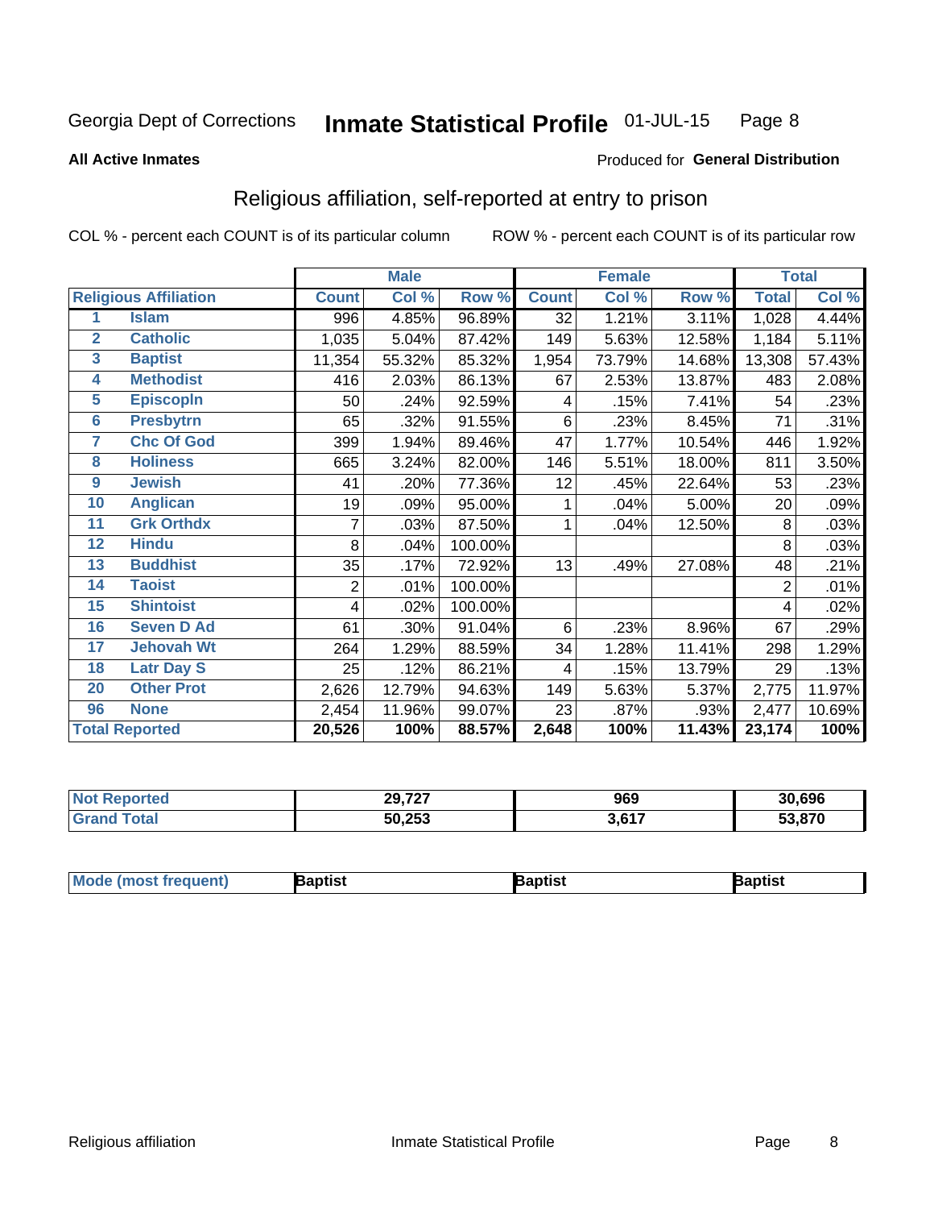Georgia Dept of Corrections **Inmate Statistical Profile** 01-JUL-15

**All Active Inmates**

Produced for **General Distribution**

## Religious affiliation, self-reported at entry to prison

COL % - percent each COUNT is of its particular column

ROW % - percent each COUNT is of its particular row

| Religious Affiliation | | Male | | | Female | | | Total | |
|---|---|---|---|---|---|---|---|---|---|
| | | Count | Col % | Row % | Count | Col % | Row % | Total | Col % |
| 1 | Islam | 996 | 4.85% | 96.89% | 32 | 1.21% | 3.11% | 1,028 | 4.44% |
| 2 | Catholic | 1,035 | 5.04% | 87.42% | 149 | 5.63% | 12.58% | 1,184 | 5.11% |
| 3 | Baptist | 11,354 | 55.32% | 85.32% | 1,954 | 73.79% | 14.68% | 13,308 | 57.43% |
| 4 | Methodist | 416 | 2.03% | 86.13% | 67 | 2.53% | 13.87% | 483 | 2.08% |
| 5 | Episcopln | 50 | .24% | 92.59% | 4 | .15% | 7.41% | 54 | .23% |
| 6 | Presbytrn | 65 | .32% | 91.55% | 6 | .23% | 8.45% | 71 | .31% |
| 7 | Chc Of God | 399 | 1.94% | 89.46% | 47 | 1.77% | 10.54% | 446 | 1.92% |
| 8 | Holiness | 665 | 3.24% | 82.00% | 146 | 5.51% | 18.00% | 811 | 3.50% |
| 9 | Jewish | 41 | .20% | 77.36% | 12 | .45% | 22.64% | 53 | .23% |
| 10 | Anglican | 19 | .09% | 95.00% | 1 | .04% | 5.00% | 20 | .09% |
| 11 | Grk Orthdx | 7 | .03% | 87.50% | 1 | .04% | 12.50% | 8 | .03% |
| 12 | Hindu | 8 | .04% | 100.00% | | | | 8 | .03% |
| 13 | Buddhist | 35 | .17% | 72.92% | 13 | .49% | 27.08% | 48 | .21% |
| 14 | Taoist | 2 | .01% | 100.00% | | | | 2 | .01% |
| 15 | Shintoist | 4 | .02% | 100.00% | | | | 4 | .02% |
| 16 | Seven D Ad | 61 | .30% | 91.04% | 6 | .23% | 8.96% | 67 | .29% |
| 17 | Jehovah Wt | 264 | 1.29% | 88.59% | 34 | 1.28% | 11.41% | 298 | 1.29% |
| 18 | Latr Day S | 25 | .12% | 86.21% | 4 | .15% | 13.79% | 29 | .13% |
| 20 | Other Prot | 2,626 | 12.79% | 94.63% | 149 | 5.63% | 5.37% | 2,775 | 11.97% |
| 96 | None | 2,454 | 11.96% | 99.07% | 23 | .87% | .93% | 2,477 | 10.69% |
| **Total Reported** | | **20,526** | **100%** | **88.57%** | **2,648** | **100%** | **11.43%** | **23,174** | **100%** |

| | Male | Female | Total |
|---|---|---|---|
| Not Reported | **29,727** | **969** | **30,696** |
| Grand Total | **50,253** | **3,617** | **53,870** |

| Mode (most frequent) | Baptist | Baptist | Baptist |
|---|---|---|---|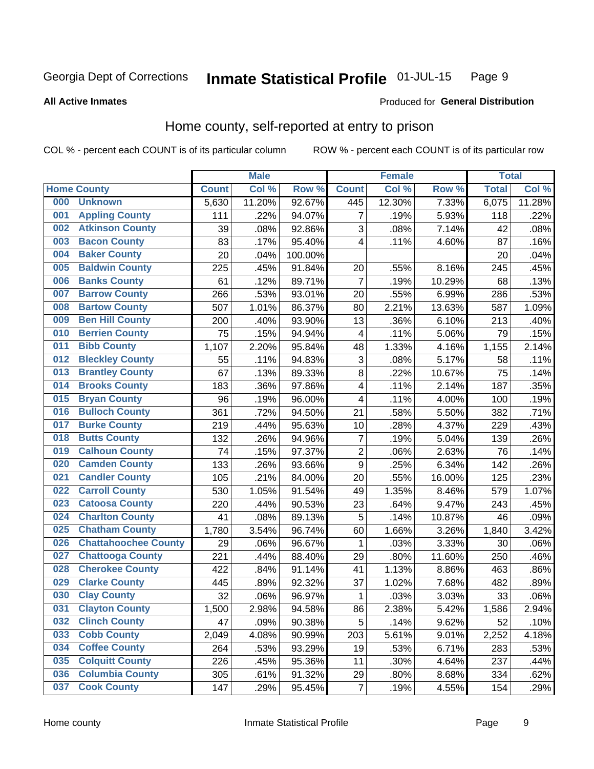Georgia Dept of Corrections **Inmate Statistical Profile** 01-JUL-15

**All Active Inmates**

Produced for **General Distribution**

## Home county, self-reported at entry to prison

COL % - percent each COUNT is of its particular column ROW % - percent each COUNT is of its particular row

| Home County | | Male | | | Female | | | Total | |
|---|---|---|---|---|---|---|---|---|---|
| | | Count | Col % | Row % | Count | Col % | Row % | Total | Col % |
| 000 | Unknown | 5,630 | 11.20% | 92.67% | 445 | 12.30% | 7.33% | 6,075 | 11.28% |
| 001 | Appling County | 111 | .22% | 94.07% | 7 | .19% | 5.93% | 118 | .22% |
| 002 | Atkinson County | 39 | .08% | 92.86% | 3 | .08% | 7.14% | 42 | .08% |
| 003 | Bacon County | 83 | .17% | 95.40% | 4 | .11% | 4.60% | 87 | .16% |
| 004 | Baker County | 20 | .04% | 100.00% | | | | 20 | .04% |
| 005 | Baldwin County | 225 | .45% | 91.84% | 20 | .55% | 8.16% | 245 | .45% |
| 006 | Banks County | 61 | .12% | 89.71% | 7 | .19% | 10.29% | 68 | .13% |
| 007 | Barrow County | 266 | .53% | 93.01% | 20 | .55% | 6.99% | 286 | .53% |
| 008 | Bartow County | 507 | 1.01% | 86.37% | 80 | 2.21% | 13.63% | 587 | 1.09% |
| 009 | Ben Hill County | 200 | .40% | 93.90% | 13 | .36% | 6.10% | 213 | .40% |
| 010 | Berrien County | 75 | .15% | 94.94% | 4 | .11% | 5.06% | 79 | .15% |
| 011 | Bibb County | 1,107 | 2.20% | 95.84% | 48 | 1.33% | 4.16% | 1,155 | 2.14% |
| 012 | Bleckley County | 55 | .11% | 94.83% | 3 | .08% | 5.17% | 58 | .11% |
| 013 | Brantley County | 67 | .13% | 89.33% | 8 | .22% | 10.67% | 75 | .14% |
| 014 | Brooks County | 183 | .36% | 97.86% | 4 | .11% | 2.14% | 187 | .35% |
| 015 | Bryan County | 96 | .19% | 96.00% | 4 | .11% | 4.00% | 100 | .19% |
| 016 | Bulloch County | 361 | .72% | 94.50% | 21 | .58% | 5.50% | 382 | .71% |
| 017 | Burke County | 219 | .44% | 95.63% | 10 | .28% | 4.37% | 229 | .43% |
| 018 | Butts County | 132 | .26% | 94.96% | 7 | .19% | 5.04% | 139 | .26% |
| 019 | Calhoun County | 74 | .15% | 97.37% | 2 | .06% | 2.63% | 76 | .14% |
| 020 | Camden County | 133 | .26% | 93.66% | 9 | .25% | 6.34% | 142 | .26% |
| 021 | Candler County | 105 | .21% | 84.00% | 20 | .55% | 16.00% | 125 | .23% |
| 022 | Carroll County | 530 | 1.05% | 91.54% | 49 | 1.35% | 8.46% | 579 | 1.07% |
| 023 | Catoosa County | 220 | .44% | 90.53% | 23 | .64% | 9.47% | 243 | .45% |
| 024 | Charlton County | 41 | .08% | 89.13% | 5 | .14% | 10.87% | 46 | .09% |
| 025 | Chatham County | 1,780 | 3.54% | 96.74% | 60 | 1.66% | 3.26% | 1,840 | 3.42% |
| 026 | Chattahoochee County | 29 | .06% | 96.67% | 1 | .03% | 3.33% | 30 | .06% |
| 027 | Chattooga County | 221 | .44% | 88.40% | 29 | .80% | 11.60% | 250 | .46% |
| 028 | Cherokee County | 422 | .84% | 91.14% | 41 | 1.13% | 8.86% | 463 | .86% |
| 029 | Clarke County | 445 | .89% | 92.32% | 37 | 1.02% | 7.68% | 482 | .89% |
| 030 | Clay County | 32 | .06% | 96.97% | 1 | .03% | 3.03% | 33 | .06% |
| 031 | Clayton County | 1,500 | 2.98% | 94.58% | 86 | 2.38% | 5.42% | 1,586 | 2.94% |
| 032 | Clinch County | 47 | .09% | 90.38% | 5 | .14% | 9.62% | 52 | .10% |
| 033 | Cobb County | 2,049 | 4.08% | 90.99% | 203 | 5.61% | 9.01% | 2,252 | 4.18% |
| 034 | Coffee County | 264 | .53% | 93.29% | 19 | .53% | 6.71% | 283 | .53% |
| 035 | Colquitt County | 226 | .45% | 95.36% | 11 | .30% | 4.64% | 237 | .44% |
| 036 | Columbia County | 305 | .61% | 91.32% | 29 | .80% | 8.68% | 334 | .62% |
| 037 | Cook County | 147 | .29% | 95.45% | 7 | .19% | 4.55% | 154 | .29% |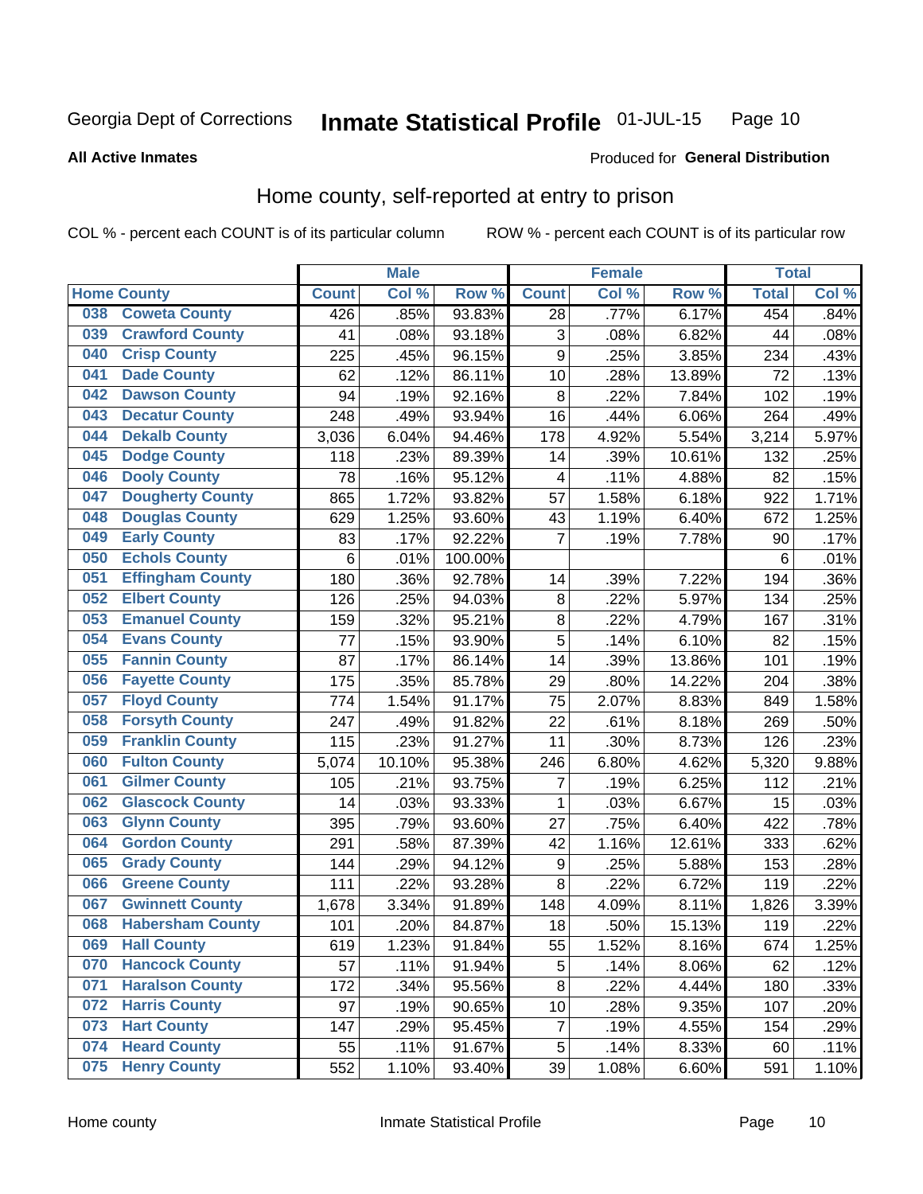Georgia Dept of Corrections **Inmate Statistical Profile** 01-JUL-15

**All Active Inmates**

Produced for **General Distribution**

## Home county, self-reported at entry to prison

COL % - percent each COUNT is of its particular column ROW % - percent each COUNT is of its particular row

| Home County | | Male | | | Female | | | Total | |
|---|---|---|---|---|---|---|---|---|---|
| | | Count | Col % | Row % | Count | Col % | Row % | Total | Col % |
| 038 | Coweta County | 426 | .85% | 93.83% | 28 | .77% | 6.17% | 454 | .84% |
| 039 | Crawford County | 41 | .08% | 93.18% | 3 | .08% | 6.82% | 44 | .08% |
| 040 | Crisp County | 225 | .45% | 96.15% | 9 | .25% | 3.85% | 234 | .43% |
| 041 | Dade County | 62 | .12% | 86.11% | 10 | .28% | 13.89% | 72 | .13% |
| 042 | Dawson County | 94 | .19% | 92.16% | 8 | .22% | 7.84% | 102 | .19% |
| 043 | Decatur County | 248 | .49% | 93.94% | 16 | .44% | 6.06% | 264 | .49% |
| 044 | Dekalb County | 3,036 | 6.04% | 94.46% | 178 | 4.92% | 5.54% | 3,214 | 5.97% |
| 045 | Dodge County | 118 | .23% | 89.39% | 14 | .39% | 10.61% | 132 | .25% |
| 046 | Dooly County | 78 | .16% | 95.12% | 4 | .11% | 4.88% | 82 | .15% |
| 047 | Dougherty County | 865 | 1.72% | 93.82% | 57 | 1.58% | 6.18% | 922 | 1.71% |
| 048 | Douglas County | 629 | 1.25% | 93.60% | 43 | 1.19% | 6.40% | 672 | 1.25% |
| 049 | Early County | 83 | .17% | 92.22% | 7 | .19% | 7.78% | 90 | .17% |
| 050 | Echols County | 6 | .01% | 100.00% | | | | 6 | .01% |
| 051 | Effingham County | 180 | .36% | 92.78% | 14 | .39% | 7.22% | 194 | .36% |
| 052 | Elbert County | 126 | .25% | 94.03% | 8 | .22% | 5.97% | 134 | .25% |
| 053 | Emanuel County | 159 | .32% | 95.21% | 8 | .22% | 4.79% | 167 | .31% |
| 054 | Evans County | 77 | .15% | 93.90% | 5 | .14% | 6.10% | 82 | .15% |
| 055 | Fannin County | 87 | .17% | 86.14% | 14 | .39% | 13.86% | 101 | .19% |
| 056 | Fayette County | 175 | .35% | 85.78% | 29 | .80% | 14.22% | 204 | .38% |
| 057 | Floyd County | 774 | 1.54% | 91.17% | 75 | 2.07% | 8.83% | 849 | 1.58% |
| 058 | Forsyth County | 247 | .49% | 91.82% | 22 | .61% | 8.18% | 269 | .50% |
| 059 | Franklin County | 115 | .23% | 91.27% | 11 | .30% | 8.73% | 126 | .23% |
| 060 | Fulton County | 5,074 | 10.10% | 95.38% | 246 | 6.80% | 4.62% | 5,320 | 9.88% |
| 061 | Gilmer County | 105 | .21% | 93.75% | 7 | .19% | 6.25% | 112 | .21% |
| 062 | Glascock County | 14 | .03% | 93.33% | 1 | .03% | 6.67% | 15 | .03% |
| 063 | Glynn County | 395 | .79% | 93.60% | 27 | .75% | 6.40% | 422 | .78% |
| 064 | Gordon County | 291 | .58% | 87.39% | 42 | 1.16% | 12.61% | 333 | .62% |
| 065 | Grady County | 144 | .29% | 94.12% | 9 | .25% | 5.88% | 153 | .28% |
| 066 | Greene County | 111 | .22% | 93.28% | 8 | .22% | 6.72% | 119 | .22% |
| 067 | Gwinnett County | 1,678 | 3.34% | 91.89% | 148 | 4.09% | 8.11% | 1,826 | 3.39% |
| 068 | Habersham County | 101 | .20% | 84.87% | 18 | .50% | 15.13% | 119 | .22% |
| 069 | Hall County | 619 | 1.23% | 91.84% | 55 | 1.52% | 8.16% | 674 | 1.25% |
| 070 | Hancock County | 57 | .11% | 91.94% | 5 | .14% | 8.06% | 62 | .12% |
| 071 | Haralson County | 172 | .34% | 95.56% | 8 | .22% | 4.44% | 180 | .33% |
| 072 | Harris County | 97 | .19% | 90.65% | 10 | .28% | 9.35% | 107 | .20% |
| 073 | Hart County | 147 | .29% | 95.45% | 7 | .19% | 4.55% | 154 | .29% |
| 074 | Heard County | 55 | .11% | 91.67% | 5 | .14% | 8.33% | 60 | .11% |
| 075 | Henry County | 552 | 1.10% | 93.40% | 39 | 1.08% | 6.60% | 591 | 1.10% |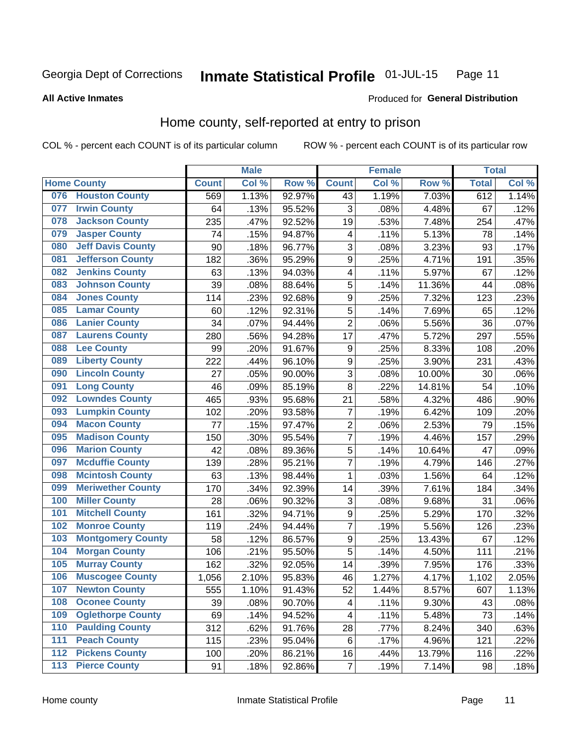Georgia Dept of Corrections **Inmate Statistical Profile** 01-JUL-15

**All Active Inmates**

Produced for **General Distribution**

## Home county, self-reported at entry to prison

COL % - percent each COUNT is of its particular column     ROW % - percent each COUNT is of its particular row

| Home County | | Male | | | Female | | | Total | |
|---|---|---|---|---|---|---|---|---|---|
| | | Count | Col % | Row % | Count | Col % | Row % | Total | Col % |
| 076 | Houston County | 569 | 1.13% | 92.97% | 43 | 1.19% | 7.03% | 612 | 1.14% |
| 077 | Irwin County | 64 | .13% | 95.52% | 3 | .08% | 4.48% | 67 | .12% |
| 078 | Jackson County | 235 | .47% | 92.52% | 19 | .53% | 7.48% | 254 | .47% |
| 079 | Jasper County | 74 | .15% | 94.87% | 4 | .11% | 5.13% | 78 | .14% |
| 080 | Jeff Davis County | 90 | .18% | 96.77% | 3 | .08% | 3.23% | 93 | .17% |
| 081 | Jefferson County | 182 | .36% | 95.29% | 9 | .25% | 4.71% | 191 | .35% |
| 082 | Jenkins County | 63 | .13% | 94.03% | 4 | .11% | 5.97% | 67 | .12% |
| 083 | Johnson County | 39 | .08% | 88.64% | 5 | .14% | 11.36% | 44 | .08% |
| 084 | Jones County | 114 | .23% | 92.68% | 9 | .25% | 7.32% | 123 | .23% |
| 085 | Lamar County | 60 | .12% | 92.31% | 5 | .14% | 7.69% | 65 | .12% |
| 086 | Lanier County | 34 | .07% | 94.44% | 2 | .06% | 5.56% | 36 | .07% |
| 087 | Laurens County | 280 | .56% | 94.28% | 17 | .47% | 5.72% | 297 | .55% |
| 088 | Lee County | 99 | .20% | 91.67% | 9 | .25% | 8.33% | 108 | .20% |
| 089 | Liberty County | 222 | .44% | 96.10% | 9 | .25% | 3.90% | 231 | .43% |
| 090 | Lincoln County | 27 | .05% | 90.00% | 3 | .08% | 10.00% | 30 | .06% |
| 091 | Long County | 46 | .09% | 85.19% | 8 | .22% | 14.81% | 54 | .10% |
| 092 | Lowndes County | 465 | .93% | 95.68% | 21 | .58% | 4.32% | 486 | .90% |
| 093 | Lumpkin County | 102 | .20% | 93.58% | 7 | .19% | 6.42% | 109 | .20% |
| 094 | Macon County | 77 | .15% | 97.47% | 2 | .06% | 2.53% | 79 | .15% |
| 095 | Madison County | 150 | .30% | 95.54% | 7 | .19% | 4.46% | 157 | .29% |
| 096 | Marion County | 42 | .08% | 89.36% | 5 | .14% | 10.64% | 47 | .09% |
| 097 | Mcduffie County | 139 | .28% | 95.21% | 7 | .19% | 4.79% | 146 | .27% |
| 098 | Mcintosh County | 63 | .13% | 98.44% | 1 | .03% | 1.56% | 64 | .12% |
| 099 | Meriwether County | 170 | .34% | 92.39% | 14 | .39% | 7.61% | 184 | .34% |
| 100 | Miller County | 28 | .06% | 90.32% | 3 | .08% | 9.68% | 31 | .06% |
| 101 | Mitchell County | 161 | .32% | 94.71% | 9 | .25% | 5.29% | 170 | .32% |
| 102 | Monroe County | 119 | .24% | 94.44% | 7 | .19% | 5.56% | 126 | .23% |
| 103 | Montgomery County | 58 | .12% | 86.57% | 9 | .25% | 13.43% | 67 | .12% |
| 104 | Morgan County | 106 | .21% | 95.50% | 5 | .14% | 4.50% | 111 | .21% |
| 105 | Murray County | 162 | .32% | 92.05% | 14 | .39% | 7.95% | 176 | .33% |
| 106 | Muscogee County | 1,056 | 2.10% | 95.83% | 46 | 1.27% | 4.17% | 1,102 | 2.05% |
| 107 | Newton County | 555 | 1.10% | 91.43% | 52 | 1.44% | 8.57% | 607 | 1.13% |
| 108 | Oconee County | 39 | .08% | 90.70% | 4 | .11% | 9.30% | 43 | .08% |
| 109 | Oglethorpe County | 69 | .14% | 94.52% | 4 | .11% | 5.48% | 73 | .14% |
| 110 | Paulding County | 312 | .62% | 91.76% | 28 | .77% | 8.24% | 340 | .63% |
| 111 | Peach County | 115 | .23% | 95.04% | 6 | .17% | 4.96% | 121 | .22% |
| 112 | Pickens County | 100 | .20% | 86.21% | 16 | .44% | 13.79% | 116 | .22% |
| 113 | Pierce County | 91 | .18% | 92.86% | 7 | .19% | 7.14% | 98 | .18% |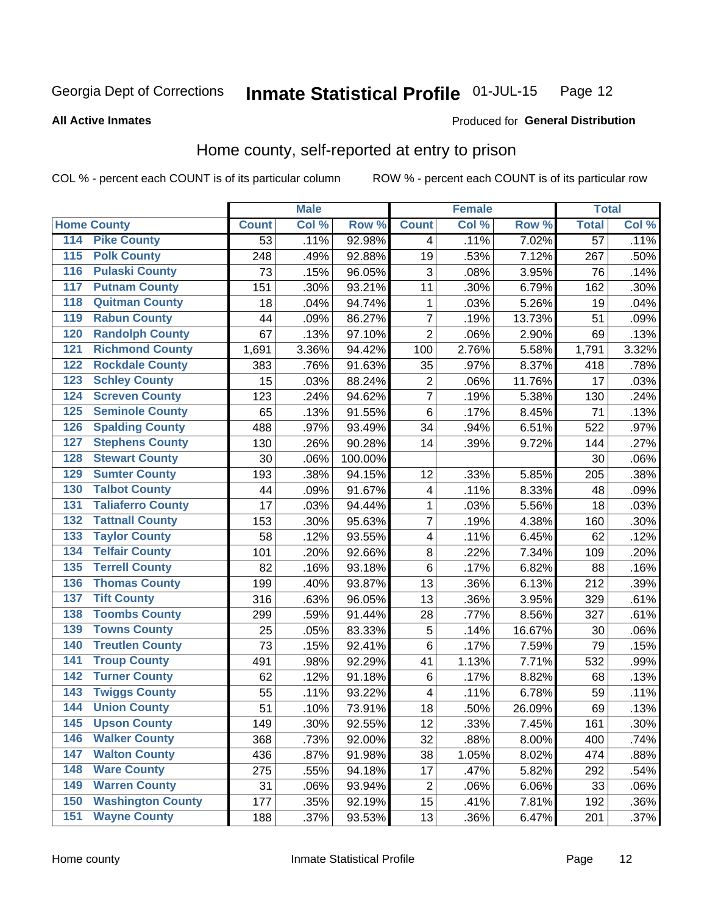Georgia Dept of Corrections **Inmate Statistical Profile** 01-JUL-15

**All Active Inmates**

Produced for **General Distribution**

## Home county, self-reported at entry to prison

COL % - percent each COUNT is of its particular column ROW % - percent each COUNT is of its particular row

| Home County | | Male | | | Female | | | Total | |
|---|---|---|---|---|---|---|---|---|---|
| | | Count | Col % | Row % | Count | Col % | Row % | Total | Col % |
| 114 | Pike County | 53 | .11% | 92.98% | 4 | .11% | 7.02% | 57 | .11% |
| 115 | Polk County | 248 | .49% | 92.88% | 19 | .53% | 7.12% | 267 | .50% |
| 116 | Pulaski County | 73 | .15% | 96.05% | 3 | .08% | 3.95% | 76 | .14% |
| 117 | Putnam County | 151 | .30% | 93.21% | 11 | .30% | 6.79% | 162 | .30% |
| 118 | Quitman County | 18 | .04% | 94.74% | 1 | .03% | 5.26% | 19 | .04% |
| 119 | Rabun County | 44 | .09% | 86.27% | 7 | .19% | 13.73% | 51 | .09% |
| 120 | Randolph County | 67 | .13% | 97.10% | 2 | .06% | 2.90% | 69 | .13% |
| 121 | Richmond County | 1,691 | 3.36% | 94.42% | 100 | 2.76% | 5.58% | 1,791 | 3.32% |
| 122 | Rockdale County | 383 | .76% | 91.63% | 35 | .97% | 8.37% | 418 | .78% |
| 123 | Schley County | 15 | .03% | 88.24% | 2 | .06% | 11.76% | 17 | .03% |
| 124 | Screven County | 123 | .24% | 94.62% | 7 | .19% | 5.38% | 130 | .24% |
| 125 | Seminole County | 65 | .13% | 91.55% | 6 | .17% | 8.45% | 71 | .13% |
| 126 | Spalding County | 488 | .97% | 93.49% | 34 | .94% | 6.51% | 522 | .97% |
| 127 | Stephens County | 130 | .26% | 90.28% | 14 | .39% | 9.72% | 144 | .27% |
| 128 | Stewart County | 30 | .06% | 100.00% | | | | 30 | .06% |
| 129 | Sumter County | 193 | .38% | 94.15% | 12 | .33% | 5.85% | 205 | .38% |
| 130 | Talbot County | 44 | .09% | 91.67% | 4 | .11% | 8.33% | 48 | .09% |
| 131 | Taliaferro County | 17 | .03% | 94.44% | 1 | .03% | 5.56% | 18 | .03% |
| 132 | Tattnall County | 153 | .30% | 95.63% | 7 | .19% | 4.38% | 160 | .30% |
| 133 | Taylor County | 58 | .12% | 93.55% | 4 | .11% | 6.45% | 62 | .12% |
| 134 | Telfair County | 101 | .20% | 92.66% | 8 | .22% | 7.34% | 109 | .20% |
| 135 | Terrell County | 82 | .16% | 93.18% | 6 | .17% | 6.82% | 88 | .16% |
| 136 | Thomas County | 199 | .40% | 93.87% | 13 | .36% | 6.13% | 212 | .39% |
| 137 | Tift County | 316 | .63% | 96.05% | 13 | .36% | 3.95% | 329 | .61% |
| 138 | Toombs County | 299 | .59% | 91.44% | 28 | .77% | 8.56% | 327 | .61% |
| 139 | Towns County | 25 | .05% | 83.33% | 5 | .14% | 16.67% | 30 | .06% |
| 140 | Treutlen County | 73 | .15% | 92.41% | 6 | .17% | 7.59% | 79 | .15% |
| 141 | Troup County | 491 | .98% | 92.29% | 41 | 1.13% | 7.71% | 532 | .99% |
| 142 | Turner County | 62 | .12% | 91.18% | 6 | .17% | 8.82% | 68 | .13% |
| 143 | Twiggs County | 55 | .11% | 93.22% | 4 | .11% | 6.78% | 59 | .11% |
| 144 | Union County | 51 | .10% | 73.91% | 18 | .50% | 26.09% | 69 | .13% |
| 145 | Upson County | 149 | .30% | 92.55% | 12 | .33% | 7.45% | 161 | .30% |
| 146 | Walker County | 368 | .73% | 92.00% | 32 | .88% | 8.00% | 400 | .74% |
| 147 | Walton County | 436 | .87% | 91.98% | 38 | 1.05% | 8.02% | 474 | .88% |
| 148 | Ware County | 275 | .55% | 94.18% | 17 | .47% | 5.82% | 292 | .54% |
| 149 | Warren County | 31 | .06% | 93.94% | 2 | .06% | 6.06% | 33 | .06% |
| 150 | Washington County | 177 | .35% | 92.19% | 15 | .41% | 7.81% | 192 | .36% |
| 151 | Wayne County | 188 | .37% | 93.53% | 13 | .36% | 6.47% | 201 | .37% |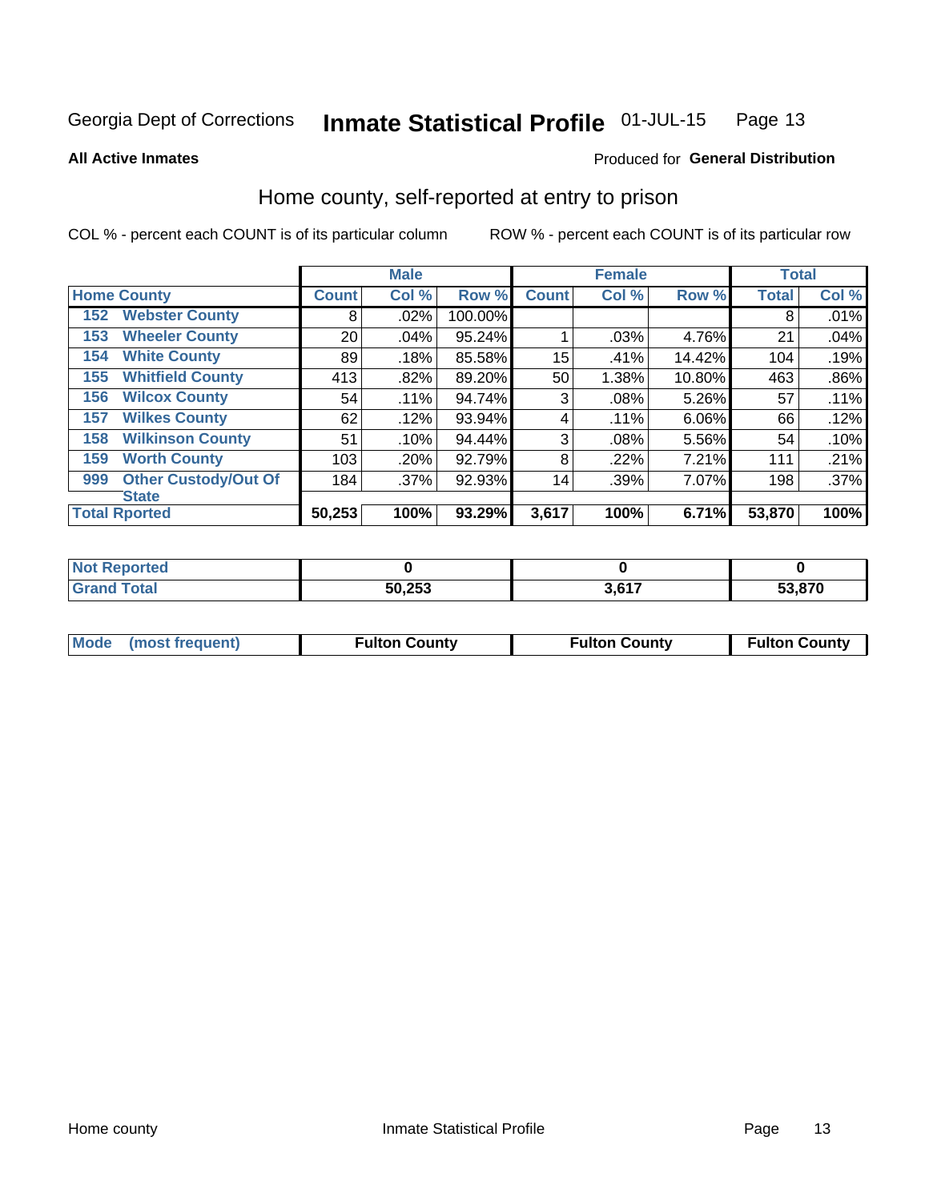Georgia Dept of Corrections **Inmate Statistical Profile** 01-JUL-15

**All Active Inmates**

Produced for **General Distribution**

## Home county, self-reported at entry to prison

COL % - percent each COUNT is of its particular column

ROW % - percent each COUNT is of its particular row

| Home County | | Male | | | Female | | | Total | |
|---|---|---|---|---|---|---|---|---|---|
| | | Count | Col % | Row % | Count | Col % | Row % | Total | Col % |
| 152 | Webster County | 8 | .02% | 100.00% | | | | 8 | .01% |
| 153 | Wheeler County | 20 | .04% | 95.24% | 1 | .03% | 4.76% | 21 | .04% |
| 154 | White County | 89 | .18% | 85.58% | 15 | .41% | 14.42% | 104 | .19% |
| 155 | Whitfield County | 413 | .82% | 89.20% | 50 | 1.38% | 10.80% | 463 | .86% |
| 156 | Wilcox County | 54 | .11% | 94.74% | 3 | .08% | 5.26% | 57 | .11% |
| 157 | Wilkes County | 62 | .12% | 93.94% | 4 | .11% | 6.06% | 66 | .12% |
| 158 | Wilkinson County | 51 | .10% | 94.44% | 3 | .08% | 5.56% | 54 | .10% |
| 159 | Worth County | 103 | .20% | 92.79% | 8 | .22% | 7.21% | 111 | .21% |
| 999 | Other Custody/Out Of State | 184 | .37% | 92.93% | 14 | .39% | 7.07% | 198 | .37% |
| **Total Rported** | | **50,253** | **100%** | **93.29%** | **3,617** | **100%** | **6.71%** | **53,870** | **100%** |

| | Male | Female | Total |
|---|---|---|---|
| Not Reported | 0 | 0 | 0 |
| Grand Total | 50,253 | 3,617 | 53,870 |

| | Male | Female | Total |
|---|---|---|---|
| Mode (most frequent) | Fulton County | Fulton County | Fulton County |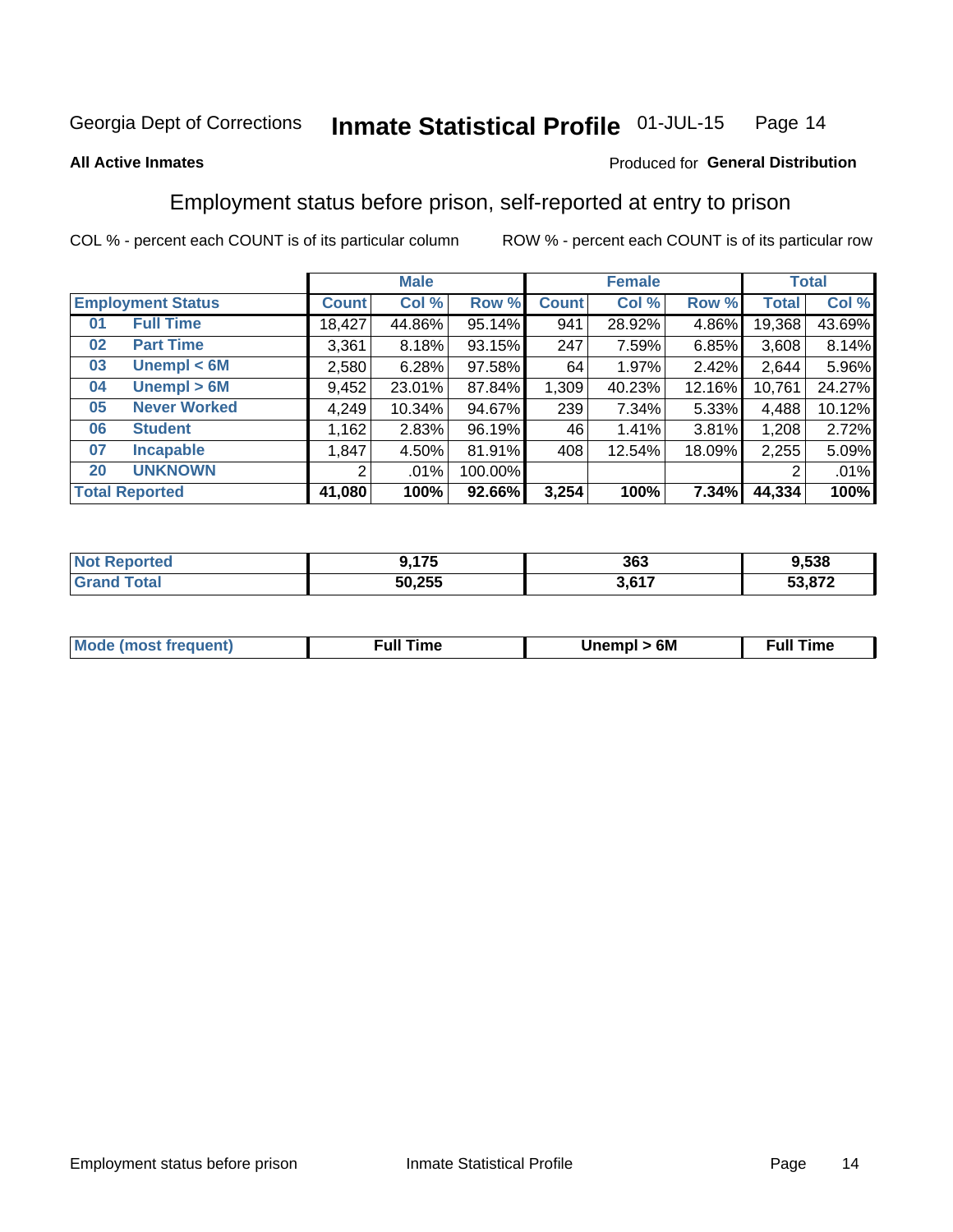Georgia Dept of Corrections **Inmate Statistical Profile** 01-JUL-15

**All Active Inmates**

Produced for **General Distribution**

## Employment status before prison, self-reported at entry to prison

COL % - percent each COUNT is of its particular column ROW % - percent each COUNT is of its particular row

| Employment Status | | Male | | | Female | | | Total | |
|---|---|---|---|---|---|---|---|---|---|
| | | Count | Col % | Row % | Count | Col % | Row % | Total | Col % |
| 01 | Full Time | 18,427 | 44.86% | 95.14% | 941 | 28.92% | 4.86% | 19,368 | 43.69% |
| 02 | Part Time | 3,361 | 8.18% | 93.15% | 247 | 7.59% | 6.85% | 3,608 | 8.14% |
| 03 | Unempl < 6M | 2,580 | 6.28% | 97.58% | 64 | 1.97% | 2.42% | 2,644 | 5.96% |
| 04 | Unempl > 6M | 9,452 | 23.01% | 87.84% | 1,309 | 40.23% | 12.16% | 10,761 | 24.27% |
| 05 | Never Worked | 4,249 | 10.34% | 94.67% | 239 | 7.34% | 5.33% | 4,488 | 10.12% |
| 06 | Student | 1,162 | 2.83% | 96.19% | 46 | 1.41% | 3.81% | 1,208 | 2.72% |
| 07 | Incapable | 1,847 | 4.50% | 81.91% | 408 | 12.54% | 18.09% | 2,255 | 5.09% |
| 20 | UNKNOWN | 2 | .01% | 100.00% | | | | 2 | .01% |
| **Total Reported** | | **41,080** | **100%** | **92.66%** | **3,254** | **100%** | **7.34%** | **44,334** | **100%** |

| | Male | Female | Total |
|---|---|---|---|
| Not Reported | 9,175 | 363 | 9,538 |
| Grand Total | 50,255 | 3,617 | 53,872 |

| | Male | Female | Total |
|---|---|---|---|
| Mode (most frequent) | Full Time | Unempl > 6M | Full Time |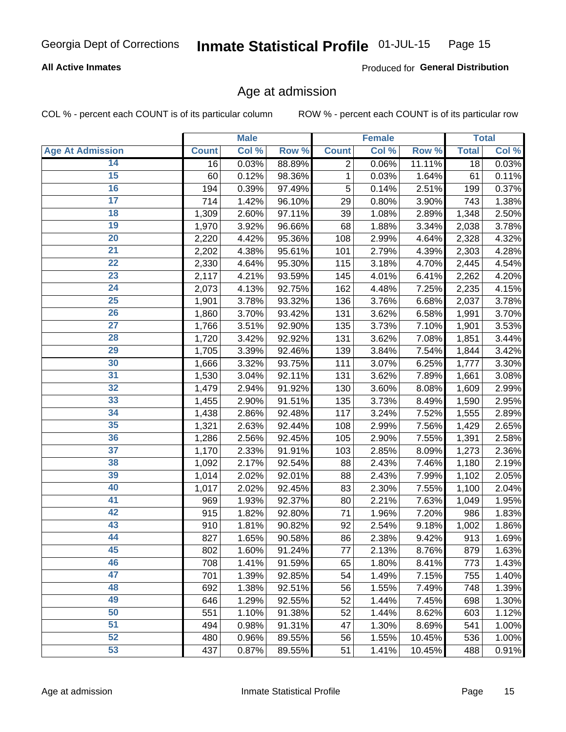**All Active Inmates**

Produced for **General Distribution**

## Age at admission

COL % - percent each COUNT is of its particular column

ROW % - percent each COUNT is of its particular row

| | Male | | | Female | | | Total | |
|---|---|---|---|---|---|---|---|---|
| Age At Admission | Count | Col % | Row % | Count | Col % | Row % | Total | Col % |
| 14 | 16 | 0.03% | 88.89% | 2 | 0.06% | 11.11% | 18 | 0.03% |
| 15 | 60 | 0.12% | 98.36% | 1 | 0.03% | 1.64% | 61 | 0.11% |
| 16 | 194 | 0.39% | 97.49% | 5 | 0.14% | 2.51% | 199 | 0.37% |
| 17 | 714 | 1.42% | 96.10% | 29 | 0.80% | 3.90% | 743 | 1.38% |
| 18 | 1,309 | 2.60% | 97.11% | 39 | 1.08% | 2.89% | 1,348 | 2.50% |
| 19 | 1,970 | 3.92% | 96.66% | 68 | 1.88% | 3.34% | 2,038 | 3.78% |
| 20 | 2,220 | 4.42% | 95.36% | 108 | 2.99% | 4.64% | 2,328 | 4.32% |
| 21 | 2,202 | 4.38% | 95.61% | 101 | 2.79% | 4.39% | 2,303 | 4.28% |
| 22 | 2,330 | 4.64% | 95.30% | 115 | 3.18% | 4.70% | 2,445 | 4.54% |
| 23 | 2,117 | 4.21% | 93.59% | 145 | 4.01% | 6.41% | 2,262 | 4.20% |
| 24 | 2,073 | 4.13% | 92.75% | 162 | 4.48% | 7.25% | 2,235 | 4.15% |
| 25 | 1,901 | 3.78% | 93.32% | 136 | 3.76% | 6.68% | 2,037 | 3.78% |
| 26 | 1,860 | 3.70% | 93.42% | 131 | 3.62% | 6.58% | 1,991 | 3.70% |
| 27 | 1,766 | 3.51% | 92.90% | 135 | 3.73% | 7.10% | 1,901 | 3.53% |
| 28 | 1,720 | 3.42% | 92.92% | 131 | 3.62% | 7.08% | 1,851 | 3.44% |
| 29 | 1,705 | 3.39% | 92.46% | 139 | 3.84% | 7.54% | 1,844 | 3.42% |
| 30 | 1,666 | 3.32% | 93.75% | 111 | 3.07% | 6.25% | 1,777 | 3.30% |
| 31 | 1,530 | 3.04% | 92.11% | 131 | 3.62% | 7.89% | 1,661 | 3.08% |
| 32 | 1,479 | 2.94% | 91.92% | 130 | 3.60% | 8.08% | 1,609 | 2.99% |
| 33 | 1,455 | 2.90% | 91.51% | 135 | 3.73% | 8.49% | 1,590 | 2.95% |
| 34 | 1,438 | 2.86% | 92.48% | 117 | 3.24% | 7.52% | 1,555 | 2.89% |
| 35 | 1,321 | 2.63% | 92.44% | 108 | 2.99% | 7.56% | 1,429 | 2.65% |
| 36 | 1,286 | 2.56% | 92.45% | 105 | 2.90% | 7.55% | 1,391 | 2.58% |
| 37 | 1,170 | 2.33% | 91.91% | 103 | 2.85% | 8.09% | 1,273 | 2.36% |
| 38 | 1,092 | 2.17% | 92.54% | 88 | 2.43% | 7.46% | 1,180 | 2.19% |
| 39 | 1,014 | 2.02% | 92.01% | 88 | 2.43% | 7.99% | 1,102 | 2.05% |
| 40 | 1,017 | 2.02% | 92.45% | 83 | 2.30% | 7.55% | 1,100 | 2.04% |
| 41 | 969 | 1.93% | 92.37% | 80 | 2.21% | 7.63% | 1,049 | 1.95% |
| 42 | 915 | 1.82% | 92.80% | 71 | 1.96% | 7.20% | 986 | 1.83% |
| 43 | 910 | 1.81% | 90.82% | 92 | 2.54% | 9.18% | 1,002 | 1.86% |
| 44 | 827 | 1.65% | 90.58% | 86 | 2.38% | 9.42% | 913 | 1.69% |
| 45 | 802 | 1.60% | 91.24% | 77 | 2.13% | 8.76% | 879 | 1.63% |
| 46 | 708 | 1.41% | 91.59% | 65 | 1.80% | 8.41% | 773 | 1.43% |
| 47 | 701 | 1.39% | 92.85% | 54 | 1.49% | 7.15% | 755 | 1.40% |
| 48 | 692 | 1.38% | 92.51% | 56 | 1.55% | 7.49% | 748 | 1.39% |
| 49 | 646 | 1.29% | 92.55% | 52 | 1.44% | 7.45% | 698 | 1.30% |
| 50 | 551 | 1.10% | 91.38% | 52 | 1.44% | 8.62% | 603 | 1.12% |
| 51 | 494 | 0.98% | 91.31% | 47 | 1.30% | 8.69% | 541 | 1.00% |
| 52 | 480 | 0.96% | 89.55% | 56 | 1.55% | 10.45% | 536 | 1.00% |
| 53 | 437 | 0.87% | 89.55% | 51 | 1.41% | 10.45% | 488 | 0.91% |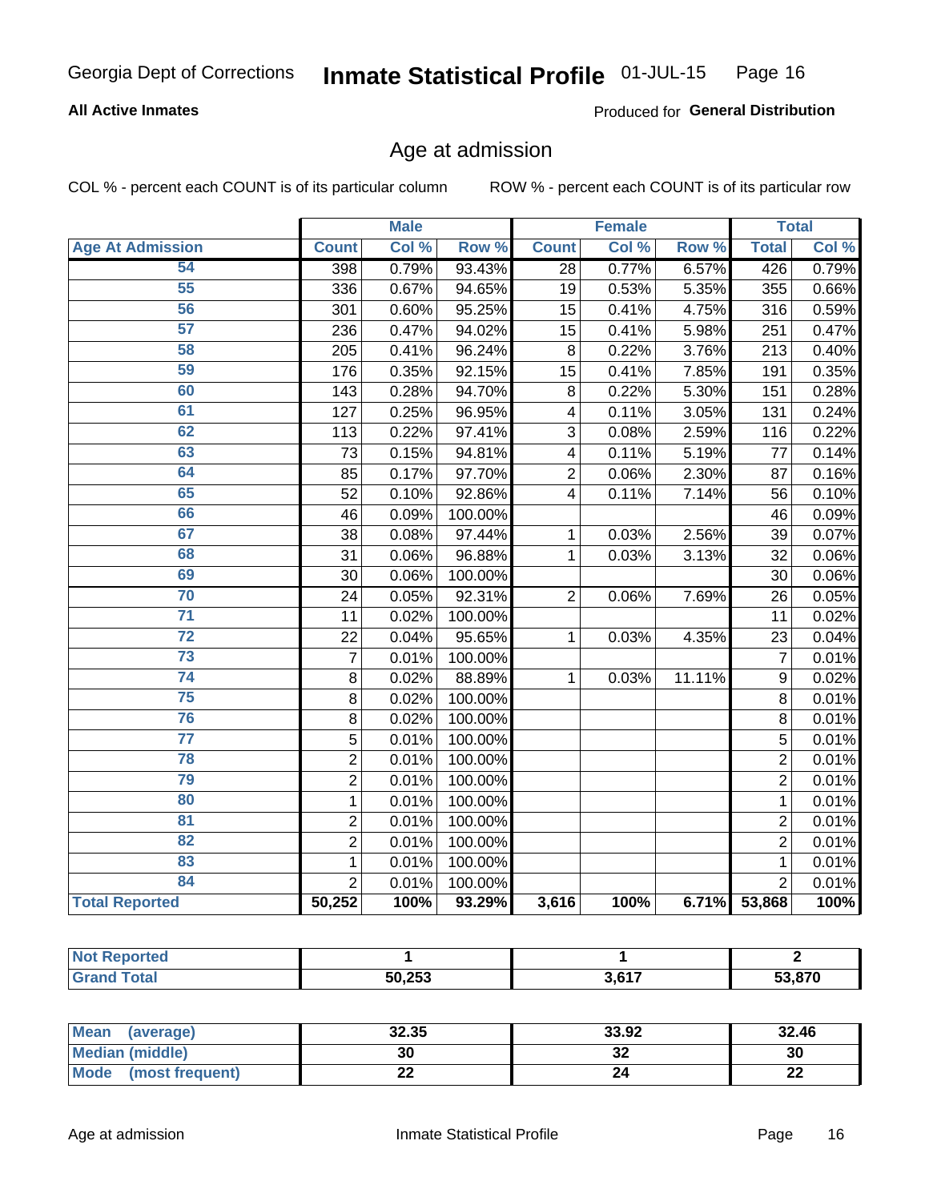Georgia Dept of Corrections **Inmate Statistical Profile** 01-JUL-15

**All Active Inmates**

Produced for **General Distribution**

## Age at admission

COL % - percent each COUNT is of its particular column ROW % - percent each COUNT is of its particular row

| | Male | | | Female | | | Total | |
|---|---|---|---|---|---|---|---|---|
| **Age At Admission** | **Count** | **Col %** | **Row %** | **Count** | **Col %** | **Row %** | **Total** | **Col %** |
| 54 | 398 | 0.79% | 93.43% | 28 | 0.77% | 6.57% | 426 | 0.79% |
| 55 | 336 | 0.67% | 94.65% | 19 | 0.53% | 5.35% | 355 | 0.66% |
| 56 | 301 | 0.60% | 95.25% | 15 | 0.41% | 4.75% | 316 | 0.59% |
| 57 | 236 | 0.47% | 94.02% | 15 | 0.41% | 5.98% | 251 | 0.47% |
| 58 | 205 | 0.41% | 96.24% | 8 | 0.22% | 3.76% | 213 | 0.40% |
| 59 | 176 | 0.35% | 92.15% | 15 | 0.41% | 7.85% | 191 | 0.35% |
| 60 | 143 | 0.28% | 94.70% | 8 | 0.22% | 5.30% | 151 | 0.28% |
| 61 | 127 | 0.25% | 96.95% | 4 | 0.11% | 3.05% | 131 | 0.24% |
| 62 | 113 | 0.22% | 97.41% | 3 | 0.08% | 2.59% | 116 | 0.22% |
| 63 | 73 | 0.15% | 94.81% | 4 | 0.11% | 5.19% | 77 | 0.14% |
| 64 | 85 | 0.17% | 97.70% | 2 | 0.06% | 2.30% | 87 | 0.16% |
| 65 | 52 | 0.10% | 92.86% | 4 | 0.11% | 7.14% | 56 | 0.10% |
| 66 | 46 | 0.09% | 100.00% | | | | 46 | 0.09% |
| 67 | 38 | 0.08% | 97.44% | 1 | 0.03% | 2.56% | 39 | 0.07% |
| 68 | 31 | 0.06% | 96.88% | 1 | 0.03% | 3.13% | 32 | 0.06% |
| 69 | 30 | 0.06% | 100.00% | | | | 30 | 0.06% |
| 70 | 24 | 0.05% | 92.31% | 2 | 0.06% | 7.69% | 26 | 0.05% |
| 71 | 11 | 0.02% | 100.00% | | | | 11 | 0.02% |
| 72 | 22 | 0.04% | 95.65% | 1 | 0.03% | 4.35% | 23 | 0.04% |
| 73 | 7 | 0.01% | 100.00% | | | | 7 | 0.01% |
| 74 | 8 | 0.02% | 88.89% | 1 | 0.03% | 11.11% | 9 | 0.02% |
| 75 | 8 | 0.02% | 100.00% | | | | 8 | 0.01% |
| 76 | 8 | 0.02% | 100.00% | | | | 8 | 0.01% |
| 77 | 5 | 0.01% | 100.00% | | | | 5 | 0.01% |
| 78 | 2 | 0.01% | 100.00% | | | | 2 | 0.01% |
| 79 | 2 | 0.01% | 100.00% | | | | 2 | 0.01% |
| 80 | 1 | 0.01% | 100.00% | | | | 1 | 0.01% |
| 81 | 2 | 0.01% | 100.00% | | | | 2 | 0.01% |
| 82 | 2 | 0.01% | 100.00% | | | | 2 | 0.01% |
| 83 | 1 | 0.01% | 100.00% | | | | 1 | 0.01% |
| 84 | 2 | 0.01% | 100.00% | | | | 2 | 0.01% |
| **Total Reported** | **50,252** | **100%** | **93.29%** | **3,616** | **100%** | **6.71%** | **53,868** | **100%** |

| | Male | Female | Total |
|---|---|---|---|
| **Not Reported** | **1** | **1** | **2** |
| **Grand Total** | **50,253** | **3,617** | **53,870** |

| | Male | Female | Total |
|---|---|---|---|
| **Mean (average)** | **32.35** | **33.92** | **32.46** |
| **Median (middle)** | **30** | **32** | **30** |
| **Mode (most frequent)** | **22** | **24** | **22** |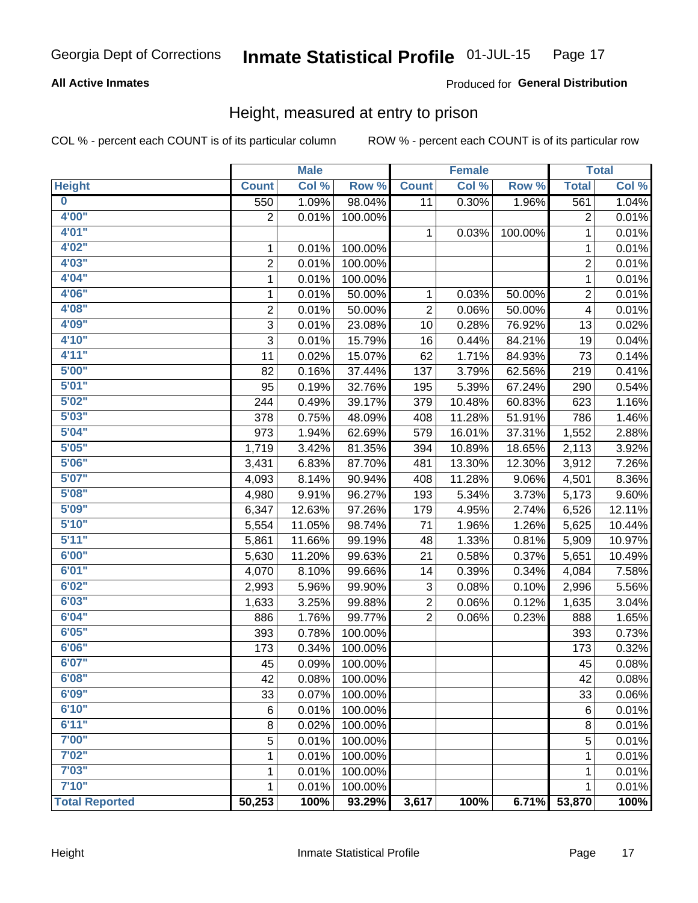Georgia Dept of Corrections **Inmate Statistical Profile** 01-JUL-15

**All Active Inmates**

Produced for **General Distribution**

## Height, measured at entry to prison

COL % - percent each COUNT is of its particular column ROW % - percent each COUNT is of its particular row

| | Male | | | Female | | | Total | |
|---|---|---|---|---|---|---|---|---|
| **Height** | **Count** | **Col %** | **Row %** | **Count** | **Col %** | **Row %** | **Total** | **Col %** |
| **0** | 550 | 1.09% | 98.04% | 11 | 0.30% | 1.96% | 561 | 1.04% |
| **4'00"** | 2 | 0.01% | 100.00% | | | | 2 | 0.01% |
| **4'01"** | | | | 1 | 0.03% | 100.00% | 1 | 0.01% |
| **4'02"** | 1 | 0.01% | 100.00% | | | | 1 | 0.01% |
| **4'03"** | 2 | 0.01% | 100.00% | | | | 2 | 0.01% |
| **4'04"** | 1 | 0.01% | 100.00% | | | | 1 | 0.01% |
| **4'06"** | 1 | 0.01% | 50.00% | 1 | 0.03% | 50.00% | 2 | 0.01% |
| **4'08"** | 2 | 0.01% | 50.00% | 2 | 0.06% | 50.00% | 4 | 0.01% |
| **4'09"** | 3 | 0.01% | 23.08% | 10 | 0.28% | 76.92% | 13 | 0.02% |
| **4'10"** | 3 | 0.01% | 15.79% | 16 | 0.44% | 84.21% | 19 | 0.04% |
| **4'11"** | 11 | 0.02% | 15.07% | 62 | 1.71% | 84.93% | 73 | 0.14% |
| **5'00"** | 82 | 0.16% | 37.44% | 137 | 3.79% | 62.56% | 219 | 0.41% |
| **5'01"** | 95 | 0.19% | 32.76% | 195 | 5.39% | 67.24% | 290 | 0.54% |
| **5'02"** | 244 | 0.49% | 39.17% | 379 | 10.48% | 60.83% | 623 | 1.16% |
| **5'03"** | 378 | 0.75% | 48.09% | 408 | 11.28% | 51.91% | 786 | 1.46% |
| **5'04"** | 973 | 1.94% | 62.69% | 579 | 16.01% | 37.31% | 1,552 | 2.88% |
| **5'05"** | 1,719 | 3.42% | 81.35% | 394 | 10.89% | 18.65% | 2,113 | 3.92% |
| **5'06"** | 3,431 | 6.83% | 87.70% | 481 | 13.30% | 12.30% | 3,912 | 7.26% |
| **5'07"** | 4,093 | 8.14% | 90.94% | 408 | 11.28% | 9.06% | 4,501 | 8.36% |
| **5'08"** | 4,980 | 9.91% | 96.27% | 193 | 5.34% | 3.73% | 5,173 | 9.60% |
| **5'09"** | 6,347 | 12.63% | 97.26% | 179 | 4.95% | 2.74% | 6,526 | 12.11% |
| **5'10"** | 5,554 | 11.05% | 98.74% | 71 | 1.96% | 1.26% | 5,625 | 10.44% |
| **5'11"** | 5,861 | 11.66% | 99.19% | 48 | 1.33% | 0.81% | 5,909 | 10.97% |
| **6'00"** | 5,630 | 11.20% | 99.63% | 21 | 0.58% | 0.37% | 5,651 | 10.49% |
| **6'01"** | 4,070 | 8.10% | 99.66% | 14 | 0.39% | 0.34% | 4,084 | 7.58% |
| **6'02"** | 2,993 | 5.96% | 99.90% | 3 | 0.08% | 0.10% | 2,996 | 5.56% |
| **6'03"** | 1,633 | 3.25% | 99.88% | 2 | 0.06% | 0.12% | 1,635 | 3.04% |
| **6'04"** | 886 | 1.76% | 99.77% | 2 | 0.06% | 0.23% | 888 | 1.65% |
| **6'05"** | 393 | 0.78% | 100.00% | | | | 393 | 0.73% |
| **6'06"** | 173 | 0.34% | 100.00% | | | | 173 | 0.32% |
| **6'07"** | 45 | 0.09% | 100.00% | | | | 45 | 0.08% |
| **6'08"** | 42 | 0.08% | 100.00% | | | | 42 | 0.08% |
| **6'09"** | 33 | 0.07% | 100.00% | | | | 33 | 0.06% |
| **6'10"** | 6 | 0.01% | 100.00% | | | | 6 | 0.01% |
| **6'11"** | 8 | 0.02% | 100.00% | | | | 8 | 0.01% |
| **7'00"** | 5 | 0.01% | 100.00% | | | | 5 | 0.01% |
| **7'02"** | 1 | 0.01% | 100.00% | | | | 1 | 0.01% |
| **7'03"** | 1 | 0.01% | 100.00% | | | | 1 | 0.01% |
| **7'10"** | 1 | 0.01% | 100.00% | | | | 1 | 0.01% |
| **Total Reported** | **50,253** | **100%** | **93.29%** | **3,617** | **100%** | **6.71%** | **53,870** | **100%** |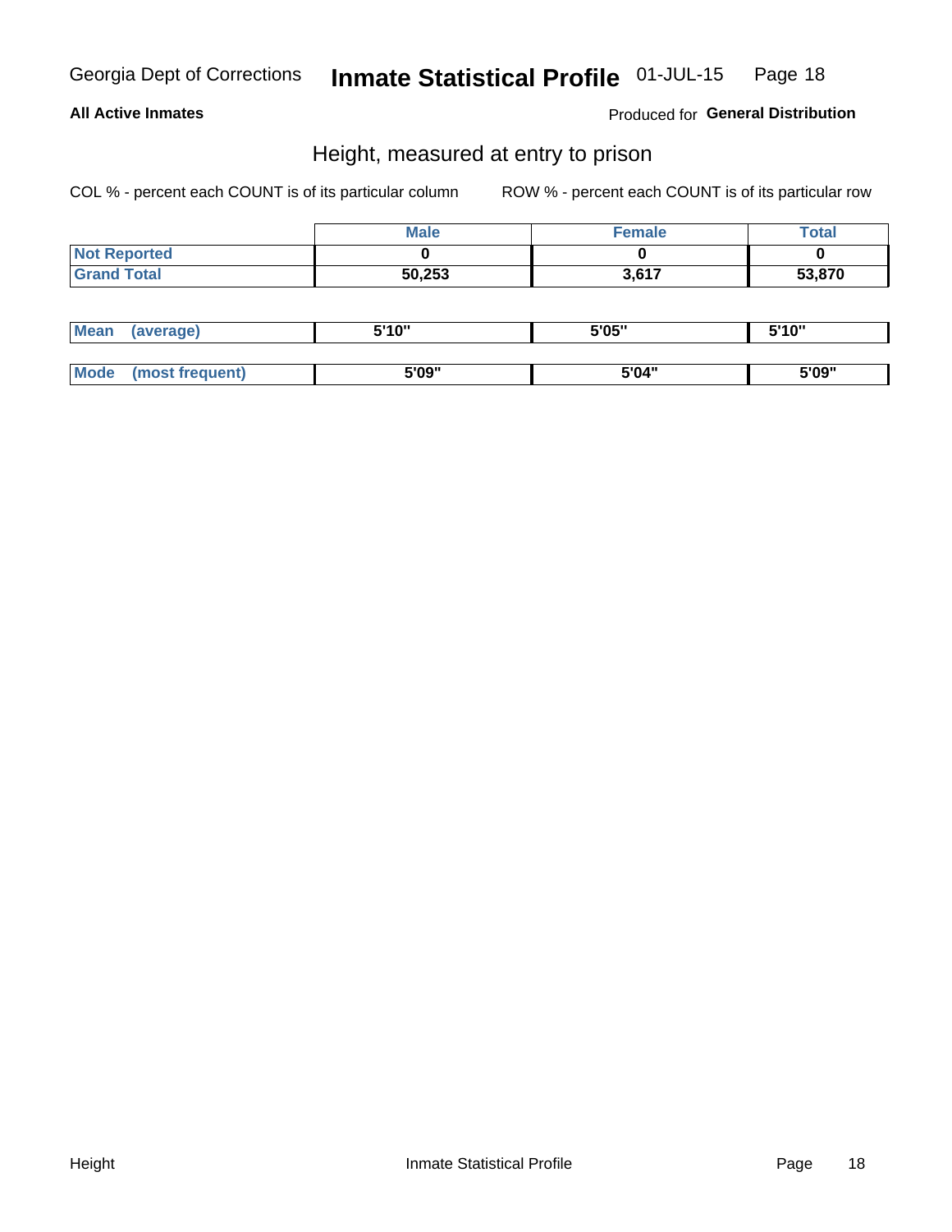Georgia Dept of Corrections **Inmate Statistical Profile** 01-JUL-15

**All Active Inmates**

Produced for **General Distribution**

## Height, measured at entry to prison

COL % - percent each COUNT is of its particular column

ROW % - percent each COUNT is of its particular row

| | Male | Female | Total |
|---|---|---|---|
| Not Reported | 0 | 0 | 0 |
| Grand Total | 50,253 | 3,617 | 53,870 |

| | Male | Female | Total |
|---|---|---|---|
| Mean (average) | 5'10" | 5'05" | 5'10" |
| Mode (most frequent) | 5'09" | 5'04" | 5'09" |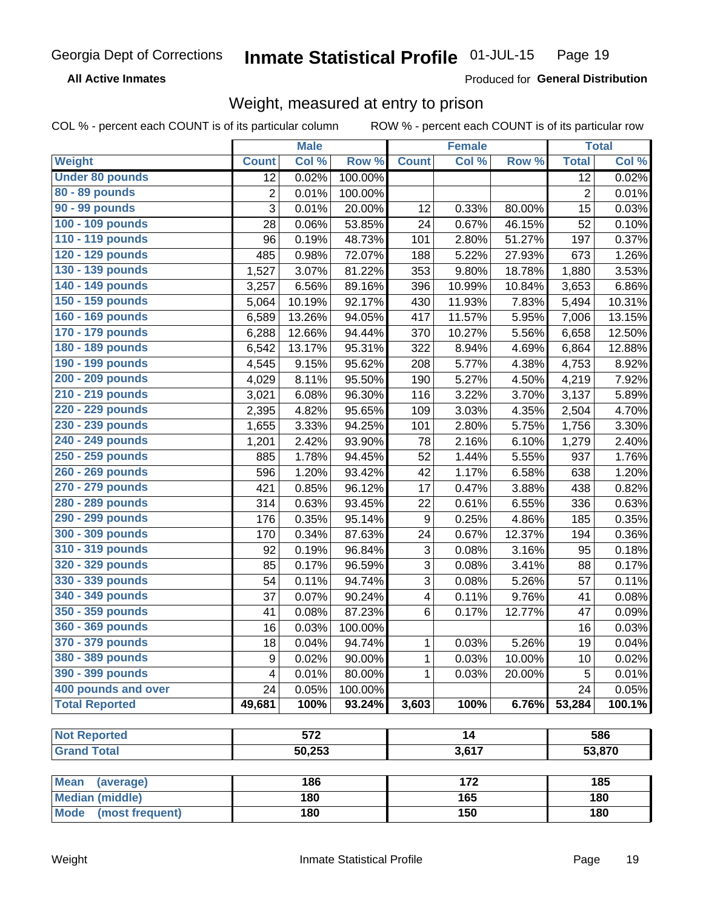Georgia Dept of Corrections **Inmate Statistical Profile** 01-JUL-15

**All Active Inmates**

Produced for **General Distribution**

## Weight, measured at entry to prison

COL % - percent each COUNT is of its particular column    ROW % - percent each COUNT is of its particular row

| | Male | | | Female | | | Total | |
|---|---|---|---|---|---|---|---|---|
| **Weight** | **Count** | **Col %** | **Row %** | **Count** | **Col %** | **Row %** | **Total** | **Col %** |
| Under 80 pounds | 12 | 0.02% | 100.00% | | | | 12 | 0.02% |
| 80 - 89 pounds | 2 | 0.01% | 100.00% | | | | 2 | 0.01% |
| 90 - 99 pounds | 3 | 0.01% | 20.00% | 12 | 0.33% | 80.00% | 15 | 0.03% |
| 100 - 109 pounds | 28 | 0.06% | 53.85% | 24 | 0.67% | 46.15% | 52 | 0.10% |
| 110 - 119 pounds | 96 | 0.19% | 48.73% | 101 | 2.80% | 51.27% | 197 | 0.37% |
| 120 - 129 pounds | 485 | 0.98% | 72.07% | 188 | 5.22% | 27.93% | 673 | 1.26% |
| 130 - 139 pounds | 1,527 | 3.07% | 81.22% | 353 | 9.80% | 18.78% | 1,880 | 3.53% |
| 140 - 149 pounds | 3,257 | 6.56% | 89.16% | 396 | 10.99% | 10.84% | 3,653 | 6.86% |
| 150 - 159 pounds | 5,064 | 10.19% | 92.17% | 430 | 11.93% | 7.83% | 5,494 | 10.31% |
| 160 - 169 pounds | 6,589 | 13.26% | 94.05% | 417 | 11.57% | 5.95% | 7,006 | 13.15% |
| 170 - 179 pounds | 6,288 | 12.66% | 94.44% | 370 | 10.27% | 5.56% | 6,658 | 12.50% |
| 180 - 189 pounds | 6,542 | 13.17% | 95.31% | 322 | 8.94% | 4.69% | 6,864 | 12.88% |
| 190 - 199 pounds | 4,545 | 9.15% | 95.62% | 208 | 5.77% | 4.38% | 4,753 | 8.92% |
| 200 - 209 pounds | 4,029 | 8.11% | 95.50% | 190 | 5.27% | 4.50% | 4,219 | 7.92% |
| 210 - 219 pounds | 3,021 | 6.08% | 96.30% | 116 | 3.22% | 3.70% | 3,137 | 5.89% |
| 220 - 229 pounds | 2,395 | 4.82% | 95.65% | 109 | 3.03% | 4.35% | 2,504 | 4.70% |
| 230 - 239 pounds | 1,655 | 3.33% | 94.25% | 101 | 2.80% | 5.75% | 1,756 | 3.30% |
| 240 - 249 pounds | 1,201 | 2.42% | 93.90% | 78 | 2.16% | 6.10% | 1,279 | 2.40% |
| 250 - 259 pounds | 885 | 1.78% | 94.45% | 52 | 1.44% | 5.55% | 937 | 1.76% |
| 260 - 269 pounds | 596 | 1.20% | 93.42% | 42 | 1.17% | 6.58% | 638 | 1.20% |
| 270 - 279 pounds | 421 | 0.85% | 96.12% | 17 | 0.47% | 3.88% | 438 | 0.82% |
| 280 - 289 pounds | 314 | 0.63% | 93.45% | 22 | 0.61% | 6.55% | 336 | 0.63% |
| 290 - 299 pounds | 176 | 0.35% | 95.14% | 9 | 0.25% | 4.86% | 185 | 0.35% |
| 300 - 309 pounds | 170 | 0.34% | 87.63% | 24 | 0.67% | 12.37% | 194 | 0.36% |
| 310 - 319 pounds | 92 | 0.19% | 96.84% | 3 | 0.08% | 3.16% | 95 | 0.18% |
| 320 - 329 pounds | 85 | 0.17% | 96.59% | 3 | 0.08% | 3.41% | 88 | 0.17% |
| 330 - 339 pounds | 54 | 0.11% | 94.74% | 3 | 0.08% | 5.26% | 57 | 0.11% |
| 340 - 349 pounds | 37 | 0.07% | 90.24% | 4 | 0.11% | 9.76% | 41 | 0.08% |
| 350 - 359 pounds | 41 | 0.08% | 87.23% | 6 | 0.17% | 12.77% | 47 | 0.09% |
| 360 - 369 pounds | 16 | 0.03% | 100.00% | | | | 16 | 0.03% |
| 370 - 379 pounds | 18 | 0.04% | 94.74% | 1 | 0.03% | 5.26% | 19 | 0.04% |
| 380 - 389 pounds | 9 | 0.02% | 90.00% | 1 | 0.03% | 10.00% | 10 | 0.02% |
| 390 - 399 pounds | 4 | 0.01% | 80.00% | 1 | 0.03% | 20.00% | 5 | 0.01% |
| 400 pounds and over | 24 | 0.05% | 100.00% | | | | 24 | 0.05% |
| **Total Reported** | **49,681** | **100%** | **93.24%** | **3,603** | **100%** | **6.76%** | **53,284** | **100.1%** |

| | Male | Female | Total |
|---|---|---|---|
| Not Reported | 572 | 14 | 586 |
| Grand Total | 50,253 | 3,617 | 53,870 |

| | Male | Female | Total |
|---|---|---|---|
| Mean (average) | 186 | 172 | 185 |
| Median (middle) | 180 | 165 | 180 |
| Mode (most frequent) | 180 | 150 | 180 |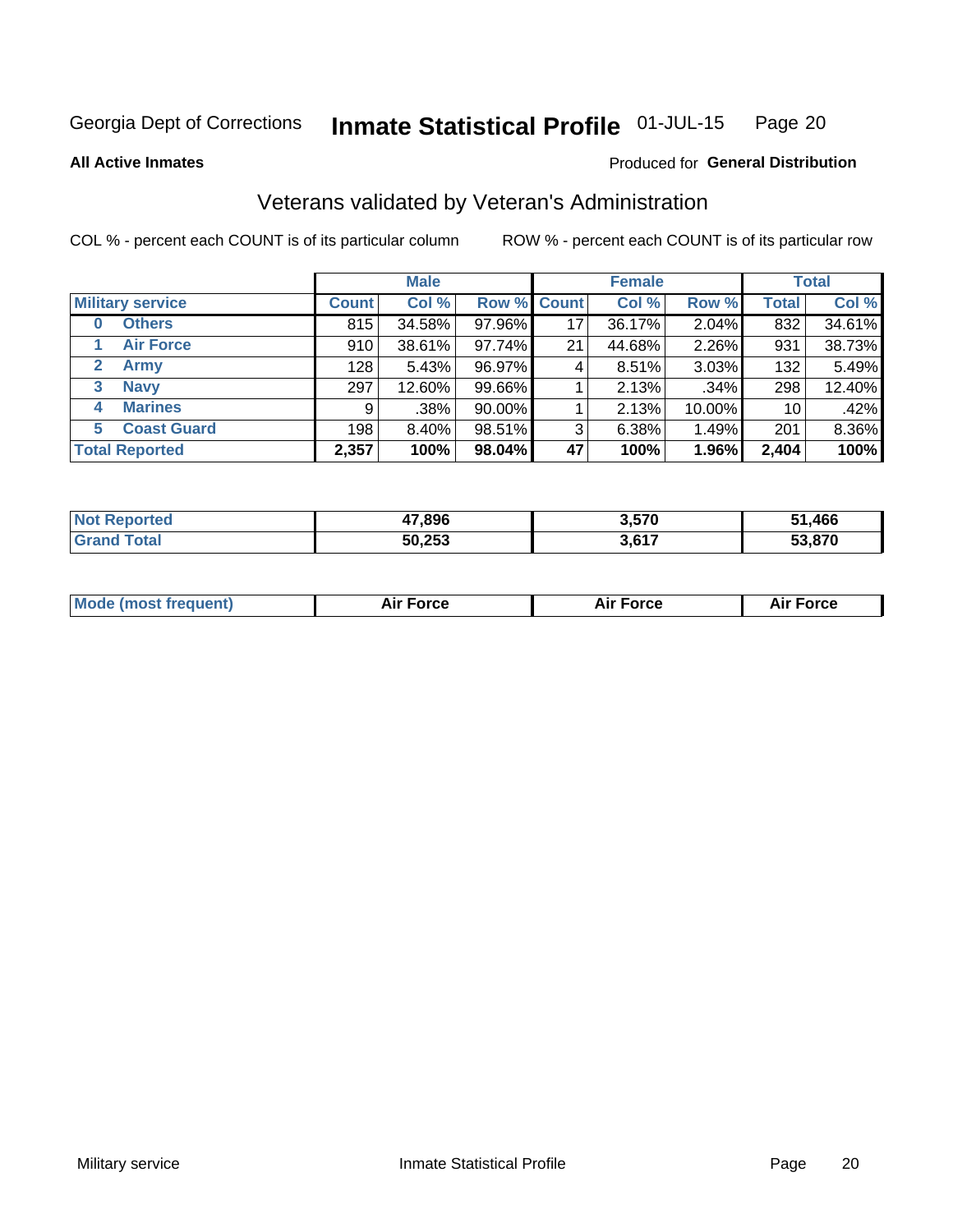Georgia Dept of Corrections **Inmate Statistical Profile** 01-JUL-15

**All Active Inmates**

Produced for **General Distribution**

## Veterans validated by Veteran's Administration

COL % - percent each COUNT is of its particular column     ROW % - percent each COUNT is of its particular row

| | Male | | | Female | | | Total | |
|---|---|---|---|---|---|---|---|---|
| **Military service** | **Count** | **Col %** | **Row %** | **Count** | **Col %** | **Row %** | **Total** | **Col %** |
| **0 Others** | 815 | 34.58% | 97.96% | 17 | 36.17% | 2.04% | 832 | 34.61% |
| **1 Air Force** | 910 | 38.61% | 97.74% | 21 | 44.68% | 2.26% | 931 | 38.73% |
| **2 Army** | 128 | 5.43% | 96.97% | 4 | 8.51% | 3.03% | 132 | 5.49% |
| **3 Navy** | 297 | 12.60% | 99.66% | 1 | 2.13% | .34% | 298 | 12.40% |
| **4 Marines** | 9 | .38% | 90.00% | 1 | 2.13% | 10.00% | 10 | .42% |
| **5 Coast Guard** | 198 | 8.40% | 98.51% | 3 | 6.38% | 1.49% | 201 | 8.36% |
| **Total Reported** | **2,357** | **100%** | **98.04%** | **47** | **100%** | **1.96%** | **2,404** | **100%** |

| | Male | Female | Total |
|---|---|---|---|
| **Not Reported** | **47,896** | **3,570** | **51,466** |
| **Grand Total** | **50,253** | **3,617** | **53,870** |

| | Male | Female | Total |
|---|---|---|---|
| **Mode (most frequent)** | **Air Force** | **Air Force** | **Air Force** |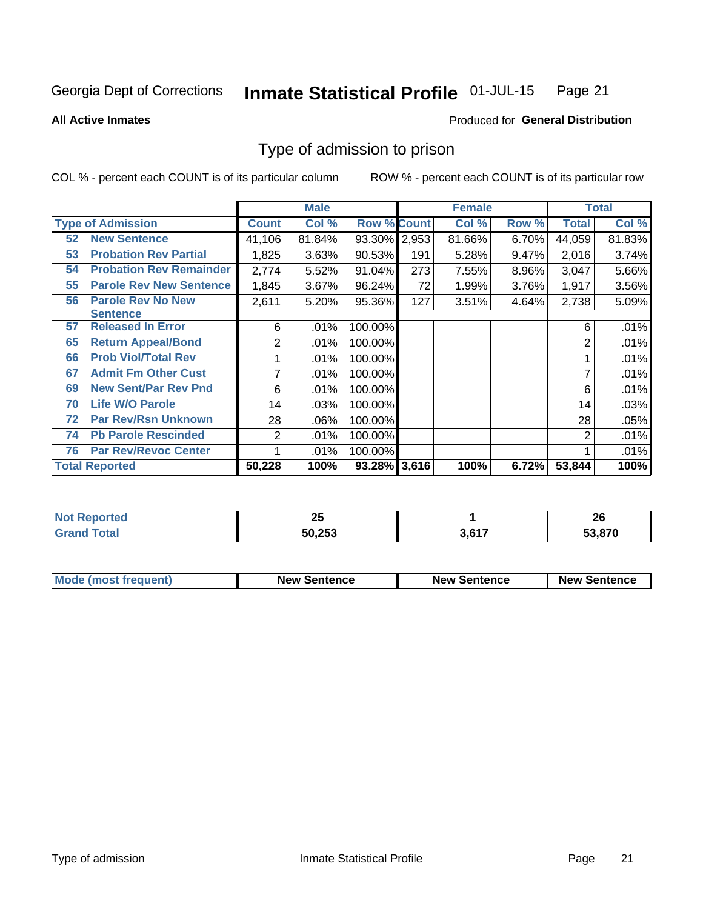Georgia Dept of Corrections **Inmate Statistical Profile** 01-JUL-15

**All Active Inmates**

Produced for **General Distribution**

## Type of admission to prison

COL % - percent each COUNT is of its particular column

ROW % - percent each COUNT is of its particular row

| | | Male | | | Female | | | Total | |
|---|---|---|---|---|---|---|---|---|---|
| **Type of Admission** | | **Count** | **Col %** | **Row %** | **Count** | **Col %** | **Row %** | **Total** | **Col %** |
| 52 | New Sentence | 41,106 | 81.84% | 93.30% | 2,953 | 81.66% | 6.70% | 44,059 | 81.83% |
| 53 | Probation Rev Partial | 1,825 | 3.63% | 90.53% | 191 | 5.28% | 9.47% | 2,016 | 3.74% |
| 54 | Probation Rev Remainder | 2,774 | 5.52% | 91.04% | 273 | 7.55% | 8.96% | 3,047 | 5.66% |
| 55 | Parole Rev New Sentence | 1,845 | 3.67% | 96.24% | 72 | 1.99% | 3.76% | 1,917 | 3.56% |
| 56 | Parole Rev No New Sentence | 2,611 | 5.20% | 95.36% | 127 | 3.51% | 4.64% | 2,738 | 5.09% |
| 57 | Released In Error | 6 | .01% | 100.00% | | | | 6 | .01% |
| 65 | Return Appeal/Bond | 2 | .01% | 100.00% | | | | 2 | .01% |
| 66 | Prob Viol/Total Rev | 1 | .01% | 100.00% | | | | 1 | .01% |
| 67 | Admit Fm Other Cust | 7 | .01% | 100.00% | | | | 7 | .01% |
| 69 | New Sent/Par Rev Pnd | 6 | .01% | 100.00% | | | | 6 | .01% |
| 70 | Life W/O Parole | 14 | .03% | 100.00% | | | | 14 | .03% |
| 72 | Par Rev/Rsn Unknown | 28 | .06% | 100.00% | | | | 28 | .05% |
| 74 | Pb Parole Rescinded | 2 | .01% | 100.00% | | | | 2 | .01% |
| 76 | Par Rev/Revoc Center | 1 | .01% | 100.00% | | | | 1 | .01% |
| **Total Reported** | | **50,228** | **100%** | **93.28%** | **3,616** | **100%** | **6.72%** | **53,844** | **100%** |

| | Male | Female | Total |
|---|---|---|---|
| **Not Reported** | **25** | **1** | **26** |
| **Grand Total** | **50,253** | **3,617** | **53,870** |

| | Male | Female | Total |
|---|---|---|---|
| **Mode (most frequent)** | **New Sentence** | **New Sentence** | **New Sentence** |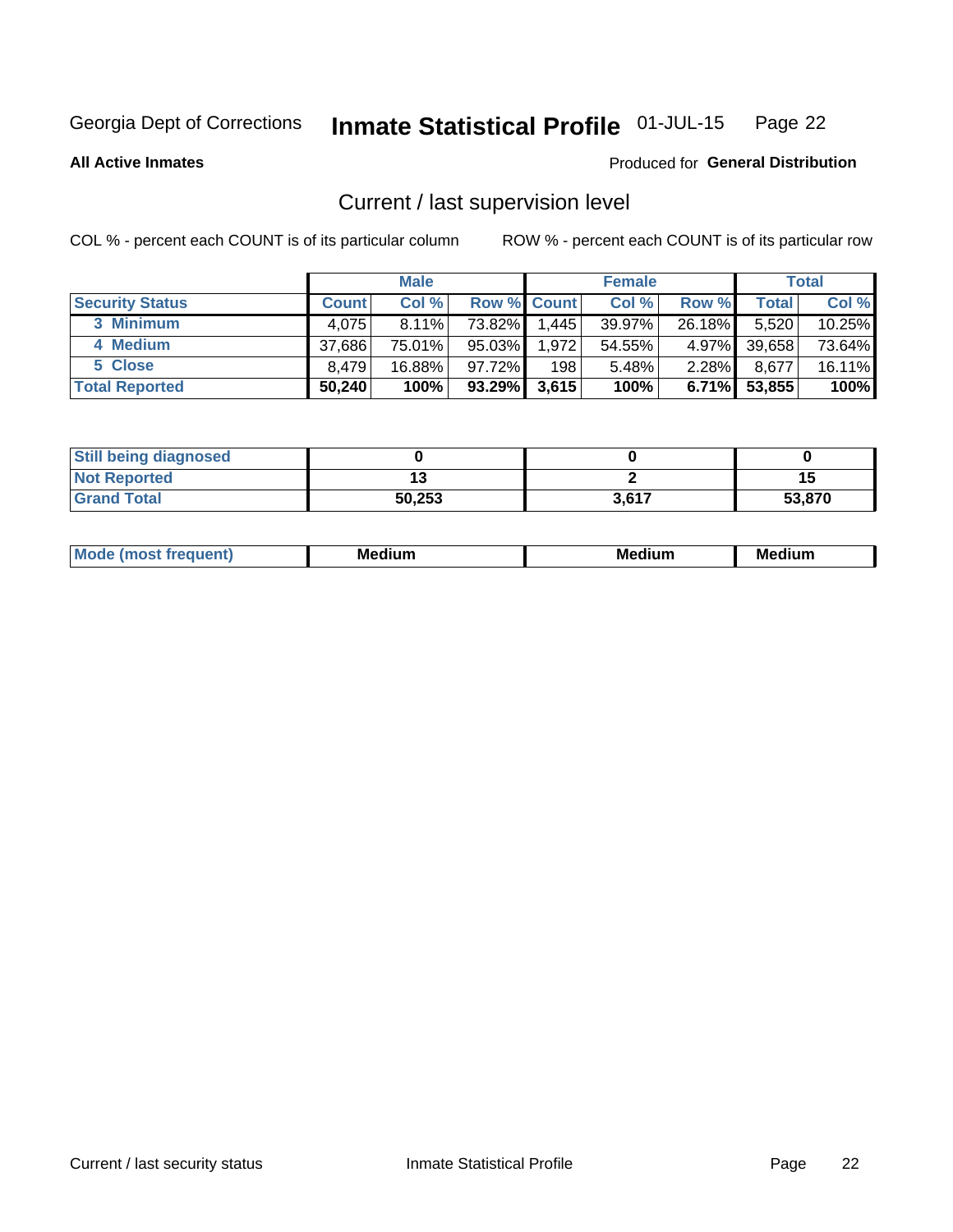Georgia Dept of Corrections **Inmate Statistical Profile** 01-JUL-15

**All Active Inmates**

Produced for **General Distribution**

## Current / last supervision level

COL % - percent each COUNT is of its particular column

ROW % - percent each COUNT is of its particular row

| | Male | | | Female | | | Total | |
|---|---|---|---|---|---|---|---|---|
| **Security Status** | **Count** | **Col %** | **Row %** | **Count** | **Col %** | **Row %** | **Total** | **Col %** |
| 3 Minimum | 4,075 | 8.11% | 73.82% | 1,445 | 39.97% | 26.18% | 5,520 | 10.25% |
| 4 Medium | 37,686 | 75.01% | 95.03% | 1,972 | 54.55% | 4.97% | 39,658 | 73.64% |
| 5 Close | 8,479 | 16.88% | 97.72% | 198 | 5.48% | 2.28% | 8,677 | 16.11% |
| **Total Reported** | **50,240** | **100%** | **93.29%** | **3,615** | **100%** | **6.71%** | **53,855** | **100%** |

| | Male | Female | Total |
|---|---|---|---|
| **Still being diagnosed** | **0** | **0** | **0** |
| **Not Reported** | **13** | **2** | **15** |
| **Grand Total** | **50,253** | **3,617** | **53,870** |

| | Male | Female | Total |
|---|---|---|---|
| **Mode (most frequent)** | **Medium** | **Medium** | **Medium** |

Current / last security status Inmate Statistical Profile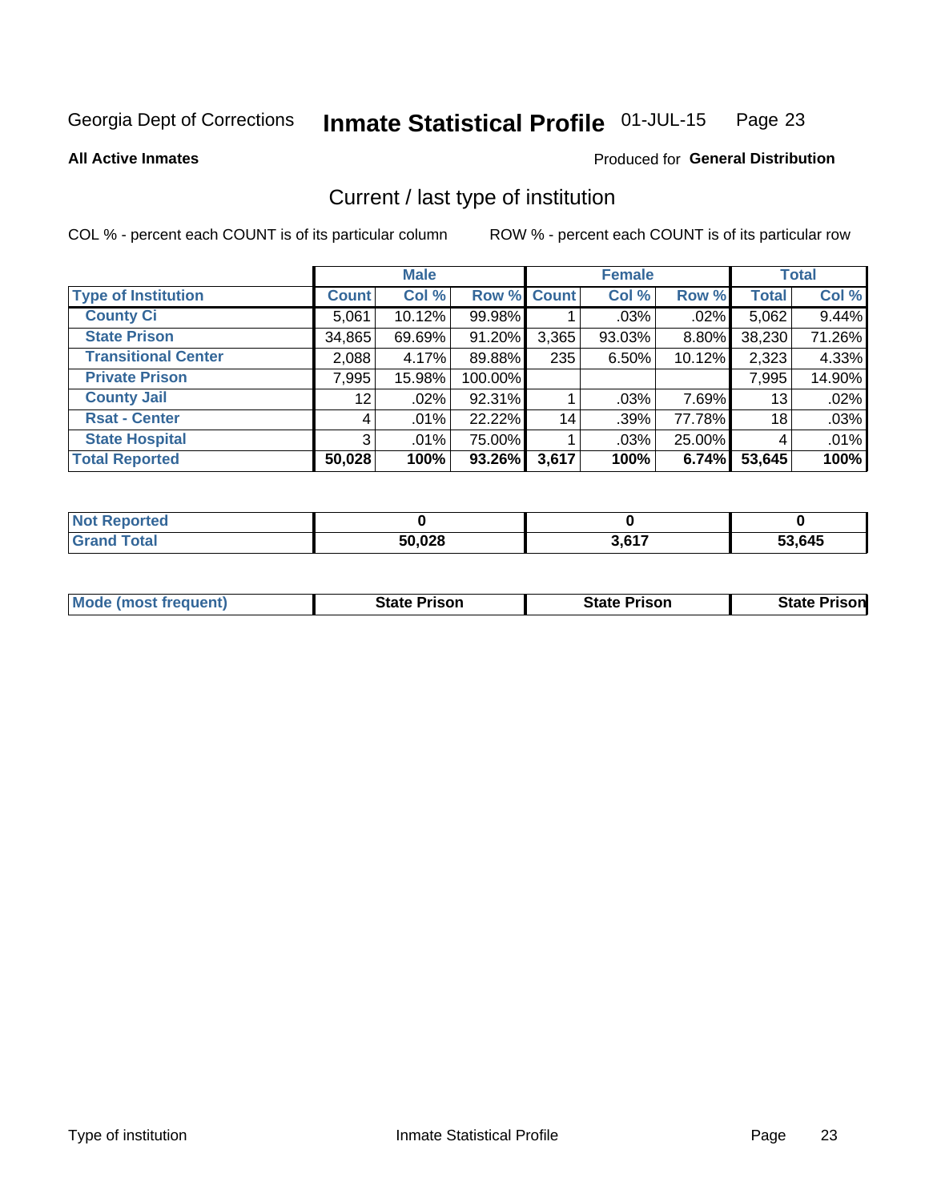Georgia Dept of Corrections **Inmate Statistical Profile** 01-JUL-15

**All Active Inmates**

Produced for **General Distribution**

## Current / last type of institution

COL % - percent each COUNT is of its particular column

ROW % - percent each COUNT is of its particular row

| | Male | | | Female | | | Total | |
|---|---|---|---|---|---|---|---|---|
| **Type of Institution** | **Count** | **Col %** | **Row %** | **Count** | **Col %** | **Row %** | **Total** | **Col %** |
| **County Ci** | 5,061 | 10.12% | 99.98% | 1 | .03% | .02% | 5,062 | 9.44% |
| **State Prison** | 34,865 | 69.69% | 91.20% | 3,365 | 93.03% | 8.80% | 38,230 | 71.26% |
| **Transitional Center** | 2,088 | 4.17% | 89.88% | 235 | 6.50% | 10.12% | 2,323 | 4.33% |
| **Private Prison** | 7,995 | 15.98% | 100.00% | | | | 7,995 | 14.90% |
| **County Jail** | 12 | .02% | 92.31% | 1 | .03% | 7.69% | 13 | .02% |
| **Rsat - Center** | 4 | .01% | 22.22% | 14 | .39% | 77.78% | 18 | .03% |
| **State Hospital** | 3 | .01% | 75.00% | 1 | .03% | 25.00% | 4 | .01% |
| **Total Reported** | **50,028** | **100%** | **93.26%** | **3,617** | **100%** | **6.74%** | **53,645** | **100%** |

| | Male | Female | Total |
|---|---|---|---|
| **Not Reported** | **0** | **0** | **0** |
| **Grand Total** | **50,028** | **3,617** | **53,645** |

| | Male | Female | Total |
|---|---|---|---|
| **Mode (most frequent)** | **State Prison** | **State Prison** | **State Prison** |

Type of institution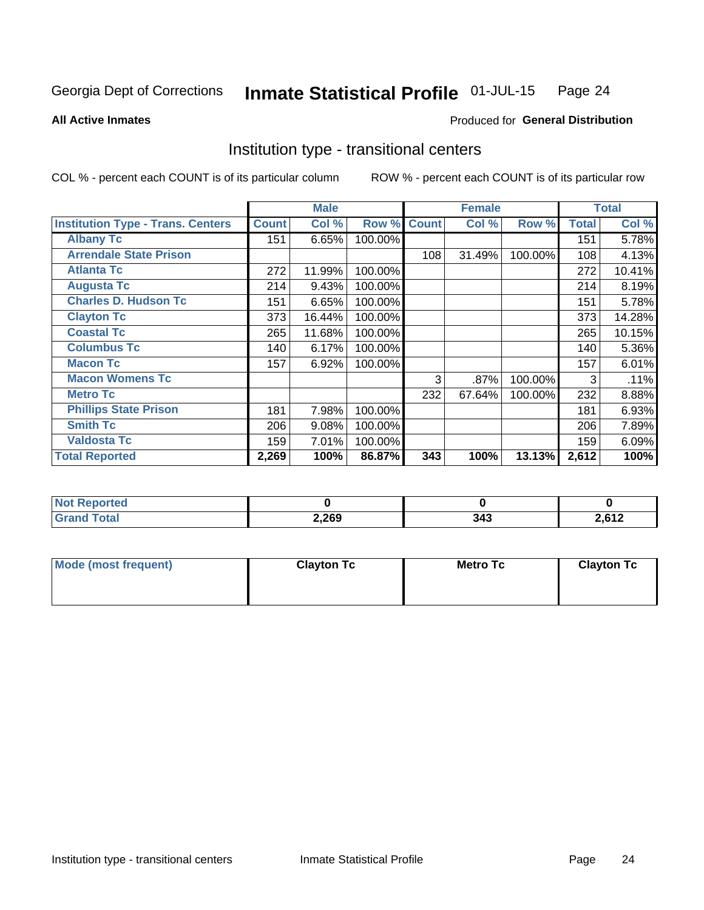Georgia Dept of Corrections **Inmate Statistical Profile** 01-JUL-15 Page 24

**All Active Inmates**

Produced for **General Distribution**

## Institution type - transitional centers

COL % - percent each COUNT is of its particular column

ROW % - percent each COUNT is of its particular row

| | Male | | | Female | | | Total | |
|---|---|---|---|---|---|---|---|---|
| **Institution Type - Trans. Centers** | **Count** | **Col %** | **Row %** | **Count** | **Col %** | **Row %** | **Total** | **Col %** |
| **Albany Tc** | 151 | 6.65% | 100.00% | | | | 151 | 5.78% |
| **Arrendale State Prison** | | | | 108 | 31.49% | 100.00% | 108 | 4.13% |
| **Atlanta Tc** | 272 | 11.99% | 100.00% | | | | 272 | 10.41% |
| **Augusta Tc** | 214 | 9.43% | 100.00% | | | | 214 | 8.19% |
| **Charles D. Hudson Tc** | 151 | 6.65% | 100.00% | | | | 151 | 5.78% |
| **Clayton Tc** | 373 | 16.44% | 100.00% | | | | 373 | 14.28% |
| **Coastal Tc** | 265 | 11.68% | 100.00% | | | | 265 | 10.15% |
| **Columbus Tc** | 140 | 6.17% | 100.00% | | | | 140 | 5.36% |
| **Macon Tc** | 157 | 6.92% | 100.00% | | | | 157 | 6.01% |
| **Macon Womens Tc** | | | | 3 | .87% | 100.00% | 3 | .11% |
| **Metro Tc** | | | | 232 | 67.64% | 100.00% | 232 | 8.88% |
| **Phillips State Prison** | 181 | 7.98% | 100.00% | | | | 181 | 6.93% |
| **Smith Tc** | 206 | 9.08% | 100.00% | | | | 206 | 7.89% |
| **Valdosta Tc** | 159 | 7.01% | 100.00% | | | | 159 | 6.09% |
| **Total Reported** | **2,269** | **100%** | **86.87%** | **343** | **100%** | **13.13%** | **2,612** | **100%** |

| | Male | Female | Total |
|---|---|---|---|
| **Not Reported** | **0** | **0** | **0** |
| **Grand Total** | **2,269** | **343** | **2,612** |

| | Male | Female | Total |
|---|---|---|---|
| **Mode (most frequent)** | **Clayton Tc** | **Metro Tc** | **Clayton Tc** |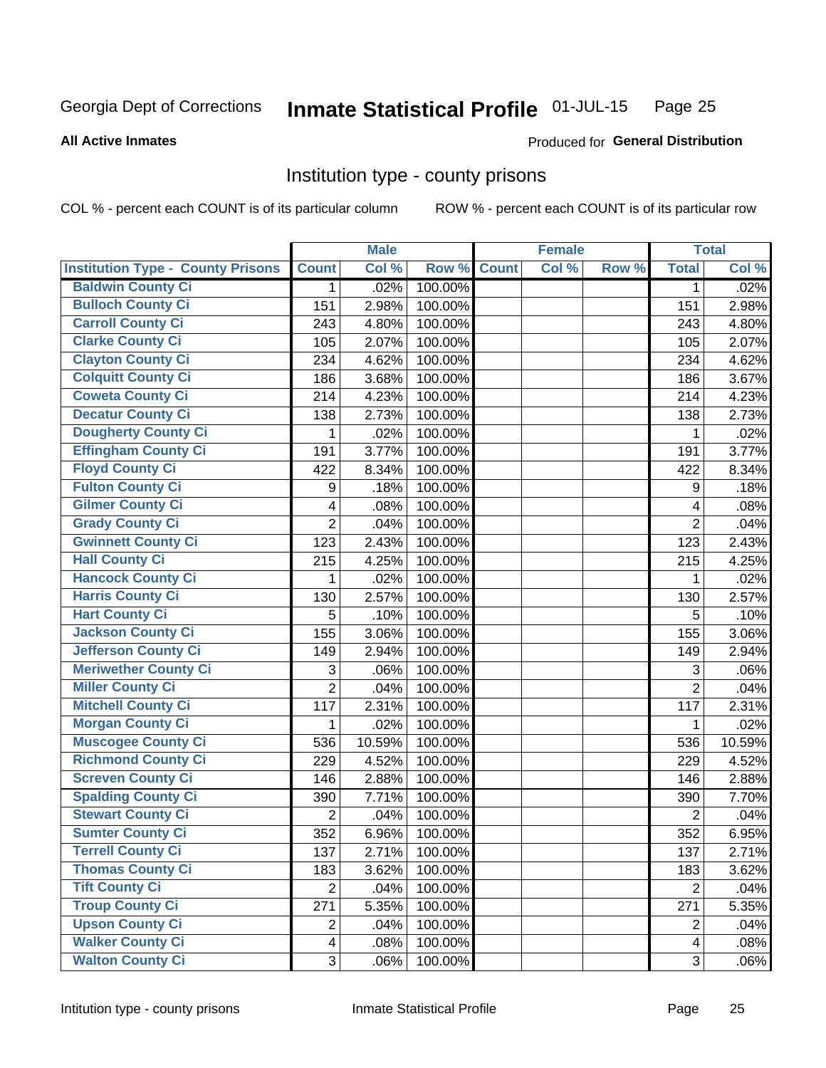Georgia Dept of Corrections **Inmate Statistical Profile** 01-JUL-15

**All Active Inmates**

Produced for **General Distribution**

## Institution type - county prisons

COL % - percent each COUNT is of its particular column

ROW % - percent each COUNT is of its particular row

| | Male | | | Female | | | Total | |
|---|---|---|---|---|---|---|---|---|
| **Institution Type - County Prisons** | **Count** | **Col %** | **Row %** | **Count** | **Col %** | **Row %** | **Total** | **Col %** |
| **Baldwin County Ci** | 1 | .02% | 100.00% | | | | 1 | .02% |
| **Bulloch County Ci** | 151 | 2.98% | 100.00% | | | | 151 | 2.98% |
| **Carroll County Ci** | 243 | 4.80% | 100.00% | | | | 243 | 4.80% |
| **Clarke County Ci** | 105 | 2.07% | 100.00% | | | | 105 | 2.07% |
| **Clayton County Ci** | 234 | 4.62% | 100.00% | | | | 234 | 4.62% |
| **Colquitt County Ci** | 186 | 3.68% | 100.00% | | | | 186 | 3.67% |
| **Coweta County Ci** | 214 | 4.23% | 100.00% | | | | 214 | 4.23% |
| **Decatur County Ci** | 138 | 2.73% | 100.00% | | | | 138 | 2.73% |
| **Dougherty County Ci** | 1 | .02% | 100.00% | | | | 1 | .02% |
| **Effingham County Ci** | 191 | 3.77% | 100.00% | | | | 191 | 3.77% |
| **Floyd County Ci** | 422 | 8.34% | 100.00% | | | | 422 | 8.34% |
| **Fulton County Ci** | 9 | .18% | 100.00% | | | | 9 | .18% |
| **Gilmer County Ci** | 4 | .08% | 100.00% | | | | 4 | .08% |
| **Grady County Ci** | 2 | .04% | 100.00% | | | | 2 | .04% |
| **Gwinnett County Ci** | 123 | 2.43% | 100.00% | | | | 123 | 2.43% |
| **Hall County Ci** | 215 | 4.25% | 100.00% | | | | 215 | 4.25% |
| **Hancock County Ci** | 1 | .02% | 100.00% | | | | 1 | .02% |
| **Harris County Ci** | 130 | 2.57% | 100.00% | | | | 130 | 2.57% |
| **Hart County Ci** | 5 | .10% | 100.00% | | | | 5 | .10% |
| **Jackson County Ci** | 155 | 3.06% | 100.00% | | | | 155 | 3.06% |
| **Jefferson County Ci** | 149 | 2.94% | 100.00% | | | | 149 | 2.94% |
| **Meriwether County Ci** | 3 | .06% | 100.00% | | | | 3 | .06% |
| **Miller County Ci** | 2 | .04% | 100.00% | | | | 2 | .04% |
| **Mitchell County Ci** | 117 | 2.31% | 100.00% | | | | 117 | 2.31% |
| **Morgan County Ci** | 1 | .02% | 100.00% | | | | 1 | .02% |
| **Muscogee County Ci** | 536 | 10.59% | 100.00% | | | | 536 | 10.59% |
| **Richmond County Ci** | 229 | 4.52% | 100.00% | | | | 229 | 4.52% |
| **Screven County Ci** | 146 | 2.88% | 100.00% | | | | 146 | 2.88% |
| **Spalding County Ci** | 390 | 7.71% | 100.00% | | | | 390 | 7.70% |
| **Stewart County Ci** | 2 | .04% | 100.00% | | | | 2 | .04% |
| **Sumter County Ci** | 352 | 6.96% | 100.00% | | | | 352 | 6.95% |
| **Terrell County Ci** | 137 | 2.71% | 100.00% | | | | 137 | 2.71% |
| **Thomas County Ci** | 183 | 3.62% | 100.00% | | | | 183 | 3.62% |
| **Tift County Ci** | 2 | .04% | 100.00% | | | | 2 | .04% |
| **Troup County Ci** | 271 | 5.35% | 100.00% | | | | 271 | 5.35% |
| **Upson County Ci** | 2 | .04% | 100.00% | | | | 2 | .04% |
| **Walker County Ci** | 4 | .08% | 100.00% | | | | 4 | .08% |
| **Walton County Ci** | 3 | .06% | 100.00% | | | | 3 | .06% |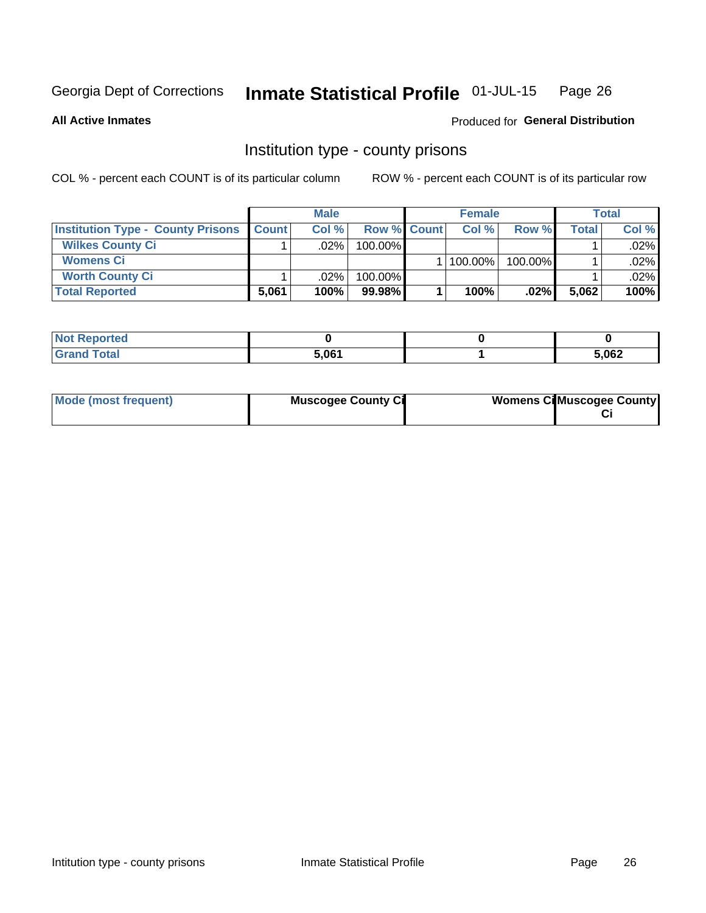Georgia Dept of Corrections **Inmate Statistical Profile** 01-JUL-15

**All Active Inmates**

Produced for **General Distribution**

## Institution type - county prisons

COL % - percent each COUNT is of its particular column        ROW % - percent each COUNT is of its particular row

| | Male | | | Female | | | Total | |
|---|---|---|---|---|---|---|---|---|
| **Institution Type - County Prisons** | **Count** | **Col %** | **Row %** | **Count** | **Col %** | **Row %** | **Total** | **Col %** |
| **Wilkes County Ci** | 1 | .02% | 100.00% | | | | 1 | .02% |
| **Womens Ci** | | | | 1 | 100.00% | 100.00% | 1 | .02% |
| **Worth County Ci** | 1 | .02% | 100.00% | | | | 1 | .02% |
| **Total Reported** | **5,061** | **100%** | **99.98%** | **1** | **100%** | **.02%** | **5,062** | **100%** |

| | Male | Female | Total |
|---|---|---|---|
| **Not Reported** | **0** | **0** | **0** |
| **Grand Total** | **5,061** | **1** | **5,062** |

| | Male | Female | Total |
|---|---|---|---|
| **Mode (most frequent)** | **Muscogee County Ci** | **Womens Ci** | **Muscogee County Ci** |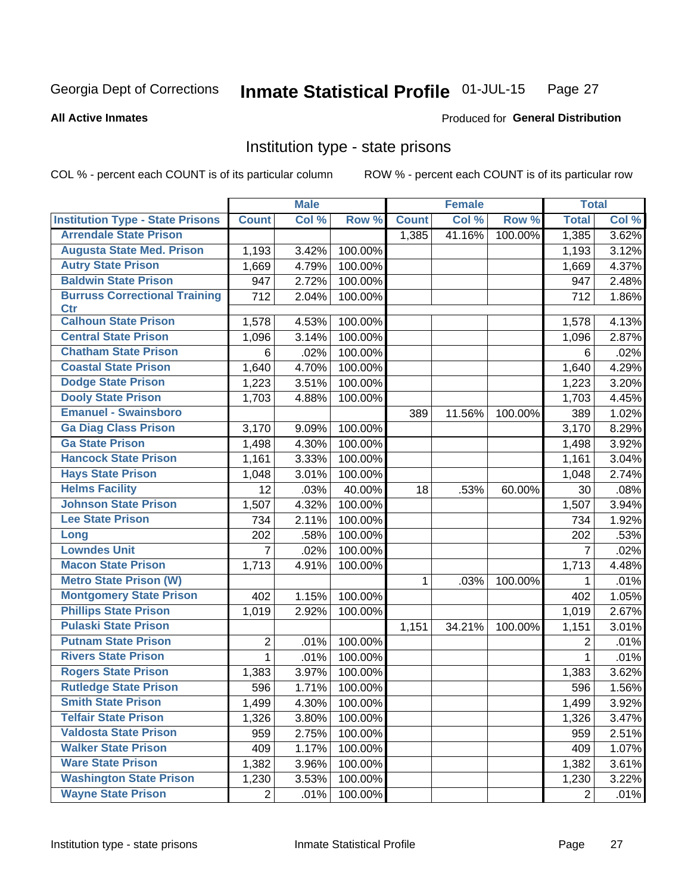Georgia Dept of Corrections **Inmate Statistical Profile** 01-JUL-15

**All Active Inmates**

Produced for **General Distribution**

## Institution type - state prisons

COL % - percent each COUNT is of its particular column ROW % - percent each COUNT is of its particular row

| | Male | | | Female | | | Total | |
|---|---|---|---|---|---|---|---|---|
| **Institution Type - State Prisons** | **Count** | **Col %** | **Row %** | **Count** | **Col %** | **Row %** | **Total** | **Col %** |
| **Arrendale State Prison** | | | | 1,385 | 41.16% | 100.00% | 1,385 | 3.62% |
| **Augusta State Med. Prison** | 1,193 | 3.42% | 100.00% | | | | 1,193 | 3.12% |
| **Autry State Prison** | 1,669 | 4.79% | 100.00% | | | | 1,669 | 4.37% |
| **Baldwin State Prison** | 947 | 2.72% | 100.00% | | | | 947 | 2.48% |
| **Burruss Correctional Training Ctr** | 712 | 2.04% | 100.00% | | | | 712 | 1.86% |
| **Calhoun State Prison** | 1,578 | 4.53% | 100.00% | | | | 1,578 | 4.13% |
| **Central State Prison** | 1,096 | 3.14% | 100.00% | | | | 1,096 | 2.87% |
| **Chatham State Prison** | 6 | .02% | 100.00% | | | | 6 | .02% |
| **Coastal State Prison** | 1,640 | 4.70% | 100.00% | | | | 1,640 | 4.29% |
| **Dodge State Prison** | 1,223 | 3.51% | 100.00% | | | | 1,223 | 3.20% |
| **Dooly State Prison** | 1,703 | 4.88% | 100.00% | | | | 1,703 | 4.45% |
| **Emanuel - Swainsboro** | | | | 389 | 11.56% | 100.00% | 389 | 1.02% |
| **Ga Diag Class Prison** | 3,170 | 9.09% | 100.00% | | | | 3,170 | 8.29% |
| **Ga State Prison** | 1,498 | 4.30% | 100.00% | | | | 1,498 | 3.92% |
| **Hancock State Prison** | 1,161 | 3.33% | 100.00% | | | | 1,161 | 3.04% |
| **Hays State Prison** | 1,048 | 3.01% | 100.00% | | | | 1,048 | 2.74% |
| **Helms Facility** | 12 | .03% | 40.00% | 18 | .53% | 60.00% | 30 | .08% |
| **Johnson State Prison** | 1,507 | 4.32% | 100.00% | | | | 1,507 | 3.94% |
| **Lee State Prison** | 734 | 2.11% | 100.00% | | | | 734 | 1.92% |
| **Long** | 202 | .58% | 100.00% | | | | 202 | .53% |
| **Lowndes Unit** | 7 | .02% | 100.00% | | | | 7 | .02% |
| **Macon State Prison** | 1,713 | 4.91% | 100.00% | | | | 1,713 | 4.48% |
| **Metro State Prison (W)** | | | | 1 | .03% | 100.00% | 1 | .01% |
| **Montgomery State Prison** | 402 | 1.15% | 100.00% | | | | 402 | 1.05% |
| **Phillips State Prison** | 1,019 | 2.92% | 100.00% | | | | 1,019 | 2.67% |
| **Pulaski State Prison** | | | | 1,151 | 34.21% | 100.00% | 1,151 | 3.01% |
| **Putnam State Prison** | 2 | .01% | 100.00% | | | | 2 | .01% |
| **Rivers State Prison** | 1 | .01% | 100.00% | | | | 1 | .01% |
| **Rogers State Prison** | 1,383 | 3.97% | 100.00% | | | | 1,383 | 3.62% |
| **Rutledge State Prison** | 596 | 1.71% | 100.00% | | | | 596 | 1.56% |
| **Smith State Prison** | 1,499 | 4.30% | 100.00% | | | | 1,499 | 3.92% |
| **Telfair State Prison** | 1,326 | 3.80% | 100.00% | | | | 1,326 | 3.47% |
| **Valdosta State Prison** | 959 | 2.75% | 100.00% | | | | 959 | 2.51% |
| **Walker State Prison** | 409 | 1.17% | 100.00% | | | | 409 | 1.07% |
| **Ware State Prison** | 1,382 | 3.96% | 100.00% | | | | 1,382 | 3.61% |
| **Washington State Prison** | 1,230 | 3.53% | 100.00% | | | | 1,230 | 3.22% |
| **Wayne State Prison** | 2 | .01% | 100.00% | | | | 2 | .01% |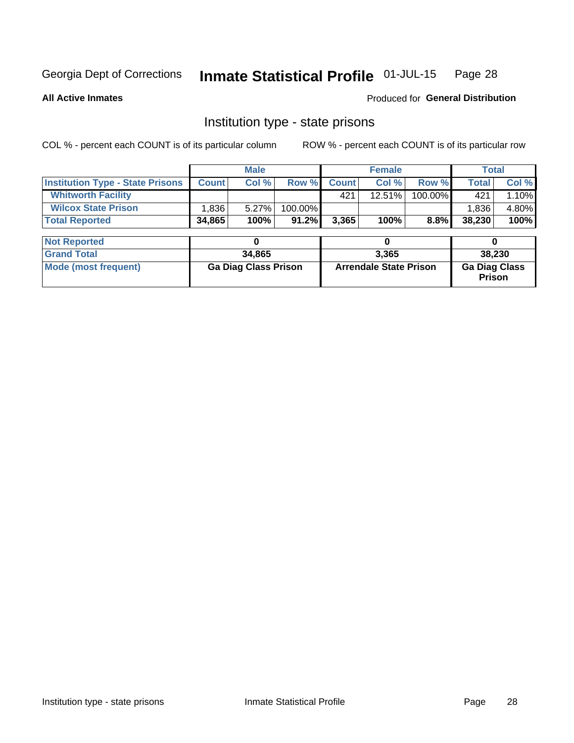Georgia Dept of Corrections **Inmate Statistical Profile** 01-JUL-15

**All Active Inmates**

Produced for **General Distribution**

## Institution type - state prisons

COL % - percent each COUNT is of its particular column ROW % - percent each COUNT is of its particular row

| | Male | | | Female | | | Total | |
|---|---|---|---|---|---|---|---|---|
| **Institution Type - State Prisons** | **Count** | **Col %** | **Row %** | **Count** | **Col %** | **Row %** | **Total** | **Col %** |
| **Whitworth Facility** | | | | 421 | 12.51% | 100.00% | 421 | 1.10% |
| **Wilcox State Prison** | 1,836 | 5.27% | 100.00% | | | | 1,836 | 4.80% |
| **Total Reported** | **34,865** | **100%** | **91.2%** | **3,365** | **100%** | **8.8%** | **38,230** | **100%** |
| **Not Reported** | **0** | | | **0** | | | **0** | |
| **Grand Total** | **34,865** | | | **3,365** | | | **38,230** | |
| **Mode (most frequent)** | **Ga Diag Class Prison** | | | **Arrendale State Prison** | | | **Ga Diag Class Prison** | |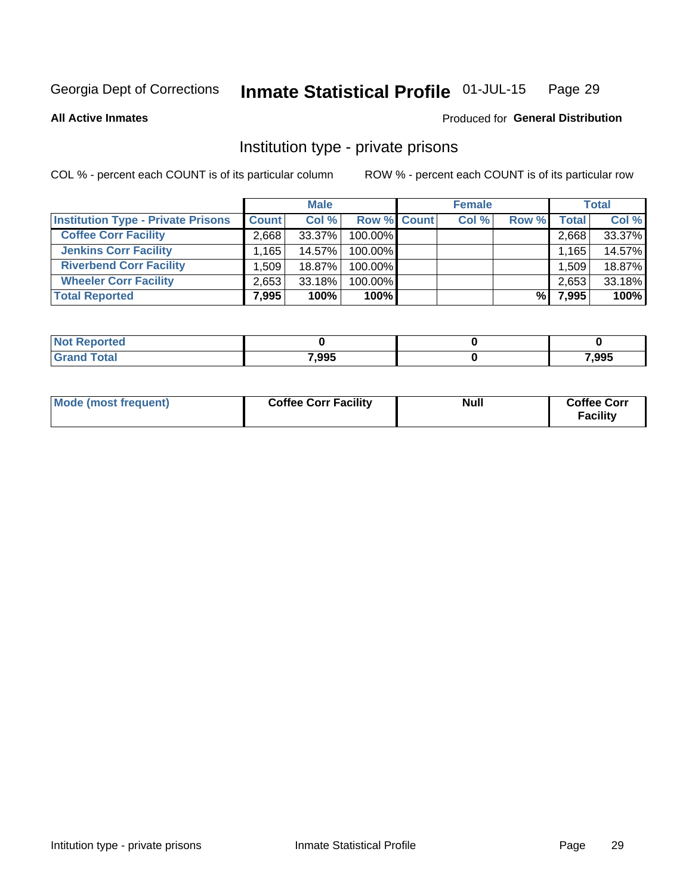Georgia Dept of Corrections **Inmate Statistical Profile** 01-JUL-15

**All Active Inmates**

Produced for **General Distribution**

## Institution type - private prisons

COL % - percent each COUNT is of its particular column

ROW % - percent each COUNT is of its particular row

| | Male | | | Female | | | Total | |
|---|---|---|---|---|---|---|---|---|
| **Institution Type - Private Prisons** | **Count** | **Col %** | **Row %** | **Count** | **Col %** | **Row %** | **Total** | **Col %** |
| **Coffee Corr Facility** | 2,668 | 33.37% | 100.00% | | | | 2,668 | 33.37% |
| **Jenkins Corr Facility** | 1,165 | 14.57% | 100.00% | | | | 1,165 | 14.57% |
| **Riverbend Corr Facility** | 1,509 | 18.87% | 100.00% | | | | 1,509 | 18.87% |
| **Wheeler Corr Facility** | 2,653 | 33.18% | 100.00% | | | | 2,653 | 33.18% |
| **Total Reported** | **7,995** | **100%** | **100%** | | | **%** | **7,995** | **100%** |

| | | | |
|---|---|---|---|
| **Not Reported** | **0** | **0** | **0** |
| **Grand Total** | **7,995** | **0** | **7,995** |

| | | | |
|---|---|---|---|
| **Mode (most frequent)** | **Coffee Corr Facility** | **Null** | **Coffee Corr Facility** |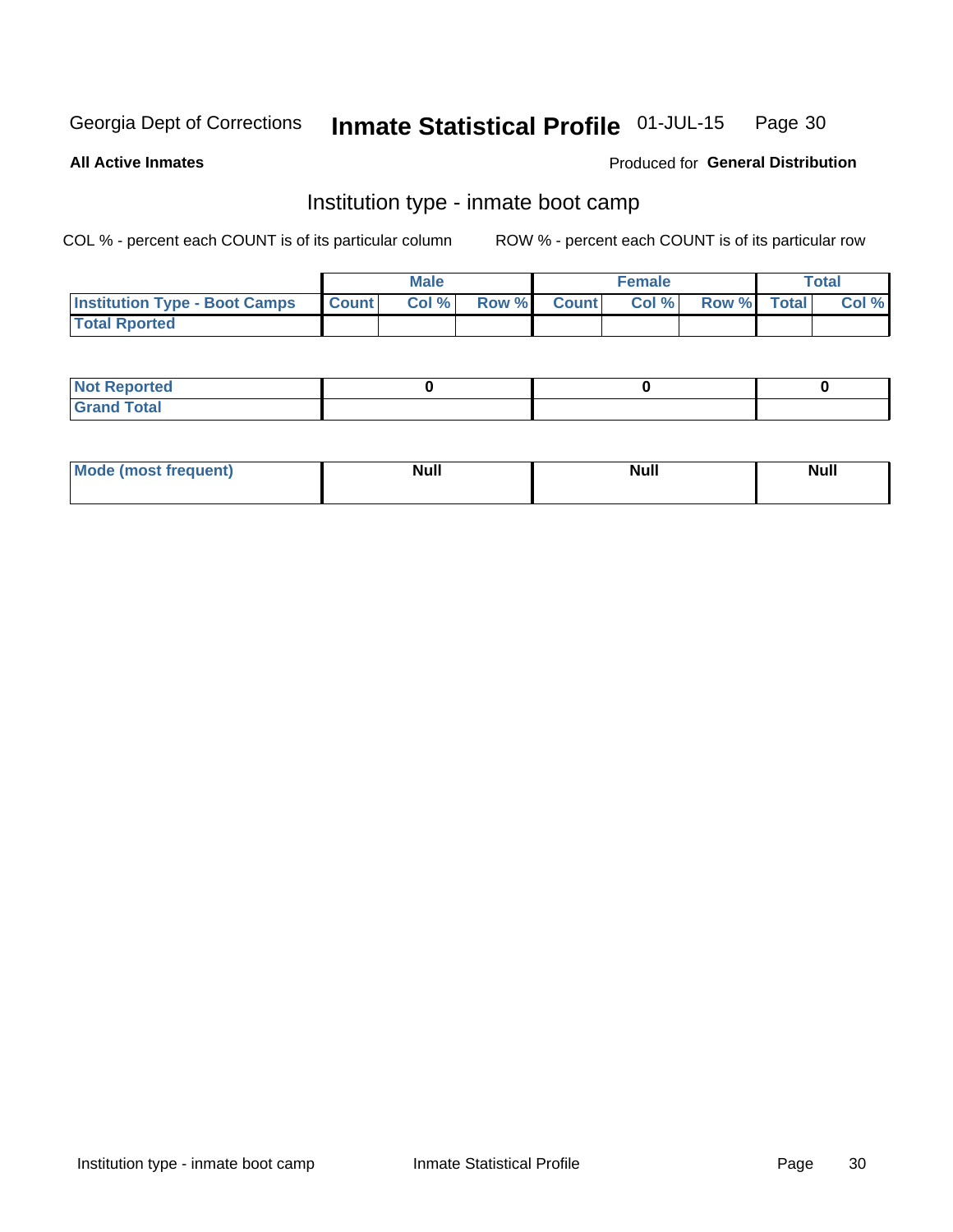Georgia Dept of Corrections **Inmate Statistical Profile** 01-JUL-15

**All Active Inmates**

Produced for **General Distribution**

## Institution type - inmate boot camp

COL % - percent each COUNT is of its particular column ROW % - percent each COUNT is of its particular row

| | Male | | | Female | | | Total | |
|---|---|---|---|---|---|---|---|---|
| **Institution Type - Boot Camps** | **Count** | **Col %** | **Row %** | **Count** | **Col %** | **Row %** | **Total** | **Col %** |
| **Total Rported** | | | | | | | | |

| | Male | Female | Total |
|---|---|---|---|
| **Not Reported** | **0** | **0** | **0** |
| **Grand Total** | | | |

| | Male | Female | Total |
|---|---|---|---|
| **Mode (most frequent)** | **Null** | **Null** | **Null** |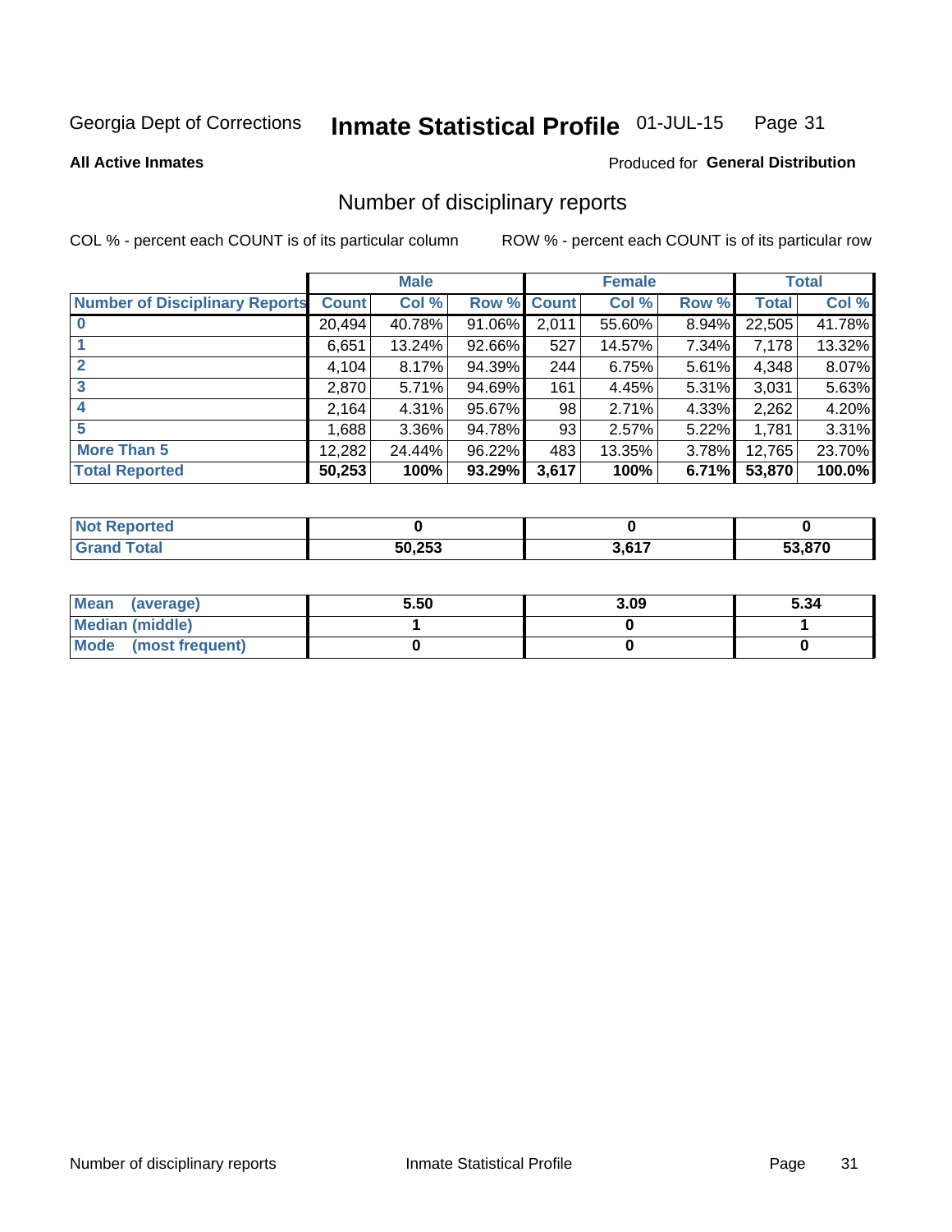Georgia Dept of Corrections **Inmate Statistical Profile** 01-JUL-15

**All Active Inmates**

Produced for **General Distribution**

## Number of disciplinary reports

COL % - percent each COUNT is of its particular column ROW % - percent each COUNT is of its particular row

| | Male | | | Female | | | Total | |
|---|---|---|---|---|---|---|---|---|
| **Number of Disciplinary Reports** | **Count** | **Col %** | **Row %** | **Count** | **Col %** | **Row %** | **Total** | **Col %** |
| **0** | 20,494 | 40.78% | 91.06% | 2,011 | 55.60% | 8.94% | 22,505 | 41.78% |
| **1** | 6,651 | 13.24% | 92.66% | 527 | 14.57% | 7.34% | 7,178 | 13.32% |
| **2** | 4,104 | 8.17% | 94.39% | 244 | 6.75% | 5.61% | 4,348 | 8.07% |
| **3** | 2,870 | 5.71% | 94.69% | 161 | 4.45% | 5.31% | 3,031 | 5.63% |
| **4** | 2,164 | 4.31% | 95.67% | 98 | 2.71% | 4.33% | 2,262 | 4.20% |
| **5** | 1,688 | 3.36% | 94.78% | 93 | 2.57% | 5.22% | 1,781 | 3.31% |
| **More Than 5** | 12,282 | 24.44% | 96.22% | 483 | 13.35% | 3.78% | 12,765 | 23.70% |
| **Total Reported** | **50,253** | **100%** | **93.29%** | **3,617** | **100%** | **6.71%** | **53,870** | **100.0%** |

| | Male | Female | Total |
|---|---|---|---|
| **Not Reported** | **0** | **0** | **0** |
| **Grand Total** | **50,253** | **3,617** | **53,870** |

| | Male | Female | Total |
|---|---|---|---|
| **Mean (average)** | **5.50** | **3.09** | **5.34** |
| **Median (middle)** | **1** | **0** | **1** |
| **Mode (most frequent)** | **0** | **0** | **0** |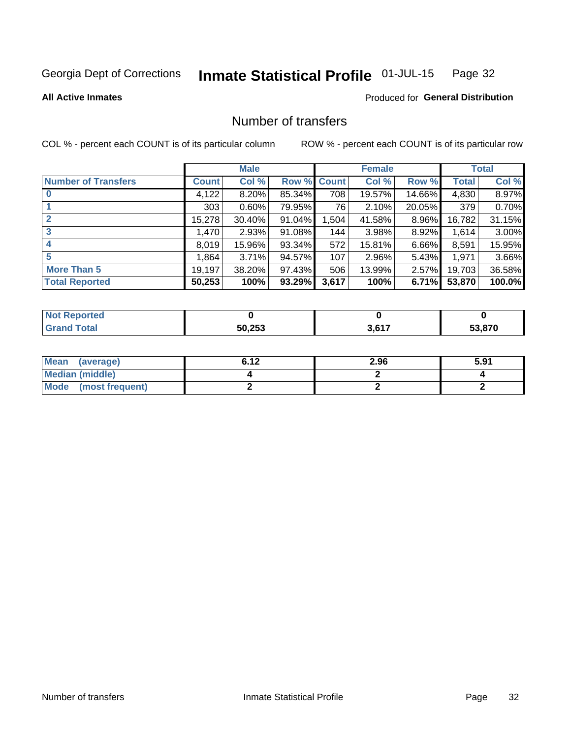Georgia Dept of Corrections **Inmate Statistical Profile** 01-JUL-15

**All Active Inmates**

Produced for **General Distribution**

## Number of transfers

COL % - percent each COUNT is of its particular column        ROW % - percent each COUNT is of its particular row

| | Male | | | Female | | | Total | |
|---|---|---|---|---|---|---|---|---|
| **Number of Transfers** | **Count** | **Col %** | **Row %** | **Count** | **Col %** | **Row %** | **Total** | **Col %** |
| **0** | 4,122 | 8.20% | 85.34% | 708 | 19.57% | 14.66% | 4,830 | 8.97% |
| **1** | 303 | 0.60% | 79.95% | 76 | 2.10% | 20.05% | 379 | 0.70% |
| **2** | 15,278 | 30.40% | 91.04% | 1,504 | 41.58% | 8.96% | 16,782 | 31.15% |
| **3** | 1,470 | 2.93% | 91.08% | 144 | 3.98% | 8.92% | 1,614 | 3.00% |
| **4** | 8,019 | 15.96% | 93.34% | 572 | 15.81% | 6.66% | 8,591 | 15.95% |
| **5** | 1,864 | 3.71% | 94.57% | 107 | 2.96% | 5.43% | 1,971 | 3.66% |
| **More Than 5** | 19,197 | 38.20% | 97.43% | 506 | 13.99% | 2.57% | 19,703 | 36.58% |
| **Total Reported** | **50,253** | **100%** | **93.29%** | **3,617** | **100%** | **6.71%** | **53,870** | **100.0%** |

| | Male | Female | Total |
|---|---|---|---|
| **Not Reported** | **0** | **0** | **0** |
| **Grand Total** | **50,253** | **3,617** | **53,870** |

| | Male | Female | Total |
|---|---|---|---|
| **Mean (average)** | **6.12** | **2.96** | **5.91** |
| **Median (middle)** | **4** | **2** | **4** |
| **Mode (most frequent)** | **2** | **2** | **2** |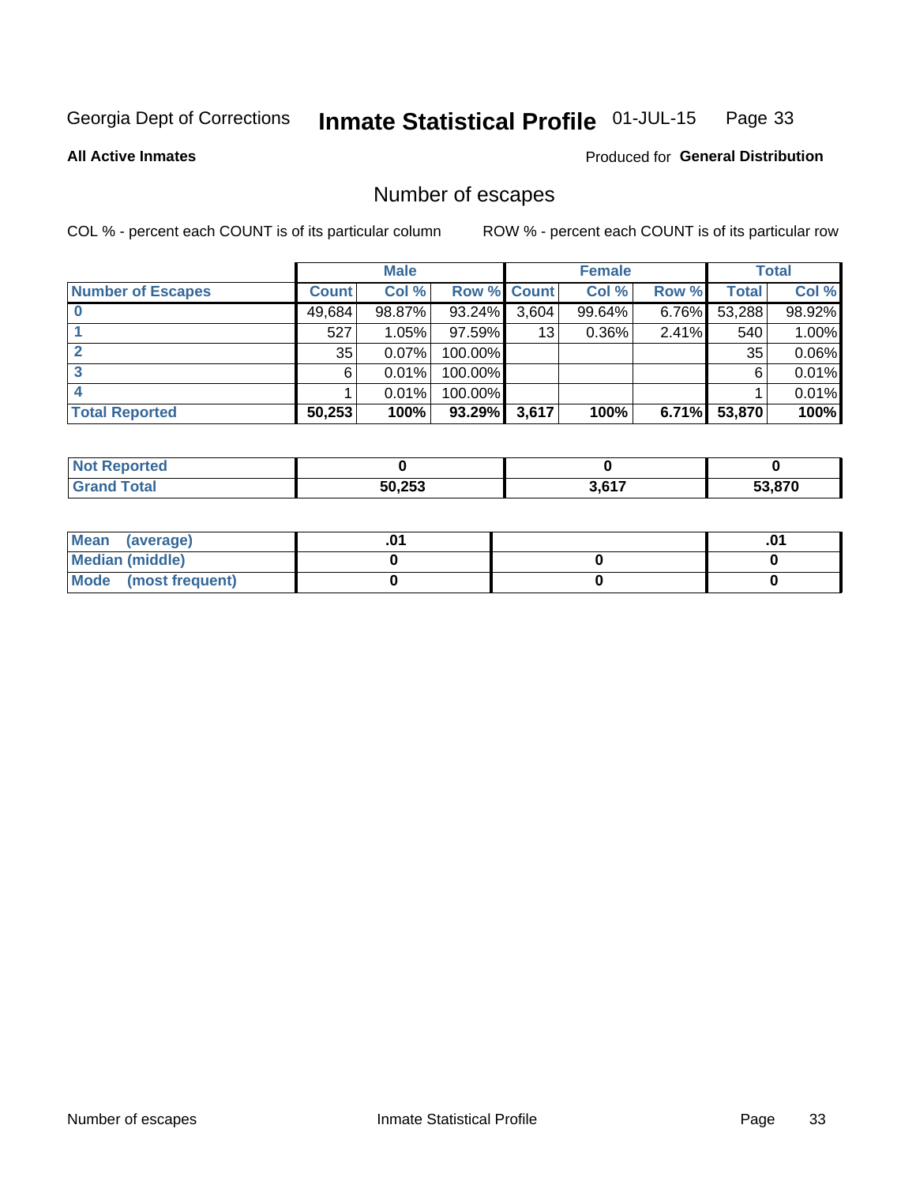Georgia Dept of Corrections **Inmate Statistical Profile** 01-JUL-15

**All Active Inmates**

Produced for **General Distribution**

## Number of escapes

COL % - percent each COUNT is of its particular column ROW % - percent each COUNT is of its particular row

| | Male | | | Female | | | Total | |
|---|---|---|---|---|---|---|---|---|
| **Number of Escapes** | **Count** | **Col %** | **Row %** | **Count** | **Col %** | **Row %** | **Total** | **Col %** |
| **0** | 49,684 | 98.87% | 93.24% | 3,604 | 99.64% | 6.76% | 53,288 | 98.92% |
| **1** | 527 | 1.05% | 97.59% | 13 | 0.36% | 2.41% | 540 | 1.00% |
| **2** | 35 | 0.07% | 100.00% | | | | 35 | 0.06% |
| **3** | 6 | 0.01% | 100.00% | | | | 6 | 0.01% |
| **4** | 1 | 0.01% | 100.00% | | | | 1 | 0.01% |
| **Total Reported** | **50,253** | **100%** | **93.29%** | **3,617** | **100%** | **6.71%** | **53,870** | **100%** |

| | Male | Female | Total |
|---|---|---|---|
| **Not Reported** | **0** | **0** | **0** |
| **Grand Total** | **50,253** | **3,617** | **53,870** |

| | Male | Female | Total |
|---|---|---|---|
| **Mean (average)** | **.01** | | **.01** |
| **Median (middle)** | **0** | **0** | **0** |
| **Mode (most frequent)** | **0** | **0** | **0** |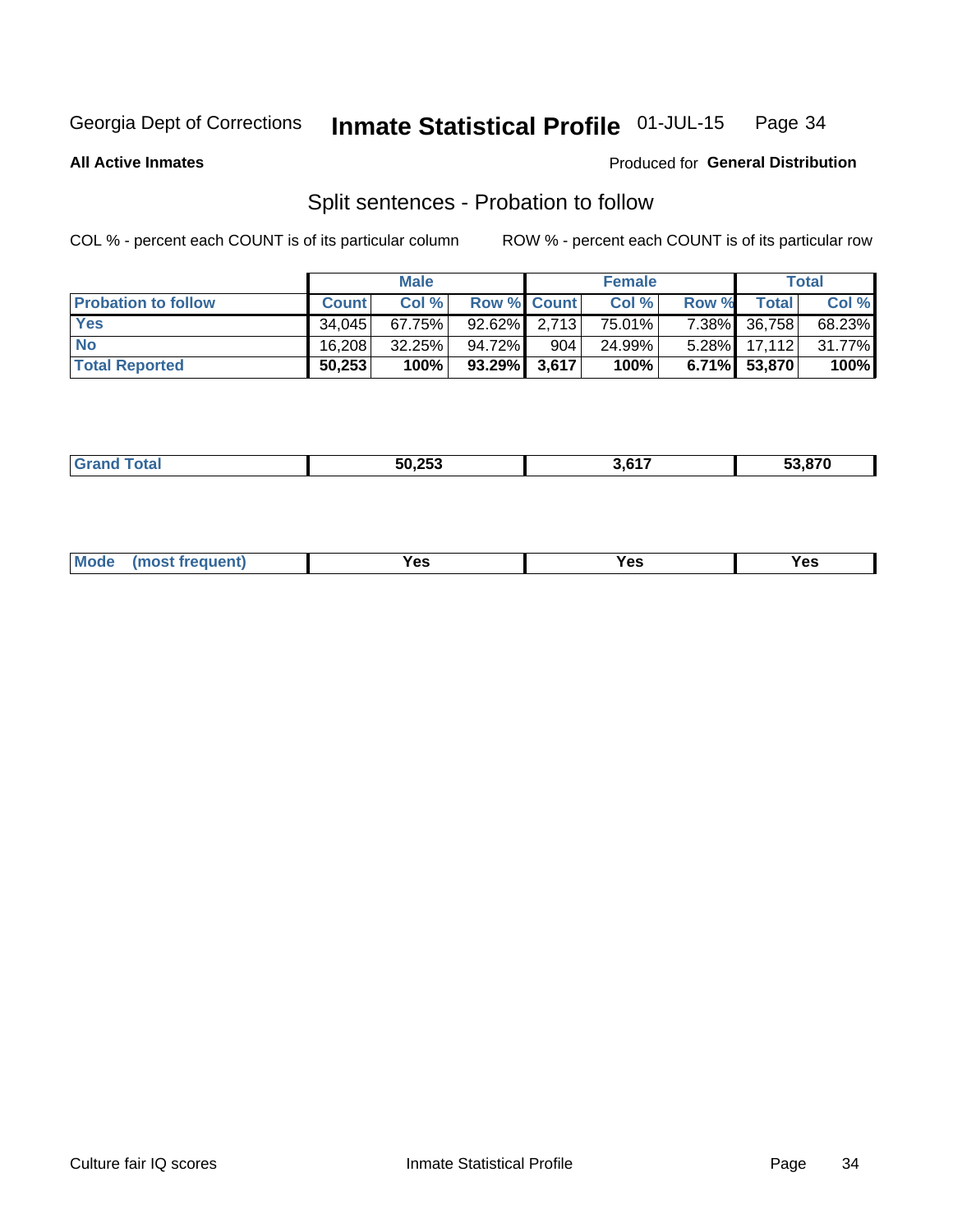Georgia Dept of Corrections **Inmate Statistical Profile** 01-JUL-15

**All Active Inmates**

Produced for **General Distribution**

## Split sentences - Probation to follow

COL % - percent each COUNT is of its particular column

ROW % - percent each COUNT is of its particular row

| | Male | | | Female | | | Total | |
|---|---|---|---|---|---|---|---|---|
| **Probation to follow** | **Count** | **Col %** | **Row %** | **Count** | **Col %** | **Row %** | **Total** | **Col %** |
| **Yes** | 34,045 | 67.75% | 92.62% | 2,713 | 75.01% | 7.38% | 36,758 | 68.23% |
| **No** | 16,208 | 32.25% | 94.72% | 904 | 24.99% | 5.28% | 17,112 | 31.77% |
| **Total Reported** | **50,253** | **100%** | **93.29%** | **3,617** | **100%** | **6.71%** | **53,870** | **100%** |

| | Male | Female | Total |
|---|---|---|---|
| **Grand Total** | **50,253** | **3,617** | **53,870** |

| | Male | Female | Total |
|---|---|---|---|
| **Mode (most frequent)** | **Yes** | **Yes** | **Yes** |

Culture fair IQ scores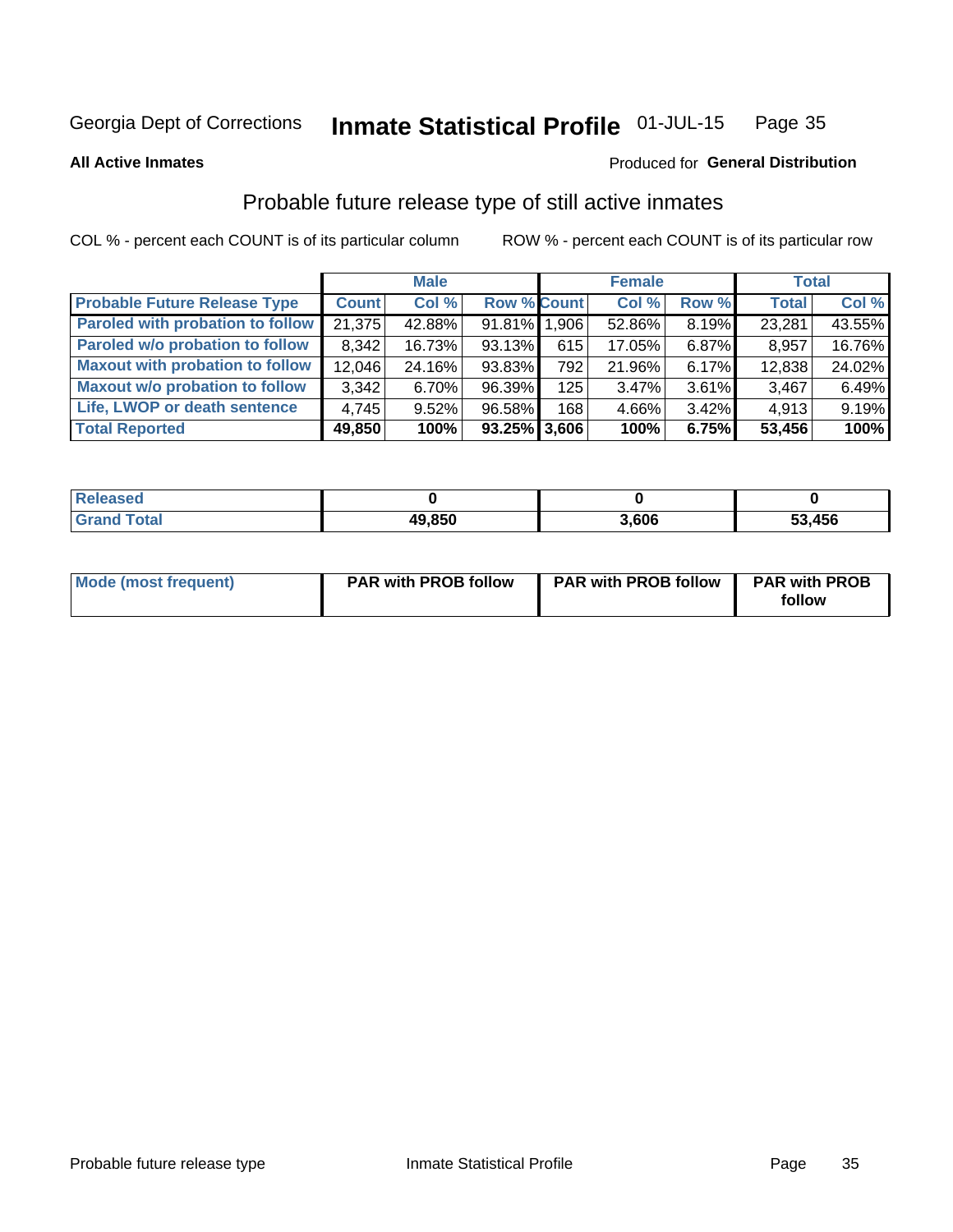Georgia Dept of Corrections **Inmate Statistical Profile** 01-JUL-15

**All Active Inmates**

Produced for **General Distribution**

## Probable future release type of still active inmates

COL % - percent each COUNT is of its particular column

ROW % - percent each COUNT is of its particular row

| | Male | | | Female | | | Total | |
|---|---|---|---|---|---|---|---|---|
| **Probable Future Release Type** | **Count** | **Col %** | **Row %** | **Count** | **Col %** | **Row %** | **Total** | **Col %** |
| **Paroled with probation to follow** | 21,375 | 42.88% | 91.81% | 1,906 | 52.86% | 8.19% | 23,281 | 43.55% |
| **Paroled w/o probation to follow** | 8,342 | 16.73% | 93.13% | 615 | 17.05% | 6.87% | 8,957 | 16.76% |
| **Maxout with probation to follow** | 12,046 | 24.16% | 93.83% | 792 | 21.96% | 6.17% | 12,838 | 24.02% |
| **Maxout w/o probation to follow** | 3,342 | 6.70% | 96.39% | 125 | 3.47% | 3.61% | 3,467 | 6.49% |
| **Life, LWOP or death sentence** | 4,745 | 9.52% | 96.58% | 168 | 4.66% | 3.42% | 4,913 | 9.19% |
| **Total Reported** | **49,850** | **100%** | **93.25%** | **3,606** | **100%** | **6.75%** | **53,456** | **100%** |

| | Male | Female | Total |
|---|---|---|---|
| **Released** | **0** | **0** | **0** |
| **Grand Total** | **49,850** | **3,606** | **53,456** |

| | Male | Female | Total |
|---|---|---|---|
| **Mode (most frequent)** | **PAR with PROB follow** | **PAR with PROB follow** | **PAR with PROB follow** |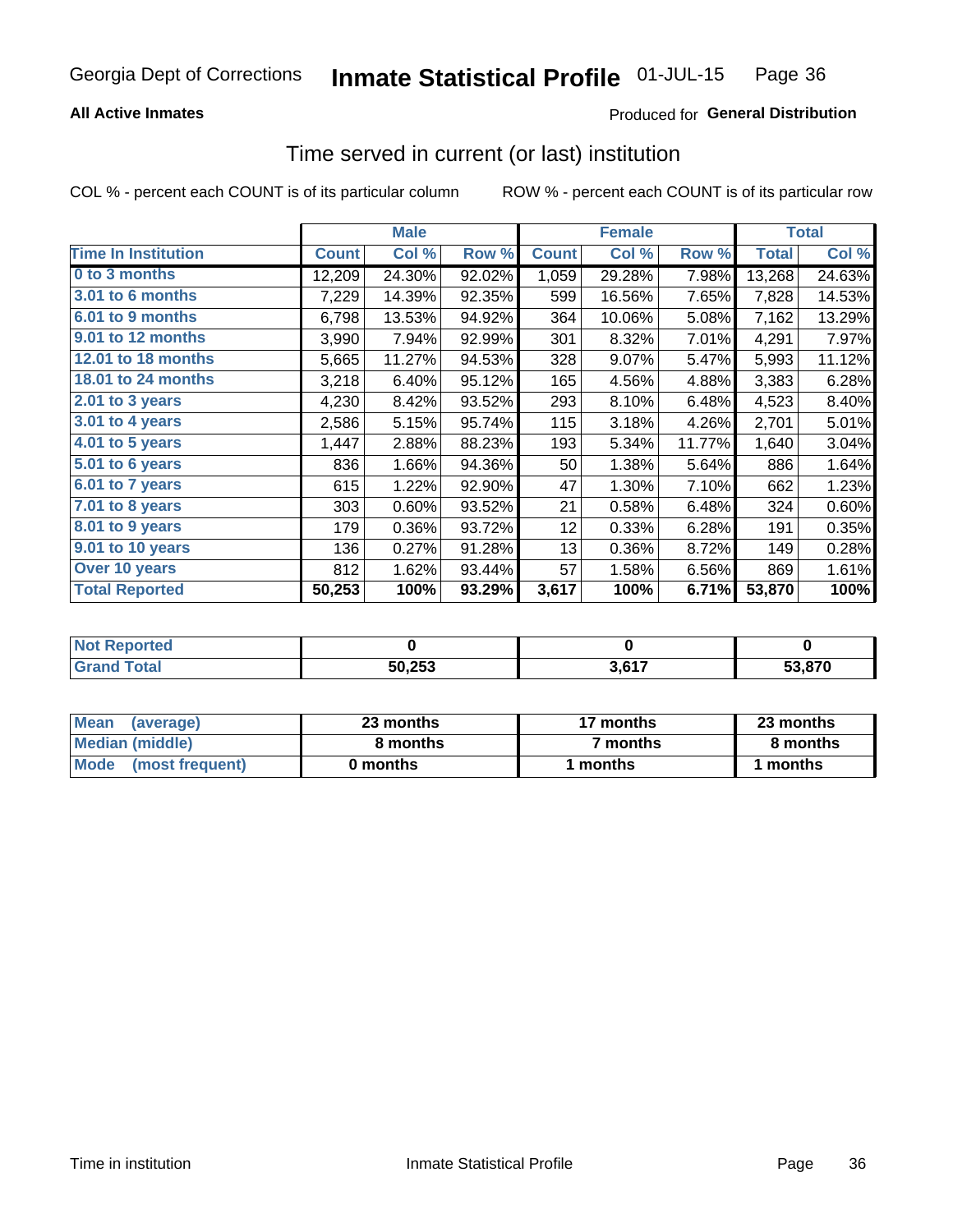Georgia Dept of Corrections **Inmate Statistical Profile** 01-JUL-15

**All Active Inmates**

Produced for **General Distribution**

## Time served in current (or last) institution

COL % - percent each COUNT is of its particular column

ROW % - percent each COUNT is of its particular row

| | Male | | | Female | | | Total | |
|---|---|---|---|---|---|---|---|---|
| **Time In Institution** | **Count** | **Col %** | **Row %** | **Count** | **Col %** | **Row %** | **Total** | **Col %** |
| **0 to 3 months** | 12,209 | 24.30% | 92.02% | 1,059 | 29.28% | 7.98% | 13,268 | 24.63% |
| **3.01 to 6 months** | 7,229 | 14.39% | 92.35% | 599 | 16.56% | 7.65% | 7,828 | 14.53% |
| **6.01 to 9 months** | 6,798 | 13.53% | 94.92% | 364 | 10.06% | 5.08% | 7,162 | 13.29% |
| **9.01 to 12 months** | 3,990 | 7.94% | 92.99% | 301 | 8.32% | 7.01% | 4,291 | 7.97% |
| **12.01 to 18 months** | 5,665 | 11.27% | 94.53% | 328 | 9.07% | 5.47% | 5,993 | 11.12% |
| **18.01 to 24 months** | 3,218 | 6.40% | 95.12% | 165 | 4.56% | 4.88% | 3,383 | 6.28% |
| **2.01 to 3 years** | 4,230 | 8.42% | 93.52% | 293 | 8.10% | 6.48% | 4,523 | 8.40% |
| **3.01 to 4 years** | 2,586 | 5.15% | 95.74% | 115 | 3.18% | 4.26% | 2,701 | 5.01% |
| **4.01 to 5 years** | 1,447 | 2.88% | 88.23% | 193 | 5.34% | 11.77% | 1,640 | 3.04% |
| **5.01 to 6 years** | 836 | 1.66% | 94.36% | 50 | 1.38% | 5.64% | 886 | 1.64% |
| **6.01 to 7 years** | 615 | 1.22% | 92.90% | 47 | 1.30% | 7.10% | 662 | 1.23% |
| **7.01 to 8 years** | 303 | 0.60% | 93.52% | 21 | 0.58% | 6.48% | 324 | 0.60% |
| **8.01 to 9 years** | 179 | 0.36% | 93.72% | 12 | 0.33% | 6.28% | 191 | 0.35% |
| **9.01 to 10 years** | 136 | 0.27% | 91.28% | 13 | 0.36% | 8.72% | 149 | 0.28% |
| **Over 10 years** | 812 | 1.62% | 93.44% | 57 | 1.58% | 6.56% | 869 | 1.61% |
| **Total Reported** | **50,253** | **100%** | **93.29%** | **3,617** | **100%** | **6.71%** | **53,870** | **100%** |

| | Male | Female | Total |
|---|---|---|---|
| **Not Reported** | **0** | **0** | **0** |
| **Grand Total** | **50,253** | **3,617** | **53,870** |

| | Male | Female | Total |
|---|---|---|---|
| **Mean (average)** | **23 months** | **17 months** | **23 months** |
| **Median (middle)** | **8 months** | **7 months** | **8 months** |
| **Mode (most frequent)** | **0 months** | **1 months** | **1 months** |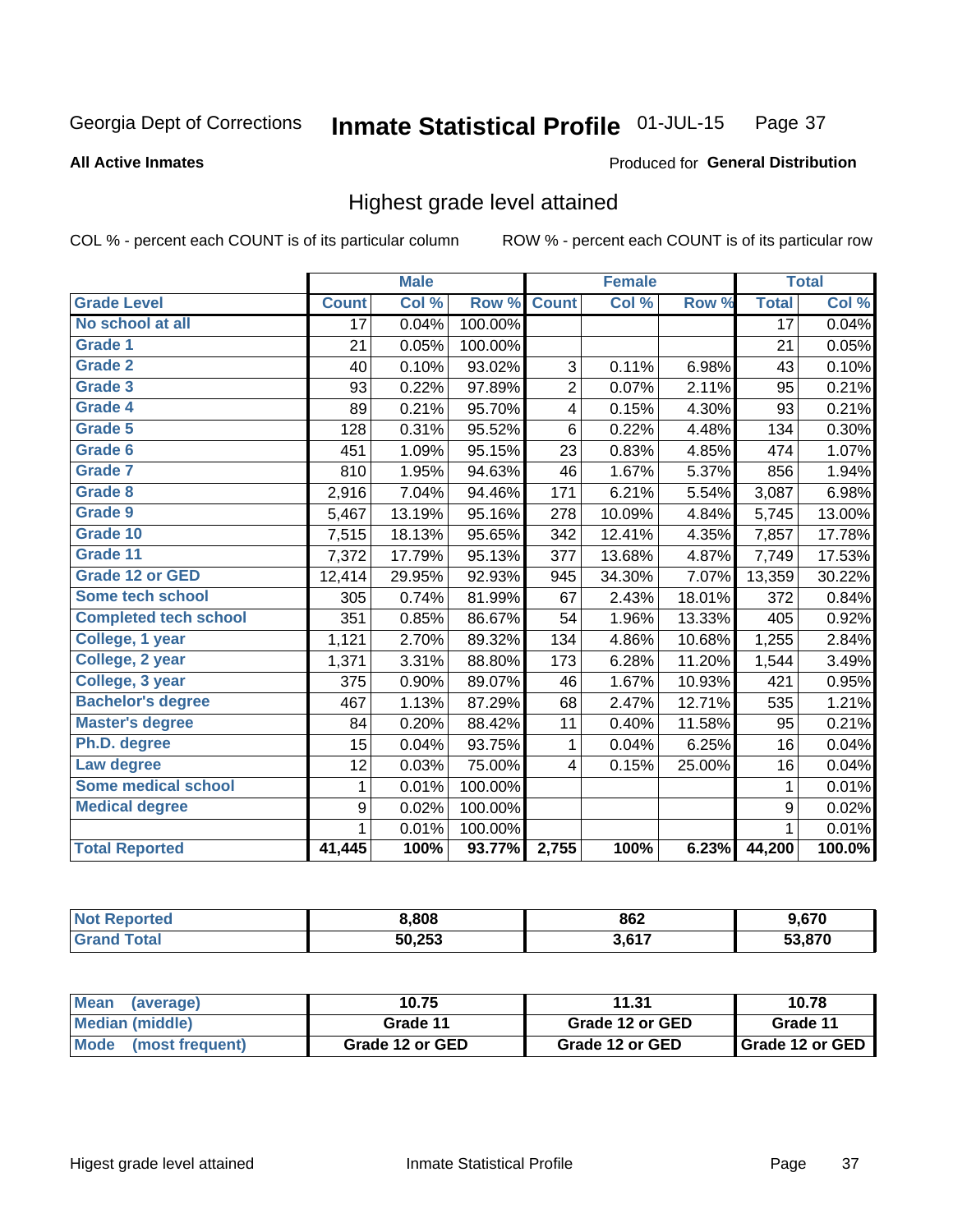Georgia Dept of Corrections **Inmate Statistical Profile** 01-JUL-15

**All Active Inmates**

Produced for **General Distribution**

## Highest grade level attained

COL % - percent each COUNT is of its particular column     ROW % - percent each COUNT is of its particular row

| | Male | | | Female | | | Total | |
|---|---|---|---|---|---|---|---|---|
| **Grade Level** | **Count** | **Col %** | **Row %** | **Count** | **Col %** | **Row %** | **Total** | **Col %** |
| No school at all | 17 | 0.04% | 100.00% | | | | 17 | 0.04% |
| Grade 1 | 21 | 0.05% | 100.00% | | | | 21 | 0.05% |
| Grade 2 | 40 | 0.10% | 93.02% | 3 | 0.11% | 6.98% | 43 | 0.10% |
| Grade 3 | 93 | 0.22% | 97.89% | 2 | 0.07% | 2.11% | 95 | 0.21% |
| Grade 4 | 89 | 0.21% | 95.70% | 4 | 0.15% | 4.30% | 93 | 0.21% |
| Grade 5 | 128 | 0.31% | 95.52% | 6 | 0.22% | 4.48% | 134 | 0.30% |
| Grade 6 | 451 | 1.09% | 95.15% | 23 | 0.83% | 4.85% | 474 | 1.07% |
| Grade 7 | 810 | 1.95% | 94.63% | 46 | 1.67% | 5.37% | 856 | 1.94% |
| Grade 8 | 2,916 | 7.04% | 94.46% | 171 | 6.21% | 5.54% | 3,087 | 6.98% |
| Grade 9 | 5,467 | 13.19% | 95.16% | 278 | 10.09% | 4.84% | 5,745 | 13.00% |
| Grade 10 | 7,515 | 18.13% | 95.65% | 342 | 12.41% | 4.35% | 7,857 | 17.78% |
| Grade 11 | 7,372 | 17.79% | 95.13% | 377 | 13.68% | 4.87% | 7,749 | 17.53% |
| Grade 12 or GED | 12,414 | 29.95% | 92.93% | 945 | 34.30% | 7.07% | 13,359 | 30.22% |
| Some tech school | 305 | 0.74% | 81.99% | 67 | 2.43% | 18.01% | 372 | 0.84% |
| Completed tech school | 351 | 0.85% | 86.67% | 54 | 1.96% | 13.33% | 405 | 0.92% |
| College, 1 year | 1,121 | 2.70% | 89.32% | 134 | 4.86% | 10.68% | 1,255 | 2.84% |
| College, 2 year | 1,371 | 3.31% | 88.80% | 173 | 6.28% | 11.20% | 1,544 | 3.49% |
| College, 3 year | 375 | 0.90% | 89.07% | 46 | 1.67% | 10.93% | 421 | 0.95% |
| Bachelor's degree | 467 | 1.13% | 87.29% | 68 | 2.47% | 12.71% | 535 | 1.21% |
| Master's degree | 84 | 0.20% | 88.42% | 11 | 0.40% | 11.58% | 95 | 0.21% |
| Ph.D. degree | 15 | 0.04% | 93.75% | 1 | 0.04% | 6.25% | 16 | 0.04% |
| Law degree | 12 | 0.03% | 75.00% | 4 | 0.15% | 25.00% | 16 | 0.04% |
| Some medical school | 1 | 0.01% | 100.00% | | | | 1 | 0.01% |
| Medical degree | 9 | 0.02% | 100.00% | | | | 9 | 0.02% |
| | 1 | 0.01% | 100.00% | | | | 1 | 0.01% |
| **Total Reported** | **41,445** | **100%** | **93.77%** | **2,755** | **100%** | **6.23%** | **44,200** | **100.0%** |

| | Male | Female | Total |
|---|---|---|---|
| Not Reported | 8,808 | 862 | 9,670 |
| Grand Total | 50,253 | 3,617 | 53,870 |

| | Male | Female | Total |
|---|---|---|---|
| Mean (average) | 10.75 | 11.31 | 10.78 |
| Median (middle) | Grade 11 | Grade 12 or GED | Grade 11 |
| Mode (most frequent) | Grade 12 or GED | Grade 12 or GED | Grade 12 or GED |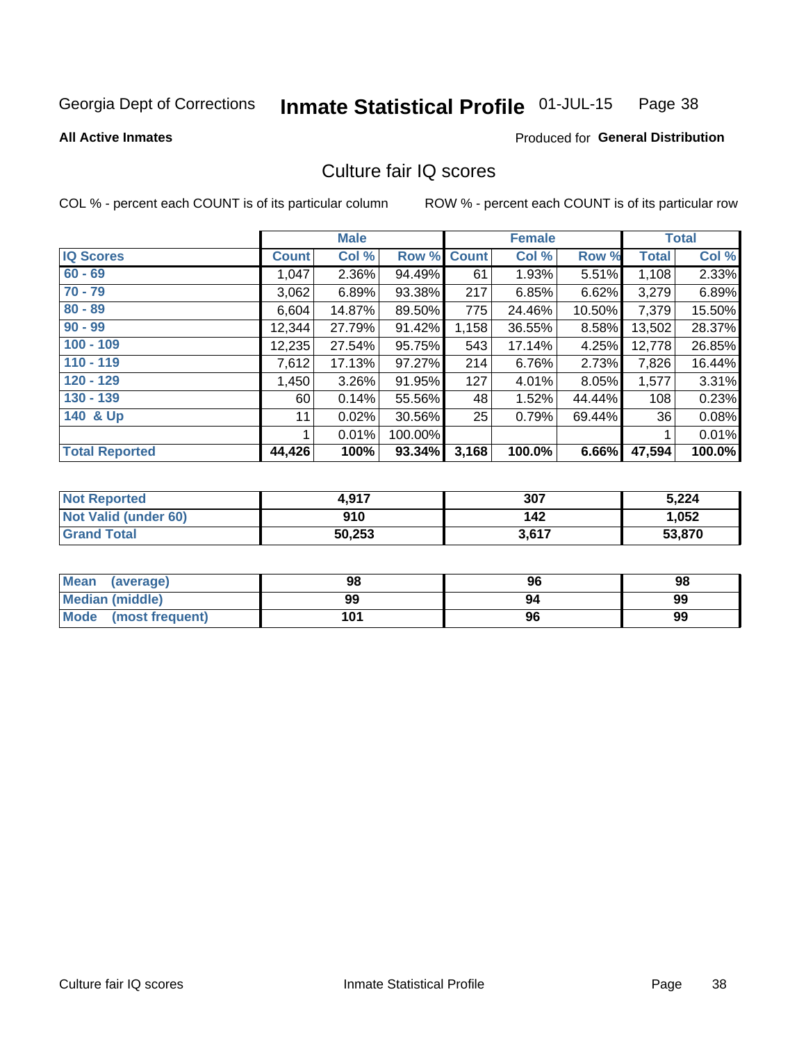Georgia Dept of Corrections **Inmate Statistical Profile** 01-JUL-15

**All Active Inmates**

Produced for **General Distribution**

## Culture fair IQ scores

COL % - percent each COUNT is of its particular column ROW % - percent each COUNT is of its particular row

| | Male | | | Female | | | Total | |
|---|---|---|---|---|---|---|---|---|
| **IQ Scores** | **Count** | **Col %** | **Row %** | **Count** | **Col %** | **Row %** | **Total** | **Col %** |
| **60 - 69** | 1,047 | 2.36% | 94.49% | 61 | 1.93% | 5.51% | 1,108 | 2.33% |
| **70 - 79** | 3,062 | 6.89% | 93.38% | 217 | 6.85% | 6.62% | 3,279 | 6.89% |
| **80 - 89** | 6,604 | 14.87% | 89.50% | 775 | 24.46% | 10.50% | 7,379 | 15.50% |
| **90 - 99** | 12,344 | 27.79% | 91.42% | 1,158 | 36.55% | 8.58% | 13,502 | 28.37% |
| **100 - 109** | 12,235 | 27.54% | 95.75% | 543 | 17.14% | 4.25% | 12,778 | 26.85% |
| **110 - 119** | 7,612 | 17.13% | 97.27% | 214 | 6.76% | 2.73% | 7,826 | 16.44% |
| **120 - 129** | 1,450 | 3.26% | 91.95% | 127 | 4.01% | 8.05% | 1,577 | 3.31% |
| **130 - 139** | 60 | 0.14% | 55.56% | 48 | 1.52% | 44.44% | 108 | 0.23% |
| **140 & Up** | 11 | 0.02% | 30.56% | 25 | 0.79% | 69.44% | 36 | 0.08% |
| | 1 | 0.01% | 100.00% | | | | 1 | 0.01% |
| **Total Reported** | **44,426** | **100%** | **93.34%** | **3,168** | **100.0%** | **6.66%** | **47,594** | **100.0%** |

| | Male | Female | Total |
|---|---|---|---|
| **Not Reported** | **4,917** | **307** | **5,224** |
| **Not Valid (under 60)** | **910** | **142** | **1,052** |
| **Grand Total** | **50,253** | **3,617** | **53,870** |

| | Male | Female | Total |
|---|---|---|---|
| **Mean (average)** | **98** | **96** | **98** |
| **Median (middle)** | **99** | **94** | **99** |
| **Mode (most frequent)** | **101** | **96** | **99** |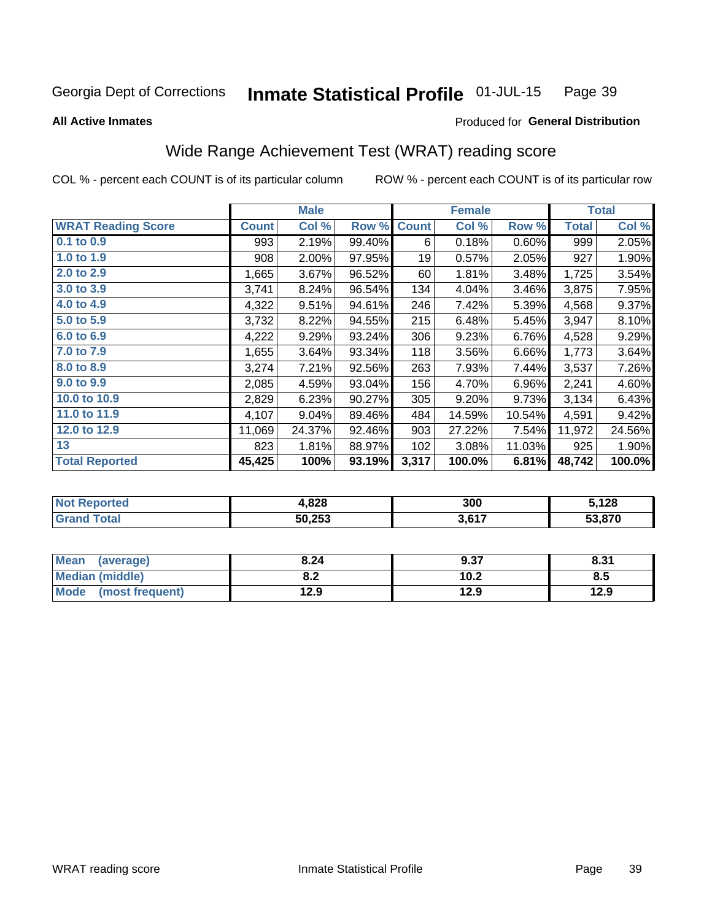Georgia Dept of Corrections **Inmate Statistical Profile** 01-JUL-15

**All Active Inmates**

Produced for **General Distribution**

## Wide Range Achievement Test (WRAT) reading score

COL % - percent each COUNT is of its particular column ROW % - percent each COUNT is of its particular row

| | Male | | | Female | | | Total | |
|---|---|---|---|---|---|---|---|---|
| **WRAT Reading Score** | **Count** | **Col %** | **Row %** | **Count** | **Col %** | **Row %** | **Total** | **Col %** |
| 0.1 to 0.9 | 993 | 2.19% | 99.40% | 6 | 0.18% | 0.60% | 999 | 2.05% |
| 1.0 to 1.9 | 908 | 2.00% | 97.95% | 19 | 0.57% | 2.05% | 927 | 1.90% |
| 2.0 to 2.9 | 1,665 | 3.67% | 96.52% | 60 | 1.81% | 3.48% | 1,725 | 3.54% |
| 3.0 to 3.9 | 3,741 | 8.24% | 96.54% | 134 | 4.04% | 3.46% | 3,875 | 7.95% |
| 4.0 to 4.9 | 4,322 | 9.51% | 94.61% | 246 | 7.42% | 5.39% | 4,568 | 9.37% |
| 5.0 to 5.9 | 3,732 | 8.22% | 94.55% | 215 | 6.48% | 5.45% | 3,947 | 8.10% |
| 6.0 to 6.9 | 4,222 | 9.29% | 93.24% | 306 | 9.23% | 6.76% | 4,528 | 9.29% |
| 7.0 to 7.9 | 1,655 | 3.64% | 93.34% | 118 | 3.56% | 6.66% | 1,773 | 3.64% |
| 8.0 to 8.9 | 3,274 | 7.21% | 92.56% | 263 | 7.93% | 7.44% | 3,537 | 7.26% |
| 9.0 to 9.9 | 2,085 | 4.59% | 93.04% | 156 | 4.70% | 6.96% | 2,241 | 4.60% |
| 10.0 to 10.9 | 2,829 | 6.23% | 90.27% | 305 | 9.20% | 9.73% | 3,134 | 6.43% |
| 11.0 to 11.9 | 4,107 | 9.04% | 89.46% | 484 | 14.59% | 10.54% | 4,591 | 9.42% |
| 12.0 to 12.9 | 11,069 | 24.37% | 92.46% | 903 | 27.22% | 7.54% | 11,972 | 24.56% |
| 13 | 823 | 1.81% | 88.97% | 102 | 3.08% | 11.03% | 925 | 1.90% |
| **Total Reported** | **45,425** | **100%** | **93.19%** | **3,317** | **100.0%** | **6.81%** | **48,742** | **100.0%** |

| | Male | Female | Total |
|---|---|---|---|
| Not Reported | 4,828 | 300 | 5,128 |
| Grand Total | 50,253 | 3,617 | 53,870 |

| | Male | Female | Total |
|---|---|---|---|
| Mean (average) | 8.24 | 9.37 | 8.31 |
| Median (middle) | 8.2 | 10.2 | 8.5 |
| Mode (most frequent) | 12.9 | 12.9 | 12.9 |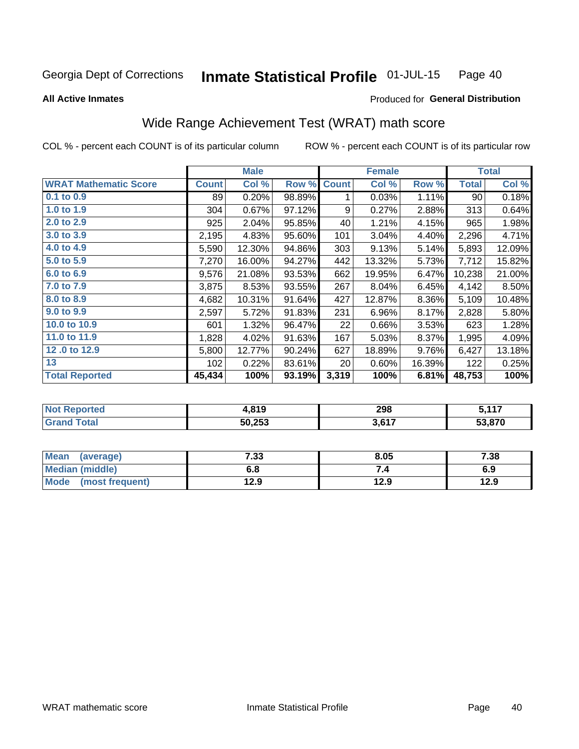Georgia Dept of Corrections **Inmate Statistical Profile** 01-JUL-15

**All Active Inmates**

Produced for **General Distribution**

## Wide Range Achievement Test (WRAT) math score

COL % - percent each COUNT is of its particular column    ROW % - percent each COUNT is of its particular row

| | Male | | | Female | | | Total | |
|---|---|---|---|---|---|---|---|---|
| **WRAT Mathematic Score** | **Count** | **Col %** | **Row %** | **Count** | **Col %** | **Row %** | **Total** | **Col %** |
| 0.1 to 0.9 | 89 | 0.20% | 98.89% | 1 | 0.03% | 1.11% | 90 | 0.18% |
| 1.0 to 1.9 | 304 | 0.67% | 97.12% | 9 | 0.27% | 2.88% | 313 | 0.64% |
| 2.0 to 2.9 | 925 | 2.04% | 95.85% | 40 | 1.21% | 4.15% | 965 | 1.98% |
| 3.0 to 3.9 | 2,195 | 4.83% | 95.60% | 101 | 3.04% | 4.40% | 2,296 | 4.71% |
| 4.0 to 4.9 | 5,590 | 12.30% | 94.86% | 303 | 9.13% | 5.14% | 5,893 | 12.09% |
| 5.0 to 5.9 | 7,270 | 16.00% | 94.27% | 442 | 13.32% | 5.73% | 7,712 | 15.82% |
| 6.0 to 6.9 | 9,576 | 21.08% | 93.53% | 662 | 19.95% | 6.47% | 10,238 | 21.00% |
| 7.0 to 7.9 | 3,875 | 8.53% | 93.55% | 267 | 8.04% | 6.45% | 4,142 | 8.50% |
| 8.0 to 8.9 | 4,682 | 10.31% | 91.64% | 427 | 12.87% | 8.36% | 5,109 | 10.48% |
| 9.0 to 9.9 | 2,597 | 5.72% | 91.83% | 231 | 6.96% | 8.17% | 2,828 | 5.80% |
| 10.0 to 10.9 | 601 | 1.32% | 96.47% | 22 | 0.66% | 3.53% | 623 | 1.28% |
| 11.0 to 11.9 | 1,828 | 4.02% | 91.63% | 167 | 5.03% | 8.37% | 1,995 | 4.09% |
| 12 .0 to 12.9 | 5,800 | 12.77% | 90.24% | 627 | 18.89% | 9.76% | 6,427 | 13.18% |
| 13 | 102 | 0.22% | 83.61% | 20 | 0.60% | 16.39% | 122 | 0.25% |
| **Total Reported** | **45,434** | **100%** | **93.19%** | **3,319** | **100%** | **6.81%** | **48,753** | **100%** |

| | Male | Female | Total |
|---|---|---|---|
| Not Reported | 4,819 | 298 | 5,117 |
| Grand Total | 50,253 | 3,617 | 53,870 |

| | Male | Female | Total |
|---|---|---|---|
| Mean (average) | 7.33 | 8.05 | 7.38 |
| Median (middle) | 6.8 | 7.4 | 6.9 |
| Mode (most frequent) | 12.9 | 12.9 | 12.9 |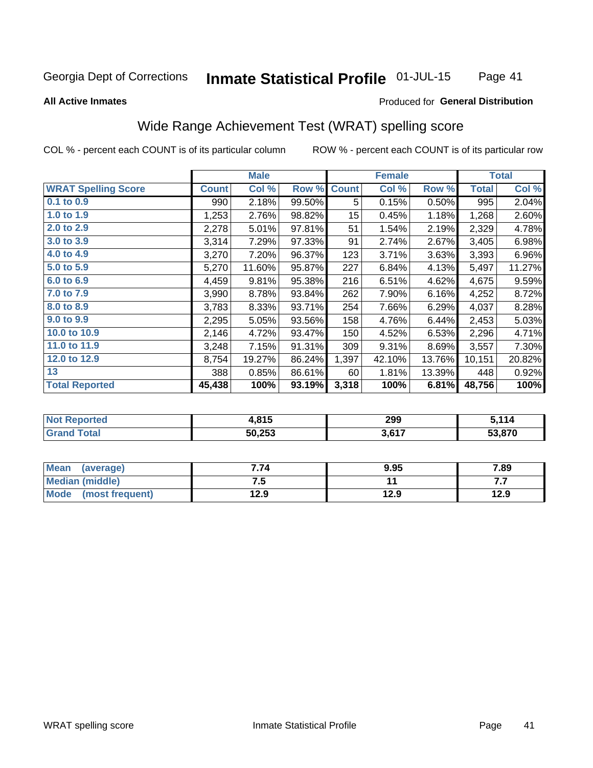Georgia Dept of Corrections **Inmate Statistical Profile** 01-JUL-15

**All Active Inmates** Produced for **General Distribution**

## Wide Range Achievement Test (WRAT) spelling score

COL % - percent each COUNT is of its particular column ROW % - percent each COUNT is of its particular row

| | Male | | | Female | | | Total | |
|---|---|---|---|---|---|---|---|---|
| **WRAT Spelling Score** | **Count** | **Col %** | **Row %** | **Count** | **Col %** | **Row %** | **Total** | **Col %** |
| 0.1 to 0.9 | 990 | 2.18% | 99.50% | 5 | 0.15% | 0.50% | 995 | 2.04% |
| 1.0 to 1.9 | 1,253 | 2.76% | 98.82% | 15 | 0.45% | 1.18% | 1,268 | 2.60% |
| 2.0 to 2.9 | 2,278 | 5.01% | 97.81% | 51 | 1.54% | 2.19% | 2,329 | 4.78% |
| 3.0 to 3.9 | 3,314 | 7.29% | 97.33% | 91 | 2.74% | 2.67% | 3,405 | 6.98% |
| 4.0 to 4.9 | 3,270 | 7.20% | 96.37% | 123 | 3.71% | 3.63% | 3,393 | 6.96% |
| 5.0 to 5.9 | 5,270 | 11.60% | 95.87% | 227 | 6.84% | 4.13% | 5,497 | 11.27% |
| 6.0 to 6.9 | 4,459 | 9.81% | 95.38% | 216 | 6.51% | 4.62% | 4,675 | 9.59% |
| 7.0 to 7.9 | 3,990 | 8.78% | 93.84% | 262 | 7.90% | 6.16% | 4,252 | 8.72% |
| 8.0 to 8.9 | 3,783 | 8.33% | 93.71% | 254 | 7.66% | 6.29% | 4,037 | 8.28% |
| 9.0 to 9.9 | 2,295 | 5.05% | 93.56% | 158 | 4.76% | 6.44% | 2,453 | 5.03% |
| 10.0 to 10.9 | 2,146 | 4.72% | 93.47% | 150 | 4.52% | 6.53% | 2,296 | 4.71% |
| 11.0 to 11.9 | 3,248 | 7.15% | 91.31% | 309 | 9.31% | 8.69% | 3,557 | 7.30% |
| 12.0 to 12.9 | 8,754 | 19.27% | 86.24% | 1,397 | 42.10% | 13.76% | 10,151 | 20.82% |
| 13 | 388 | 0.85% | 86.61% | 60 | 1.81% | 13.39% | 448 | 0.92% |
| **Total Reported** | **45,438** | **100%** | **93.19%** | **3,318** | **100%** | **6.81%** | **48,756** | **100%** |

| | Male | Female | Total |
|---|---|---|---|
| Not Reported | 4,815 | 299 | 5,114 |
| Grand Total | 50,253 | 3,617 | 53,870 |

| | Male | Female | Total |
|---|---|---|---|
| Mean (average) | 7.74 | 9.95 | 7.89 |
| Median (middle) | 7.5 | 11 | 7.7 |
| Mode (most frequent) | 12.9 | 12.9 | 12.9 |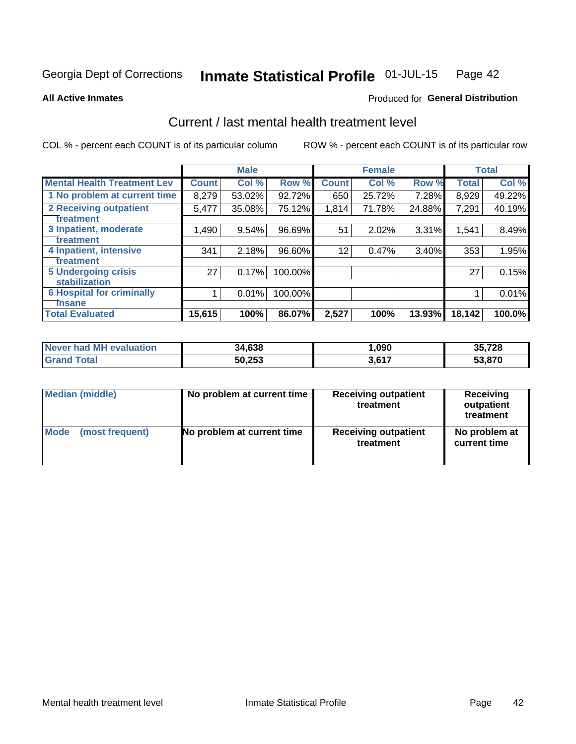Georgia Dept of Corrections **Inmate Statistical Profile** 01-JUL-15

**All Active Inmates**

Produced for **General Distribution**

## Current / last mental health treatment level

COL % - percent each COUNT is of its particular column

ROW % - percent each COUNT is of its particular row

| | Male | | | Female | | | Total | |
|---|---|---|---|---|---|---|---|---|
| **Mental Health Treatment Lev** | **Count** | **Col %** | **Row %** | **Count** | **Col %** | **Row %** | **Total** | **Col %** |
| **1 No problem at current time** | 8,279 | 53.02% | 92.72% | 650 | 25.72% | 7.28% | 8,929 | 49.22% |
| **2 Receiving outpatient treatment** | 5,477 | 35.08% | 75.12% | 1,814 | 71.78% | 24.88% | 7,291 | 40.19% |
| **3 Inpatient, moderate treatment** | 1,490 | 9.54% | 96.69% | 51 | 2.02% | 3.31% | 1,541 | 8.49% |
| **4 Inpatient, intensive treatment** | 341 | 2.18% | 96.60% | 12 | 0.47% | 3.40% | 353 | 1.95% |
| **5 Undergoing crisis stabilization** | 27 | 0.17% | 100.00% | | | | 27 | 0.15% |
| **6 Hospital for criminally insane** | 1 | 0.01% | 100.00% | | | | 1 | 0.01% |
| **Total Evaluated** | **15,615** | **100%** | **86.07%** | **2,527** | **100%** | **13.93%** | **18,142** | **100.0%** |

| | Male | Female | Total |
|---|---|---|---|
| **Never had MH evaluation** | **34,638** | **1,090** | **35,728** |
| **Grand Total** | **50,253** | **3,617** | **53,870** |

| | Male | Female | Total |
|---|---|---|---|
| **Median (middle)** | **No problem at current time** | **Receiving outpatient treatment** | **Receiving outpatient treatment** |
| **Mode (most frequent)** | **No problem at current time** | **Receiving outpatient treatment** | **No problem at current time** |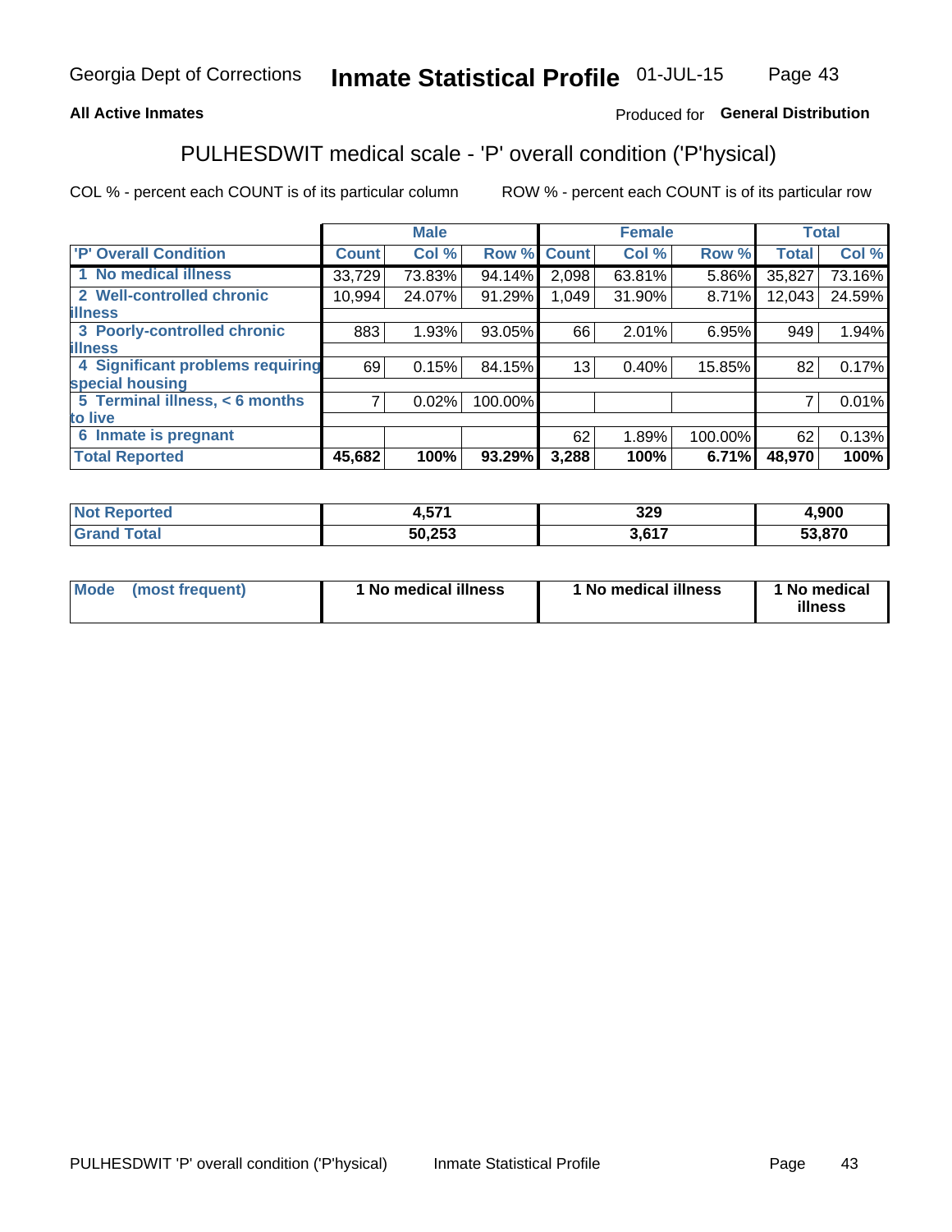## All Active Inmates

Produced for **General Distribution**

# PULHESDWIT medical scale - 'P' overall condition ('P'hysical)

COL % - percent each COUNT is of its particular column

ROW % - percent each COUNT is of its particular row

| 'P' Overall Condition | Male | | | Female | | | Total | |
|---|---|---|---|---|---|---|---|---|
| | Count | Col % | Row % | Count | Col % | Row % | Total | Col % |
| 1 No medical illness | 33,729 | 73.83% | 94.14% | 2,098 | 63.81% | 5.86% | 35,827 | 73.16% |
| 2 Well-controlled chronic illness | 10,994 | 24.07% | 91.29% | 1,049 | 31.90% | 8.71% | 12,043 | 24.59% |
| 3 Poorly-controlled chronic illness | 883 | 1.93% | 93.05% | 66 | 2.01% | 6.95% | 949 | 1.94% |
| 4 Significant problems requiring special housing | 69 | 0.15% | 84.15% | 13 | 0.40% | 15.85% | 82 | 0.17% |
| 5 Terminal illness, < 6 months to live | 7 | 0.02% | 100.00% | | | | 7 | 0.01% |
| 6 Inmate is pregnant | | | | 62 | 1.89% | 100.00% | 62 | 0.13% |
| **Total Reported** | **45,682** | **100%** | **93.29%** | **3,288** | **100%** | **6.71%** | **48,970** | **100%** |

| | Male | Female | Total |
|---|---|---|---|
| Not Reported | 4,571 | 329 | 4,900 |
| Grand Total | 50,253 | 3,617 | 53,870 |

| | Male | Female | Total |
|---|---|---|---|
| Mode (most frequent) | 1 No medical illness | 1 No medical illness | 1 No medical illness |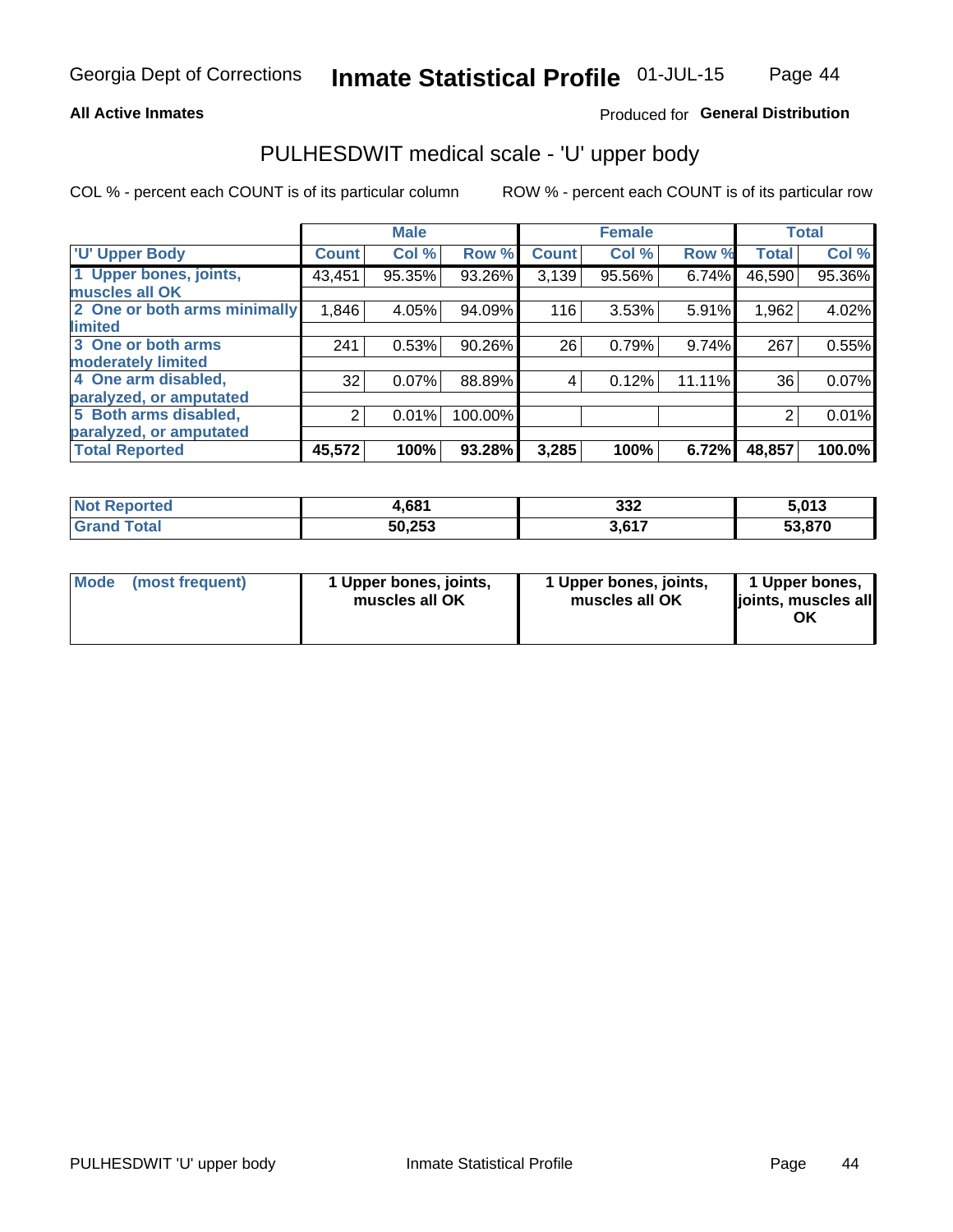**All Active Inmates**

Produced for **General Distribution**

# PULHESDWIT medical scale - 'U' upper body

COL % - percent each COUNT is of its particular column

ROW % - percent each COUNT is of its particular row

| | Male | | | Female | | | Total | |
|---|---|---|---|---|---|---|---|---|
| 'U' Upper Body | Count | Col % | Row % | Count | Col % | Row % | Total | Col % |
| 1 Upper bones, joints, muscles all OK | 43,451 | 95.35% | 93.26% | 3,139 | 95.56% | 6.74% | 46,590 | 95.36% |
| 2 One or both arms minimally limited | 1,846 | 4.05% | 94.09% | 116 | 3.53% | 5.91% | 1,962 | 4.02% |
| 3 One or both arms moderately limited | 241 | 0.53% | 90.26% | 26 | 0.79% | 9.74% | 267 | 0.55% |
| 4 One arm disabled, paralyzed, or amputated | 32 | 0.07% | 88.89% | 4 | 0.12% | 11.11% | 36 | 0.07% |
| 5 Both arms disabled, paralyzed, or amputated | 2 | 0.01% | 100.00% | | | | 2 | 0.01% |
| **Total Reported** | **45,572** | **100%** | **93.28%** | **3,285** | **100%** | **6.72%** | **48,857** | **100.0%** |

| | Male | Female | Total |
|---|---|---|---|
| Not Reported | 4,681 | 332 | 5,013 |
| Grand Total | 50,253 | 3,617 | 53,870 |

| | Male | Female | Total |
|---|---|---|---|
| Mode (most frequent) | 1 Upper bones, joints, muscles all OK | 1 Upper bones, joints, muscles all OK | 1 Upper bones, joints, muscles all OK |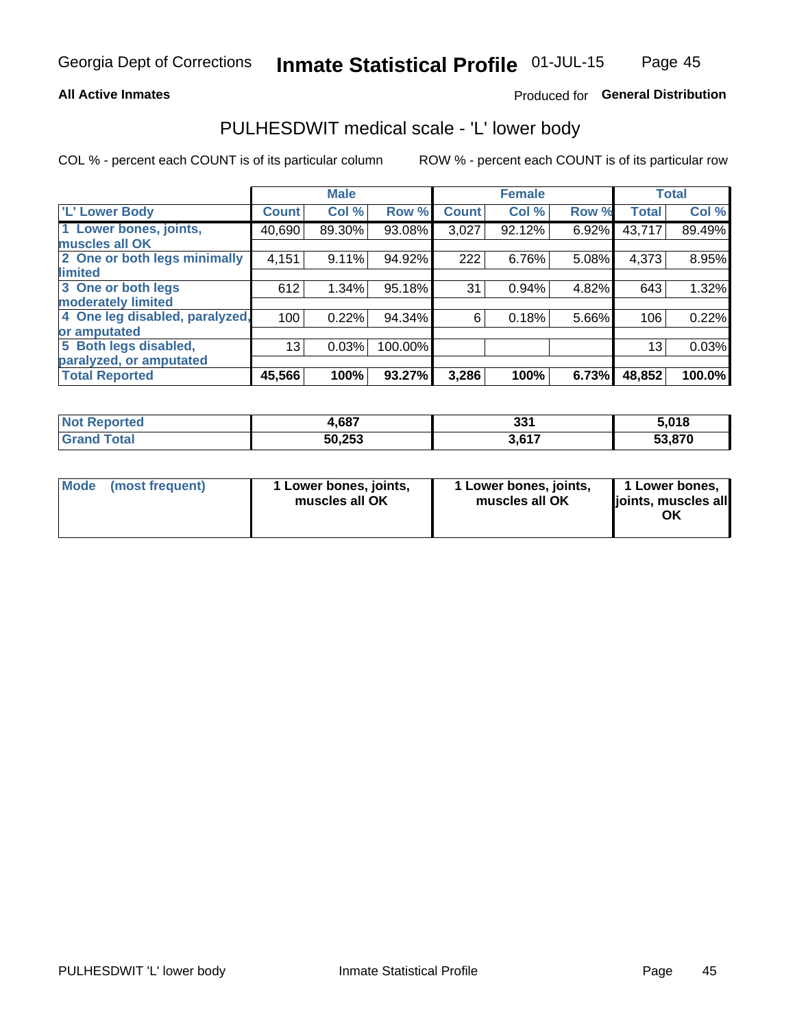Georgia Dept of Corrections **Inmate Statistical Profile** 01-JUL-15

**All Active Inmates**

Produced for **General Distribution**

## PULHESDWIT medical scale - 'L' lower body

COL % - percent each COUNT is of its particular column ROW % - percent each COUNT is of its particular row

| | Male | | | Female | | | Total | |
|---|---|---|---|---|---|---|---|---|
| 'L' Lower Body | Count | Col % | Row % | Count | Col % | Row % | Total | Col % |
| 1 Lower bones, joints, muscles all OK | 40,690 | 89.30% | 93.08% | 3,027 | 92.12% | 6.92% | 43,717 | 89.49% |
| 2 One or both legs minimally limited | 4,151 | 9.11% | 94.92% | 222 | 6.76% | 5.08% | 4,373 | 8.95% |
| 3 One or both legs moderately limited | 612 | 1.34% | 95.18% | 31 | 0.94% | 4.82% | 643 | 1.32% |
| 4 One leg disabled, paralyzed, or amputated | 100 | 0.22% | 94.34% | 6 | 0.18% | 5.66% | 106 | 0.22% |
| 5 Both legs disabled, paralyzed, or amputated | 13 | 0.03% | 100.00% | | | | 13 | 0.03% |
| **Total Reported** | **45,566** | **100%** | **93.27%** | **3,286** | **100%** | **6.73%** | **48,852** | **100.0%** |

| | Male | Female | Total |
|---|---|---|---|
| Not Reported | 4,687 | 331 | 5,018 |
| Grand Total | 50,253 | 3,617 | 53,870 |

| | Male | Female | Total |
|---|---|---|---|
| Mode (most frequent) | 1 Lower bones, joints, muscles all OK | 1 Lower bones, joints, muscles all OK | 1 Lower bones, joints, muscles all OK |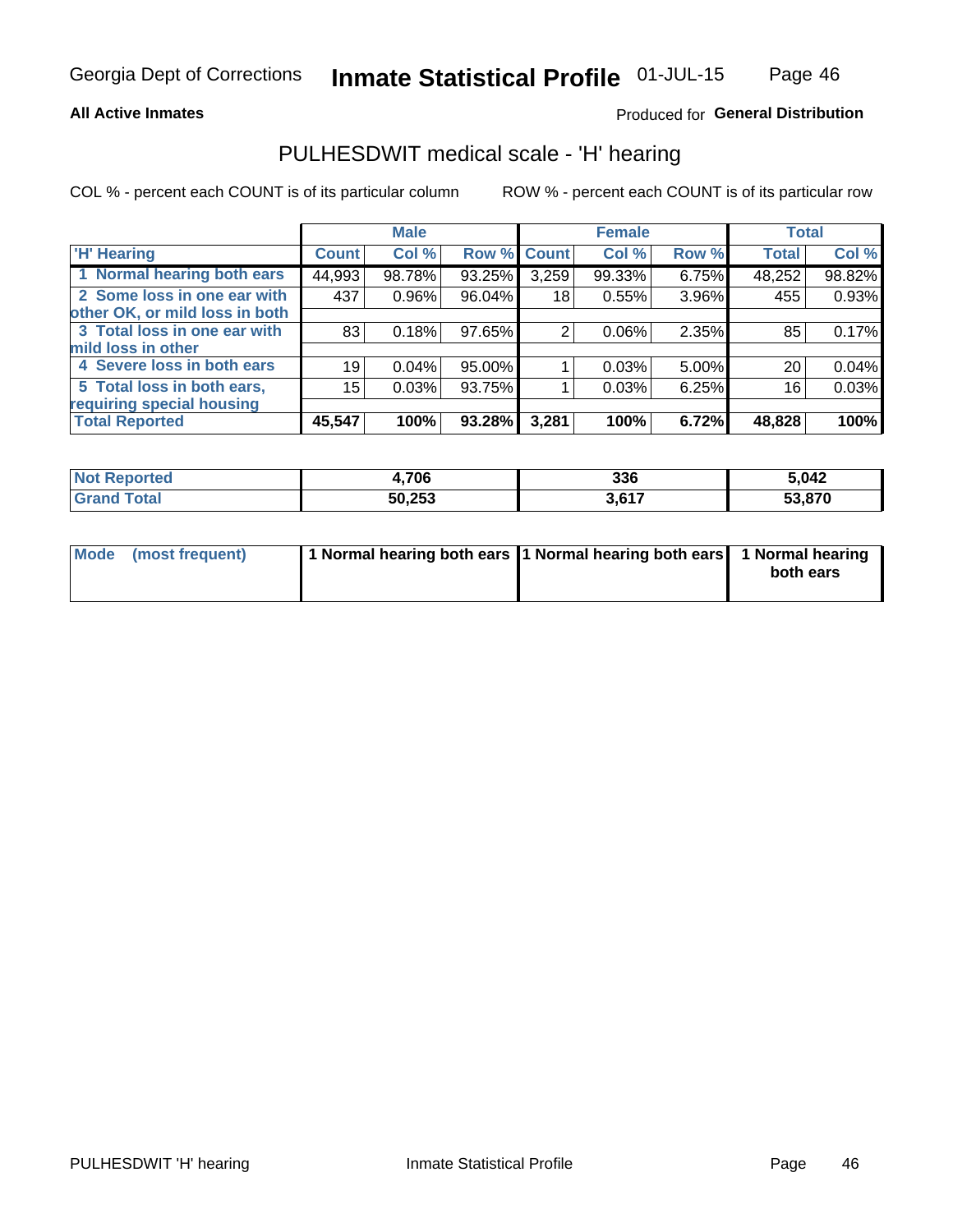Georgia Dept of Corrections **Inmate Statistical Profile** 01-JUL-15

**All Active Inmates**

Produced for **General Distribution**

## PULHESDWIT medical scale - 'H' hearing

COL % - percent each COUNT is of its particular column ROW % - percent each COUNT is of its particular row

| | Male | | | Female | | | Total | |
|---|---|---|---|---|---|---|---|---|
| 'H' Hearing | Count | Col % | Row % | Count | Col % | Row % | Total | Col % |
| 1 Normal hearing both ears | 44,993 | 98.78% | 93.25% | 3,259 | 99.33% | 6.75% | 48,252 | 98.82% |
| 2 Some loss in one ear with other OK, or mild loss in both | 437 | 0.96% | 96.04% | 18 | 0.55% | 3.96% | 455 | 0.93% |
| 3 Total loss in one ear with mild loss in other | 83 | 0.18% | 97.65% | 2 | 0.06% | 2.35% | 85 | 0.17% |
| 4 Severe loss in both ears | 19 | 0.04% | 95.00% | 1 | 0.03% | 5.00% | 20 | 0.04% |
| 5 Total loss in both ears, requiring special housing | 15 | 0.03% | 93.75% | 1 | 0.03% | 6.25% | 16 | 0.03% |
| **Total Reported** | **45,547** | **100%** | **93.28%** | **3,281** | **100%** | **6.72%** | **48,828** | **100%** |

| | Male | Female | Total |
|---|---|---|---|
| Not Reported | 4,706 | 336 | 5,042 |
| Grand Total | 50,253 | 3,617 | 53,870 |

| | Male | Female | Total |
|---|---|---|---|
| Mode (most frequent) | 1 Normal hearing both ears | 1 Normal hearing both ears | 1 Normal hearing both ears |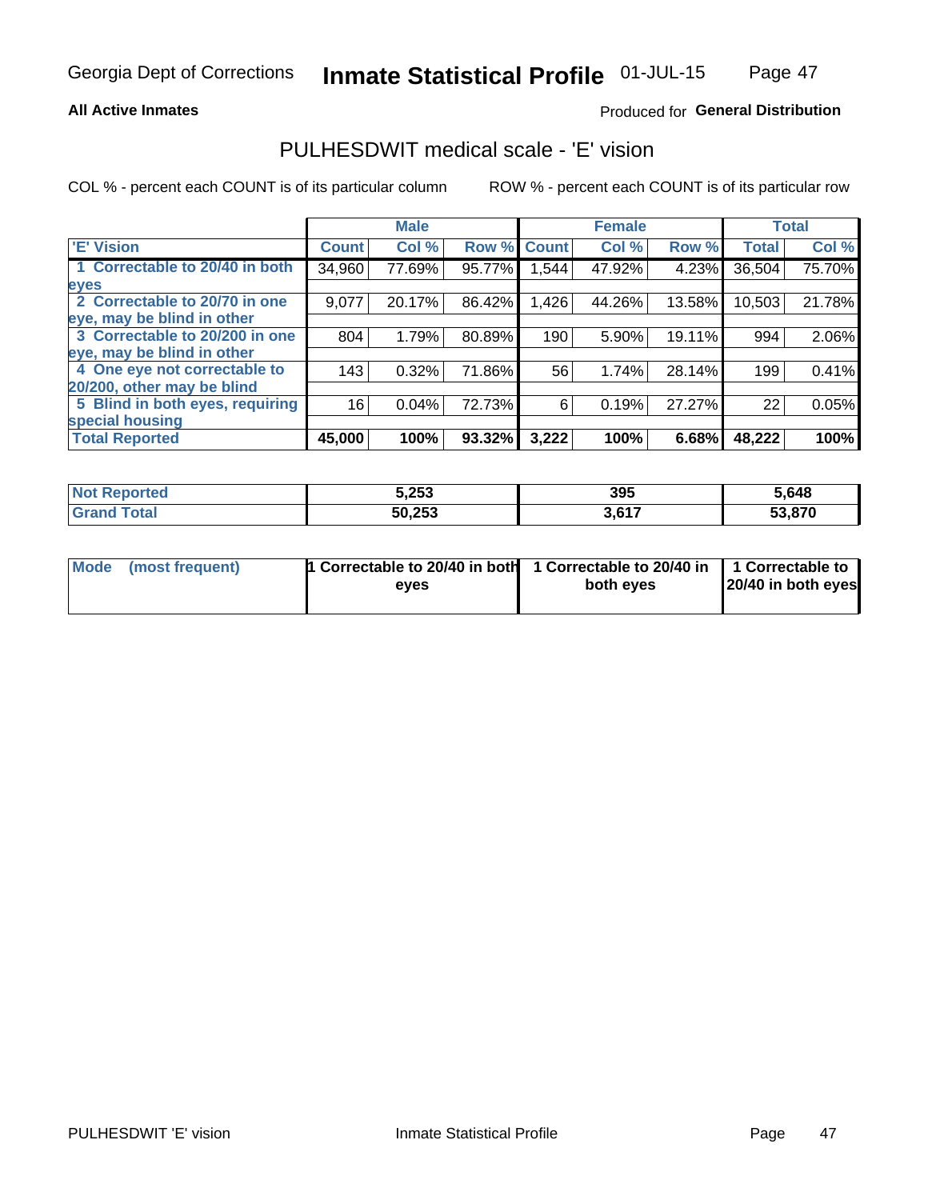**All Active Inmates**

Produced for **General Distribution**

## PULHESDWIT medical scale - 'E' vision

COL % - percent each COUNT is of its particular column

ROW % - percent each COUNT is of its particular row

| | Male | | | Female | | | Total | |
|---|---|---|---|---|---|---|---|---|
| 'E' Vision | Count | Col % | Row % | Count | Col % | Row % | Total | Col % |
| 1 Correctable to 20/40 in both eyes | 34,960 | 77.69% | 95.77% | 1,544 | 47.92% | 4.23% | 36,504 | 75.70% |
| 2 Correctable to 20/70 in one eye, may be blind in other | 9,077 | 20.17% | 86.42% | 1,426 | 44.26% | 13.58% | 10,503 | 21.78% |
| 3 Correctable to 20/200 in one eye, may be blind in other | 804 | 1.79% | 80.89% | 190 | 5.90% | 19.11% | 994 | 2.06% |
| 4 One eye not correctable to 20/200, other may be blind | 143 | 0.32% | 71.86% | 56 | 1.74% | 28.14% | 199 | 0.41% |
| 5 Blind in both eyes, requiring special housing | 16 | 0.04% | 72.73% | 6 | 0.19% | 27.27% | 22 | 0.05% |
| **Total Reported** | **45,000** | **100%** | **93.32%** | **3,222** | **100%** | **6.68%** | **48,222** | **100%** |

| | Male | Female | Total |
|---|---|---|---|
| **Not Reported** | **5,253** | **395** | **5,648** |
| **Grand Total** | **50,253** | **3,617** | **53,870** |

| | Male | Female | Total |
|---|---|---|---|
| **Mode (most frequent)** | **1 Correctable to 20/40 in both eyes** | **1 Correctable to 20/40 in both eyes** | **1 Correctable to 20/40 in both eyes** |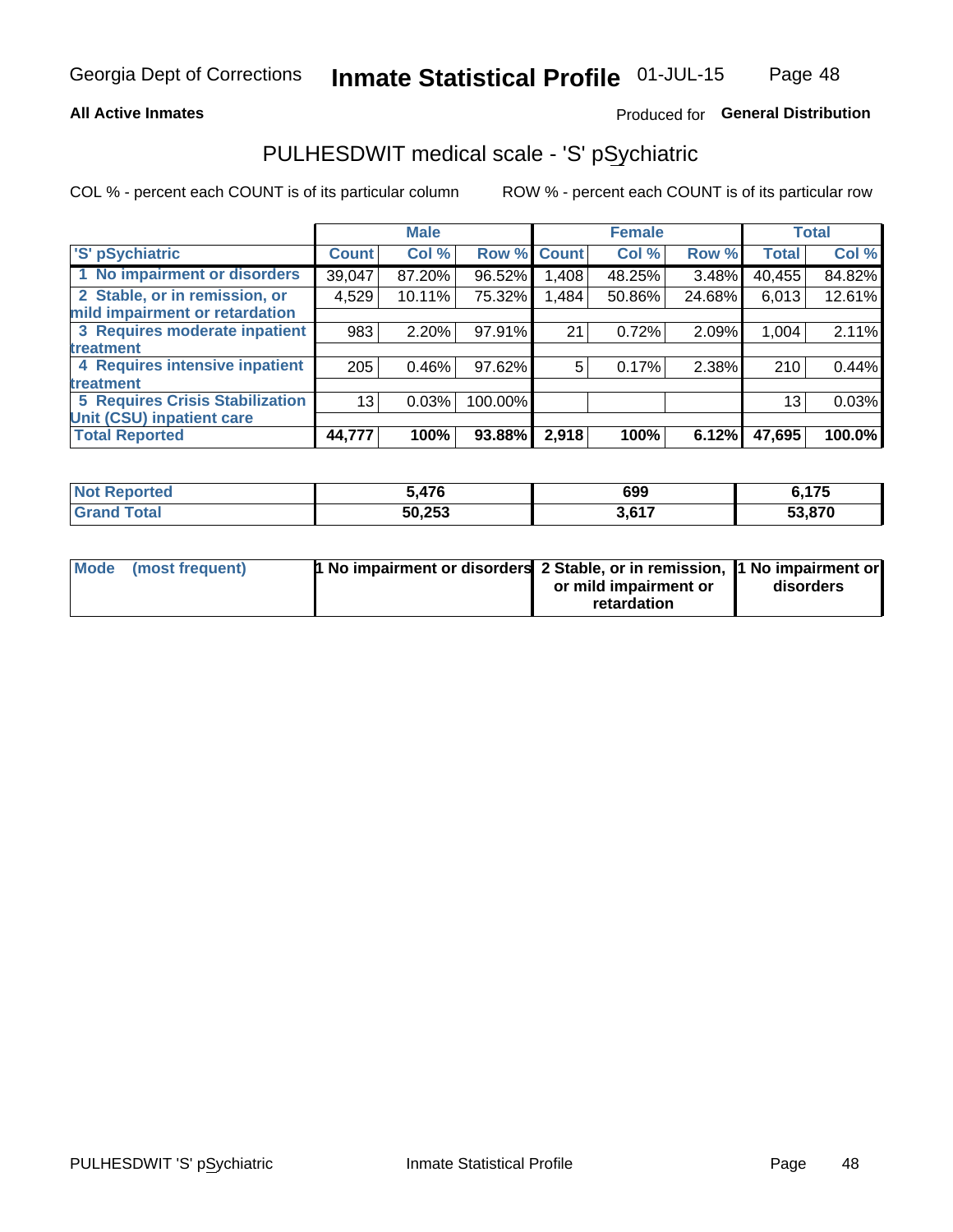Georgia Dept of Corrections **Inmate Statistical Profile** 01-JUL-15

**All Active Inmates**

Produced for **General Distribution**

# PULHESDWIT medical scale - 'S' pSychiatric

COL % - percent each COUNT is of its particular column

ROW % - percent each COUNT is of its particular row

| | Male | | | Female | | | Total | |
|---|---|---|---|---|---|---|---|---|
| 'S' pSychiatric | Count | Col % | Row % | Count | Col % | Row % | Total | Col % |
| 1 No impairment or disorders | 39,047 | 87.20% | 96.52% | 1,408 | 48.25% | 3.48% | 40,455 | 84.82% |
| 2 Stable, or in remission, or mild impairment or retardation | 4,529 | 10.11% | 75.32% | 1,484 | 50.86% | 24.68% | 6,013 | 12.61% |
| 3 Requires moderate inpatient treatment | 983 | 2.20% | 97.91% | 21 | 0.72% | 2.09% | 1,004 | 2.11% |
| 4 Requires intensive inpatient treatment | 205 | 0.46% | 97.62% | 5 | 0.17% | 2.38% | 210 | 0.44% |
| 5 Requires Crisis Stabilization Unit (CSU) inpatient care | 13 | 0.03% | 100.00% | | | | 13 | 0.03% |
| **Total Reported** | **44,777** | **100%** | **93.88%** | **2,918** | **100%** | **6.12%** | **47,695** | **100.0%** |

| | Male | Female | Total |
|---|---|---|---|
| Not Reported | **5,476** | **699** | **6,175** |
| Grand Total | **50,253** | **3,617** | **53,870** |

| | Male | Female | Total |
|---|---|---|---|
| Mode (most frequent) | **1 No impairment or disorders** | **2 Stable, or in remission, or mild impairment or retardation** | **1 No impairment or disorders** |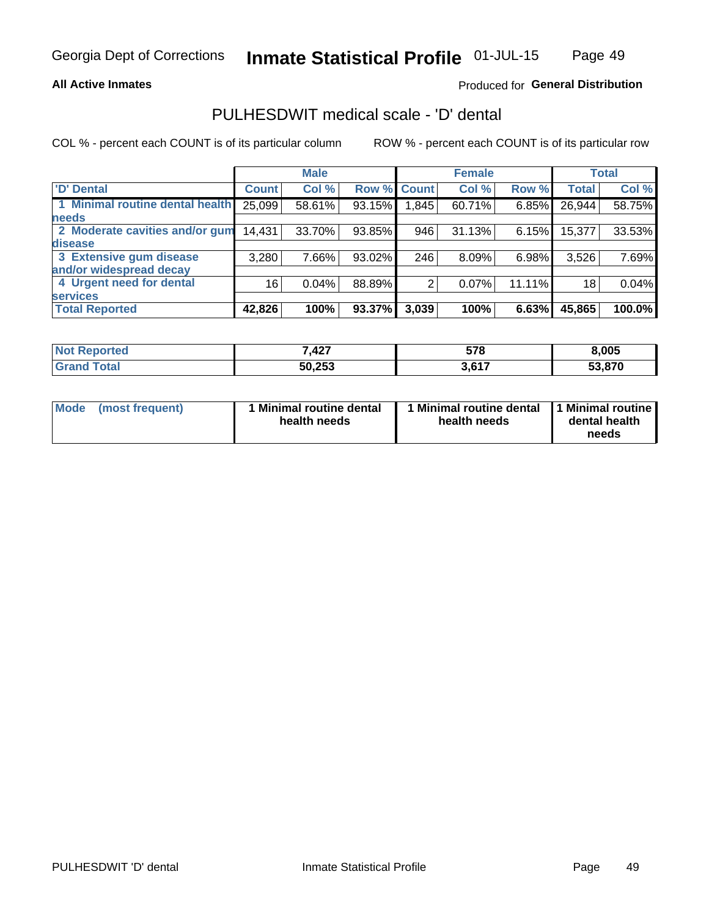# PULHESDWIT medical scale - 'D' dental

All Active Inmates

Produced for **General Distribution**

COL % - percent each COUNT is of its particular column

ROW % - percent each COUNT is of its particular row

| | Male | | | Female | | | Total | |
|---|---|---|---|---|---|---|---|---|
| 'D' Dental | Count | Col % | Row % | Count | Col % | Row % | Total | Col % |
| 1 Minimal routine dental health needs | 25,099 | 58.61% | 93.15% | 1,845 | 60.71% | 6.85% | 26,944 | 58.75% |
| 2 Moderate cavities and/or gum disease | 14,431 | 33.70% | 93.85% | 946 | 31.13% | 6.15% | 15,377 | 33.53% |
| 3 Extensive gum disease and/or widespread decay | 3,280 | 7.66% | 93.02% | 246 | 8.09% | 6.98% | 3,526 | 7.69% |
| 4 Urgent need for dental services | 16 | 0.04% | 88.89% | 2 | 0.07% | 11.11% | 18 | 0.04% |
| **Total Reported** | **42,826** | **100%** | **93.37%** | **3,039** | **100%** | **6.63%** | **45,865** | **100.0%** |

| | Male | Female | Total |
|---|---|---|---|
| Not Reported | 7,427 | 578 | 8,005 |
| Grand Total | 50,253 | 3,617 | 53,870 |

| | Male | Female | Total |
|---|---|---|---|
| Mode (most frequent) | 1 Minimal routine dental health needs | 1 Minimal routine dental health needs | 1 Minimal routine dental health needs |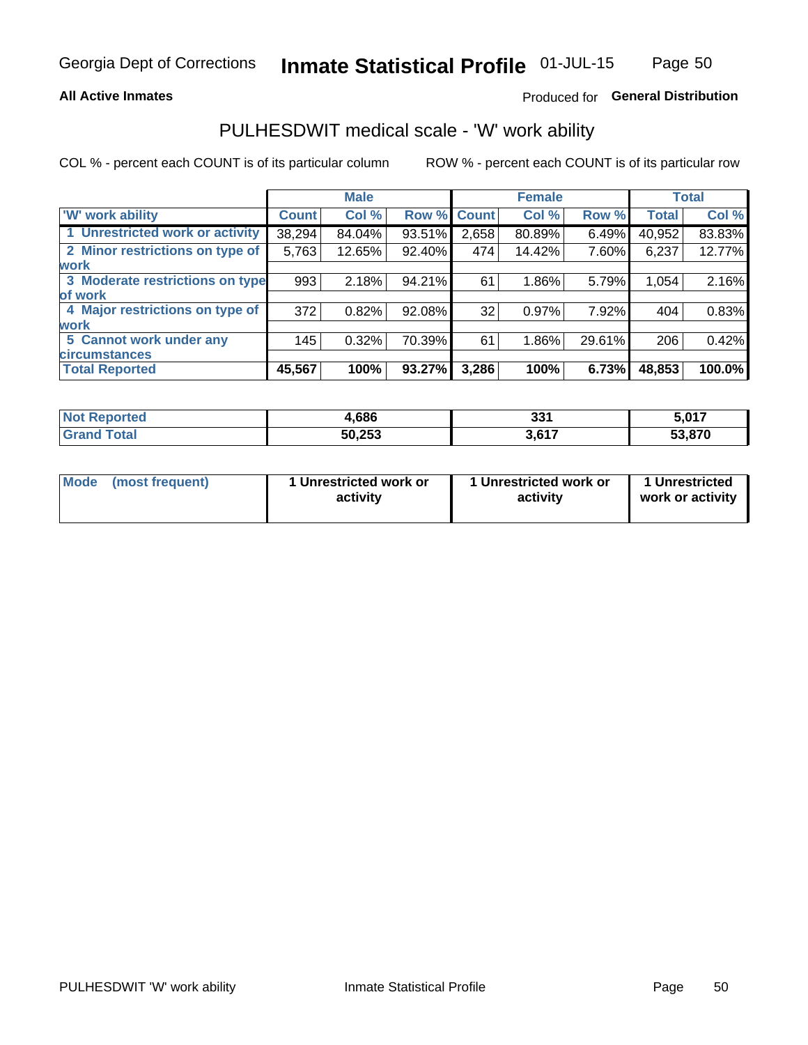Georgia Dept of Corrections **Inmate Statistical Profile** 01-JUL-15

**All Active Inmates**

Produced for **General Distribution**

## PULHESDWIT medical scale - 'W' work ability

COL % - percent each COUNT is of its particular column ROW % - percent each COUNT is of its particular row

| | Male | | | Female | | | Total | |
|---|---|---|---|---|---|---|---|---|
| 'W' work ability | Count | Col % | Row % | Count | Col % | Row % | Total | Col % |
| 1 Unrestricted work or activity | 38,294 | 84.04% | 93.51% | 2,658 | 80.89% | 6.49% | 40,952 | 83.83% |
| 2 Minor restrictions on type of work | 5,763 | 12.65% | 92.40% | 474 | 14.42% | 7.60% | 6,237 | 12.77% |
| 3 Moderate restrictions on type of work | 993 | 2.18% | 94.21% | 61 | 1.86% | 5.79% | 1,054 | 2.16% |
| 4 Major restrictions on type of work | 372 | 0.82% | 92.08% | 32 | 0.97% | 7.92% | 404 | 0.83% |
| 5 Cannot work under any circumstances | 145 | 0.32% | 70.39% | 61 | 1.86% | 29.61% | 206 | 0.42% |
| **Total Reported** | **45,567** | **100%** | **93.27%** | **3,286** | **100%** | **6.73%** | **48,853** | **100.0%** |

| | Male | Female | Total |
|---|---|---|---|
| Not Reported | 4,686 | 331 | 5,017 |
| Grand Total | 50,253 | 3,617 | 53,870 |

| | Male | Female | Total |
|---|---|---|---|
| Mode (most frequent) | 1 Unrestricted work or activity | 1 Unrestricted work or activity | 1 Unrestricted work or activity |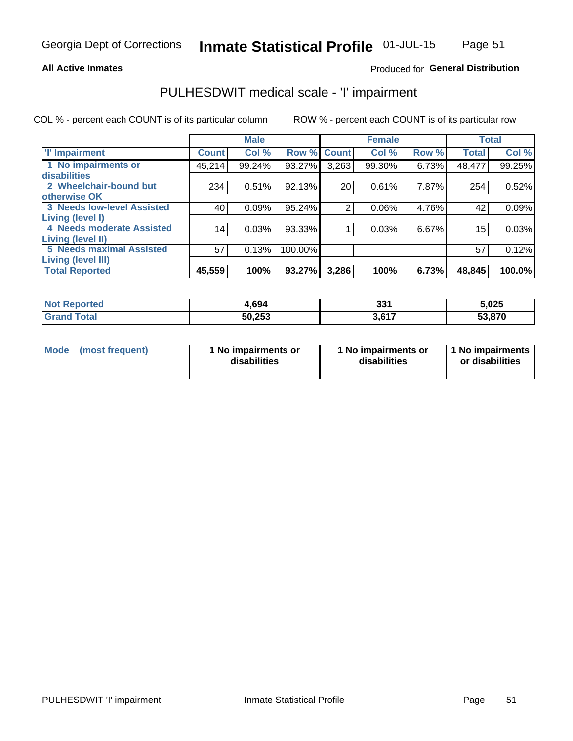Georgia Dept of Corrections **Inmate Statistical Profile** 01-JUL-15

**All Active Inmates**

Produced for **General Distribution**

## PULHESDWIT medical scale - 'I' impairment

COL % - percent each COUNT is of its particular column

ROW % - percent each COUNT is of its particular row

| | Male | | | Female | | | Total | |
|---|---|---|---|---|---|---|---|---|
| 'I' Impairment | Count | Col % | Row % | Count | Col % | Row % | Total | Col % |
| 1 No impairments or disabilities | 45,214 | 99.24% | 93.27% | 3,263 | 99.30% | 6.73% | 48,477 | 99.25% |
| 2 Wheelchair-bound but otherwise OK | 234 | 0.51% | 92.13% | 20 | 0.61% | 7.87% | 254 | 0.52% |
| 3 Needs low-level Assisted Living (level I) | 40 | 0.09% | 95.24% | 2 | 0.06% | 4.76% | 42 | 0.09% |
| 4 Needs moderate Assisted Living (level II) | 14 | 0.03% | 93.33% | 1 | 0.03% | 6.67% | 15 | 0.03% |
| 5 Needs maximal Assisted Living (level III) | 57 | 0.13% | 100.00% | | | | 57 | 0.12% |
| **Total Reported** | **45,559** | **100%** | **93.27%** | **3,286** | **100%** | **6.73%** | **48,845** | **100.0%** |

| | Male | Female | Total |
|---|---|---|---|
| Not Reported | 4,694 | 331 | 5,025 |
| Grand Total | 50,253 | 3,617 | 53,870 |

| | Male | Female | Total |
|---|---|---|---|
| Mode (most frequent) | 1 No impairments or disabilities | 1 No impairments or disabilities | 1 No impairments or disabilities |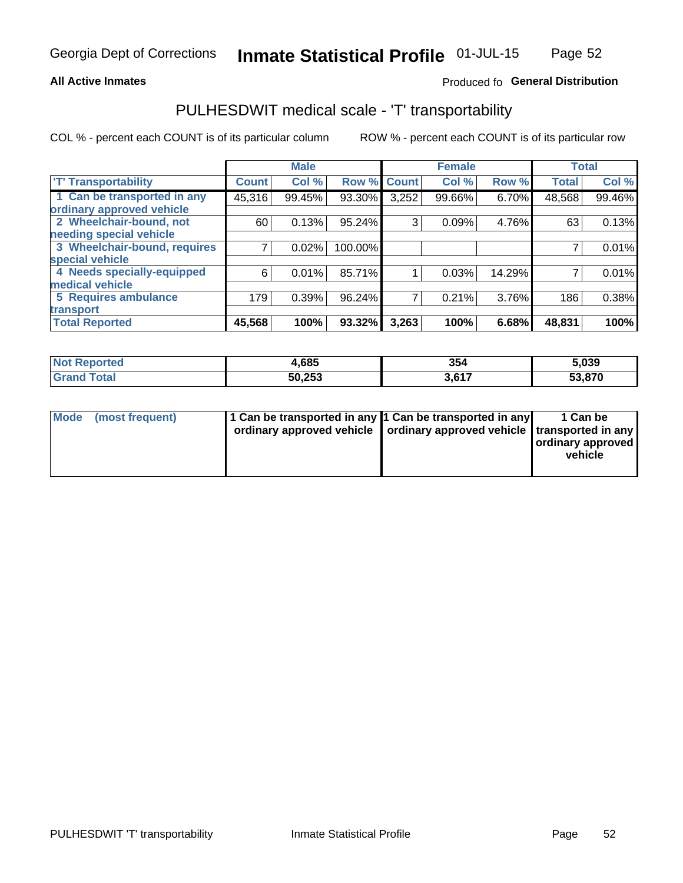Georgia Dept of Corrections **Inmate Statistical Profile** 01-JUL-15

**All Active Inmates**

Produced fo **General Distribution**

## PULHESDWIT medical scale - 'T' transportability

COL % - percent each COUNT is of its particular column

ROW % - percent each COUNT is of its particular row

| | Male | | | Female | | | Total | |
|---|---|---|---|---|---|---|---|---|
| 'T' Transportability | Count | Col % | Row % | Count | Col % | Row % | Total | Col % |
| 1 Can be transported in any ordinary approved vehicle | 45,316 | 99.45% | 93.30% | 3,252 | 99.66% | 6.70% | 48,568 | 99.46% |
| 2 Wheelchair-bound, not needing special vehicle | 60 | 0.13% | 95.24% | 3 | 0.09% | 4.76% | 63 | 0.13% |
| 3 Wheelchair-bound, requires special vehicle | 7 | 0.02% | 100.00% | | | | 7 | 0.01% |
| 4 Needs specially-equipped medical vehicle | 6 | 0.01% | 85.71% | 1 | 0.03% | 14.29% | 7 | 0.01% |
| 5 Requires ambulance transport | 179 | 0.39% | 96.24% | 7 | 0.21% | 3.76% | 186 | 0.38% |
| **Total Reported** | **45,568** | **100%** | **93.32%** | **3,263** | **100%** | **6.68%** | **48,831** | **100%** |

| | Male | Female | Total |
|---|---|---|---|
| Not Reported | 4,685 | 354 | 5,039 |
| Grand Total | 50,253 | 3,617 | 53,870 |

| | Male | Female | Total |
|---|---|---|---|
| Mode (most frequent) | 1 Can be transported in any ordinary approved vehicle | 1 Can be transported in any ordinary approved vehicle | 1 Can be transported in any ordinary approved vehicle |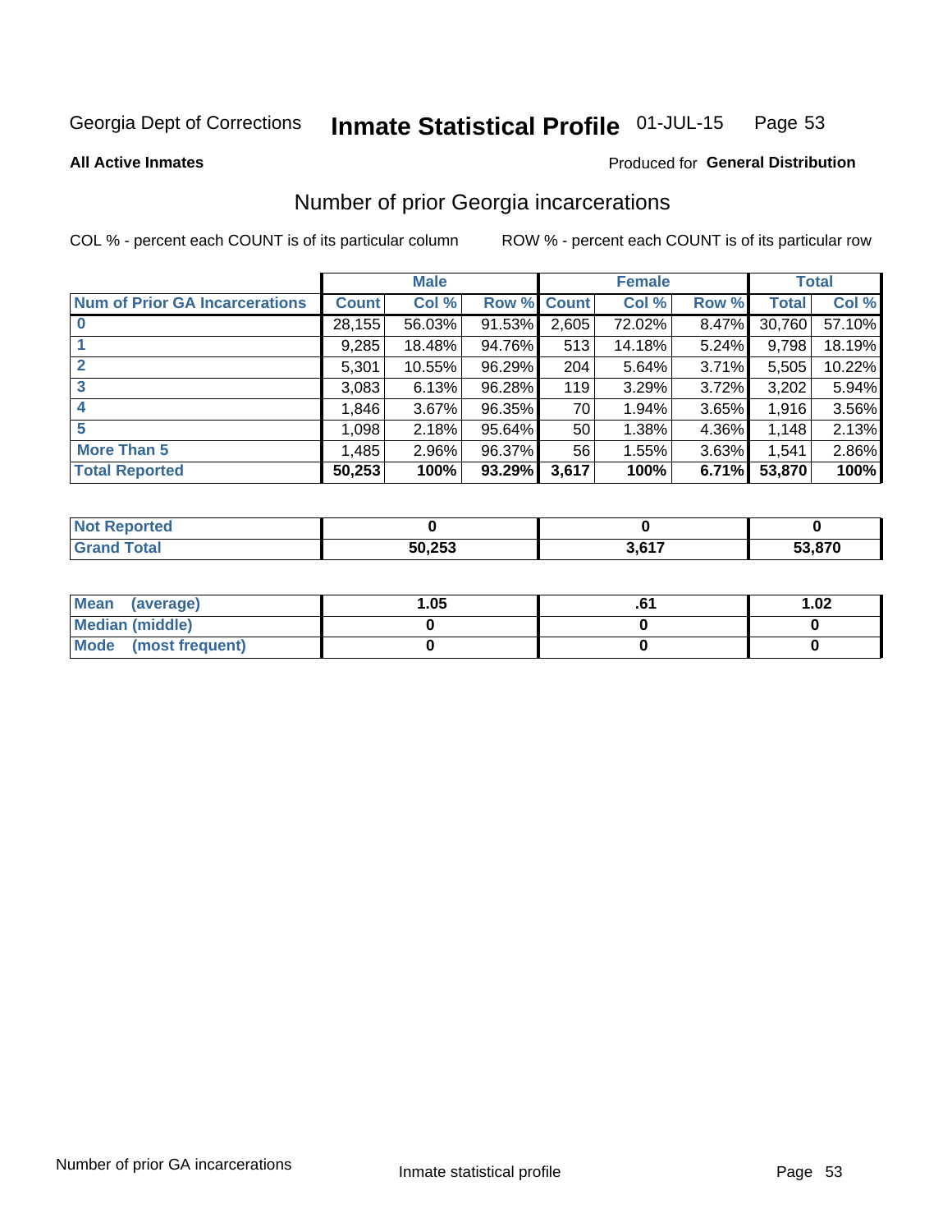Georgia Dept of Corrections **Inmate Statistical Profile** 01-JUL-15

**All Active Inmates**

Produced for **General Distribution**

## Number of prior Georgia incarcerations

COL % - percent each COUNT is of its particular column

ROW % - percent each COUNT is of its particular row

| | Male | | | Female | | | Total | |
|---|---|---|---|---|---|---|---|---|
| **Num of Prior GA Incarcerations** | **Count** | **Col %** | **Row %** | **Count** | **Col %** | **Row %** | **Total** | **Col %** |
| **0** | 28,155 | 56.03% | 91.53% | 2,605 | 72.02% | 8.47% | 30,760 | 57.10% |
| **1** | 9,285 | 18.48% | 94.76% | 513 | 14.18% | 5.24% | 9,798 | 18.19% |
| **2** | 5,301 | 10.55% | 96.29% | 204 | 5.64% | 3.71% | 5,505 | 10.22% |
| **3** | 3,083 | 6.13% | 96.28% | 119 | 3.29% | 3.72% | 3,202 | 5.94% |
| **4** | 1,846 | 3.67% | 96.35% | 70 | 1.94% | 3.65% | 1,916 | 3.56% |
| **5** | 1,098 | 2.18% | 95.64% | 50 | 1.38% | 4.36% | 1,148 | 2.13% |
| **More Than 5** | 1,485 | 2.96% | 96.37% | 56 | 1.55% | 3.63% | 1,541 | 2.86% |
| **Total Reported** | **50,253** | **100%** | **93.29%** | **3,617** | **100%** | **6.71%** | **53,870** | **100%** |

| | Male | Female | Total |
|---|---|---|---|
| **Not Reported** | **0** | **0** | **0** |
| **Grand Total** | **50,253** | **3,617** | **53,870** |

| | Male | Female | Total |
|---|---|---|---|
| **Mean (average)** | **1.05** | **.61** | **1.02** |
| **Median (middle)** | **0** | **0** | **0** |
| **Mode (most frequent)** | **0** | **0** | **0** |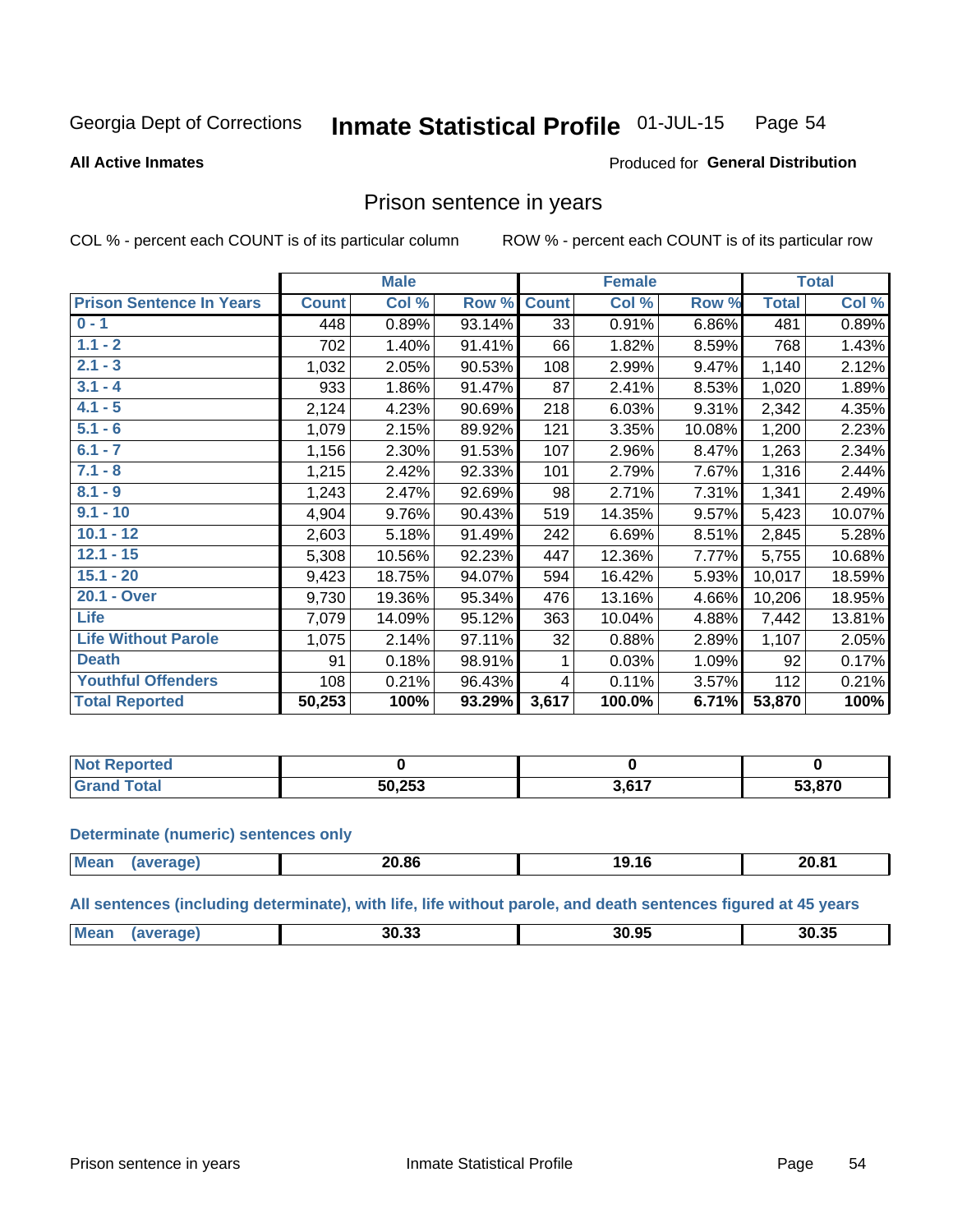Georgia Dept of Corrections **Inmate Statistical Profile** 01-JUL-15

**All Active Inmates**

Produced for **General Distribution**

## Prison sentence in years

COL % - percent each COUNT is of its particular column

ROW % - percent each COUNT is of its particular row

| | Male | | | Female | | | Total | |
|---|---|---|---|---|---|---|---|---|
| **Prison Sentence In Years** | **Count** | **Col %** | **Row %** | **Count** | **Col %** | **Row %** | **Total** | **Col %** |
| **0 - 1** | 448 | 0.89% | 93.14% | 33 | 0.91% | 6.86% | 481 | 0.89% |
| **1.1 - 2** | 702 | 1.40% | 91.41% | 66 | 1.82% | 8.59% | 768 | 1.43% |
| **2.1 - 3** | 1,032 | 2.05% | 90.53% | 108 | 2.99% | 9.47% | 1,140 | 2.12% |
| **3.1 - 4** | 933 | 1.86% | 91.47% | 87 | 2.41% | 8.53% | 1,020 | 1.89% |
| **4.1 - 5** | 2,124 | 4.23% | 90.69% | 218 | 6.03% | 9.31% | 2,342 | 4.35% |
| **5.1 - 6** | 1,079 | 2.15% | 89.92% | 121 | 3.35% | 10.08% | 1,200 | 2.23% |
| **6.1 - 7** | 1,156 | 2.30% | 91.53% | 107 | 2.96% | 8.47% | 1,263 | 2.34% |
| **7.1 - 8** | 1,215 | 2.42% | 92.33% | 101 | 2.79% | 7.67% | 1,316 | 2.44% |
| **8.1 - 9** | 1,243 | 2.47% | 92.69% | 98 | 2.71% | 7.31% | 1,341 | 2.49% |
| **9.1 - 10** | 4,904 | 9.76% | 90.43% | 519 | 14.35% | 9.57% | 5,423 | 10.07% |
| **10.1 - 12** | 2,603 | 5.18% | 91.49% | 242 | 6.69% | 8.51% | 2,845 | 5.28% |
| **12.1 - 15** | 5,308 | 10.56% | 92.23% | 447 | 12.36% | 7.77% | 5,755 | 10.68% |
| **15.1 - 20** | 9,423 | 18.75% | 94.07% | 594 | 16.42% | 5.93% | 10,017 | 18.59% |
| **20.1 - Over** | 9,730 | 19.36% | 95.34% | 476 | 13.16% | 4.66% | 10,206 | 18.95% |
| **Life** | 7,079 | 14.09% | 95.12% | 363 | 10.04% | 4.88% | 7,442 | 13.81% |
| **Life Without Parole** | 1,075 | 2.14% | 97.11% | 32 | 0.88% | 2.89% | 1,107 | 2.05% |
| **Death** | 91 | 0.18% | 98.91% | 1 | 0.03% | 1.09% | 92 | 0.17% |
| **Youthful Offenders** | 108 | 0.21% | 96.43% | 4 | 0.11% | 3.57% | 112 | 0.21% |
| **Total Reported** | **50,253** | **100%** | **93.29%** | **3,617** | **100.0%** | **6.71%** | **53,870** | **100%** |

| | Male | Female | Total |
|---|---|---|---|
| **Not Reported** | **0** | **0** | **0** |
| **Grand Total** | **50,253** | **3,617** | **53,870** |

**Determinate (numeric) sentences only**

| | Male | Female | Total |
|---|---|---|---|
| **Mean (average)** | **20.86** | **19.16** | **20.81** |

**All sentences (including determinate), with life, life without parole, and death sentences figured at 45 years**

| | Male | Female | Total |
|---|---|---|---|
| **Mean (average)** | **30.33** | **30.95** | **30.35** |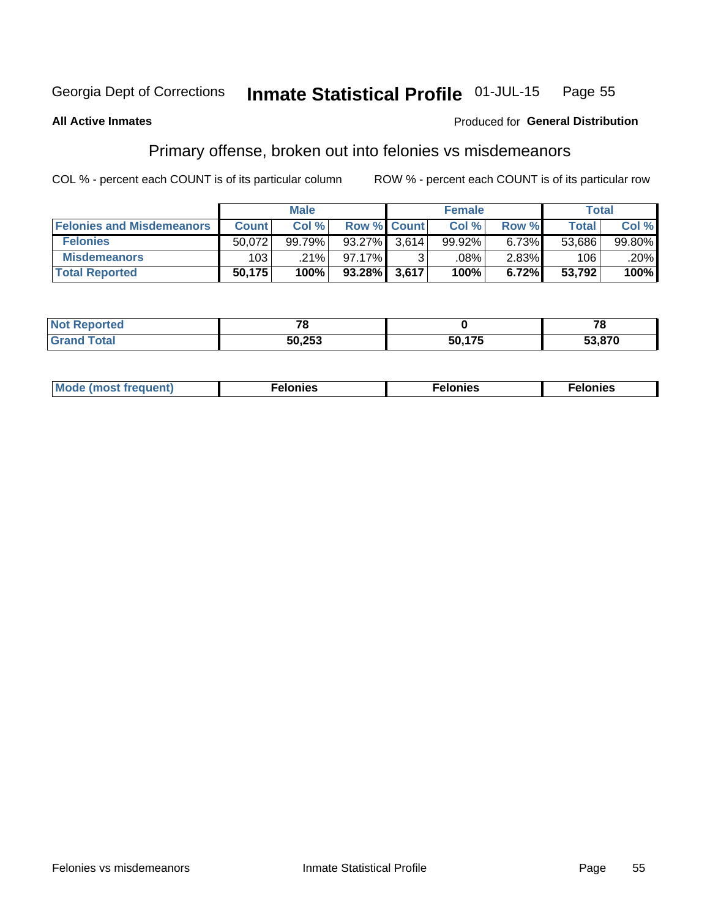Georgia Dept of Corrections **Inmate Statistical Profile** 01-JUL-15

**All Active Inmates**

Produced for **General Distribution**

## Primary offense, broken out into felonies vs misdemeanors

COL % - percent each COUNT is of its particular column

ROW % - percent each COUNT is of its particular row

| | Male | | | Female | | | Total | |
|---|---|---|---|---|---|---|---|---|
| **Felonies and Misdemeanors** | **Count** | **Col %** | **Row %** | **Count** | **Col %** | **Row %** | **Total** | **Col %** |
| **Felonies** | 50,072 | 99.79% | 93.27% | 3,614 | 99.92% | 6.73% | 53,686 | 99.80% |
| **Misdemeanors** | 103 | .21% | 97.17% | 3 | .08% | 2.83% | 106 | .20% |
| **Total Reported** | **50,175** | **100%** | **93.28%** | **3,617** | **100%** | **6.72%** | **53,792** | **100%** |

| | Male | Female | Total |
|---|---|---|---|
| **Not Reported** | **78** | **0** | **78** |
| **Grand Total** | **50,253** | **50,175** | **53,870** |

| | Male | Female | Total |
|---|---|---|---|
| **Mode (most frequent)** | **Felonies** | **Felonies** | **Felonies** |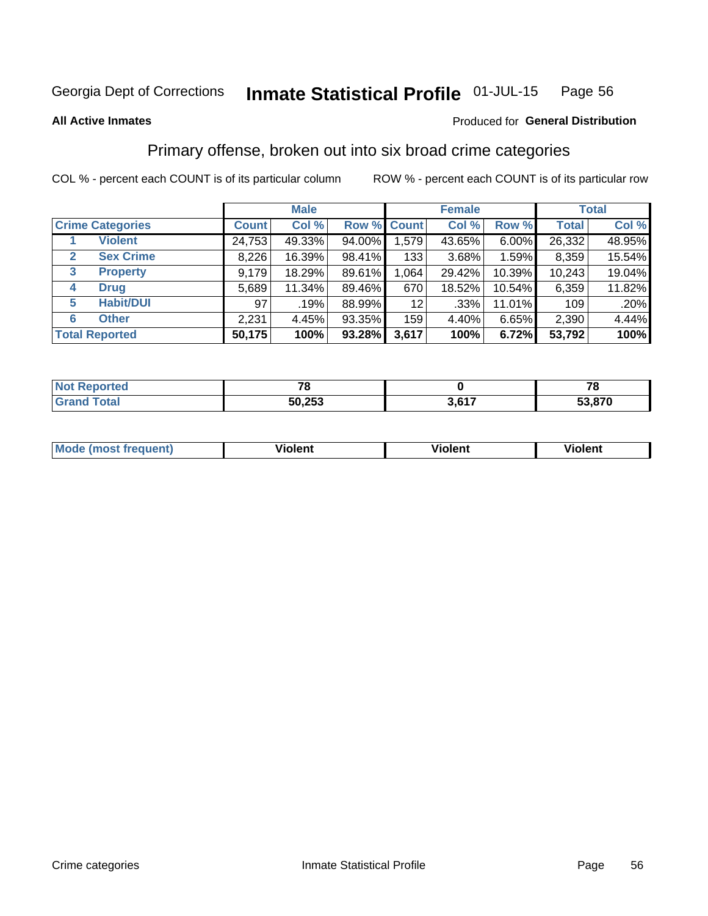Georgia Dept of Corrections **Inmate Statistical Profile** 01-JUL-15

**All Active Inmates**

Produced for **General Distribution**

## Primary offense, broken out into six broad crime categories

COL % - percent each COUNT is of its particular column

ROW % - percent each COUNT is of its particular row

| | | Male | | | Female | | | Total | |
|---|---|---|---|---|---|---|---|---|---|
| **Crime Categories** | | **Count** | **Col %** | **Row %** | **Count** | **Col %** | **Row %** | **Total** | **Col %** |
| 1 | **Violent** | 24,753 | 49.33% | 94.00% | 1,579 | 43.65% | 6.00% | 26,332 | 48.95% |
| 2 | **Sex Crime** | 8,226 | 16.39% | 98.41% | 133 | 3.68% | 1.59% | 8,359 | 15.54% |
| 3 | **Property** | 9,179 | 18.29% | 89.61% | 1,064 | 29.42% | 10.39% | 10,243 | 19.04% |
| 4 | **Drug** | 5,689 | 11.34% | 89.46% | 670 | 18.52% | 10.54% | 6,359 | 11.82% |
| 5 | **Habit/DUI** | 97 | .19% | 88.99% | 12 | .33% | 11.01% | 109 | .20% |
| 6 | **Other** | 2,231 | 4.45% | 93.35% | 159 | 4.40% | 6.65% | 2,390 | 4.44% |
| **Total Reported** | | **50,175** | **100%** | **93.28%** | **3,617** | **100%** | **6.72%** | **53,792** | **100%** |

| | Male | Female | Total |
|---|---|---|---|
| **Not Reported** | **78** | **0** | **78** |
| **Grand Total** | **50,253** | **3,617** | **53,870** |

| | Male | Female | Total |
|---|---|---|---|
| **Mode (most frequent)** | **Violent** | **Violent** | **Violent** |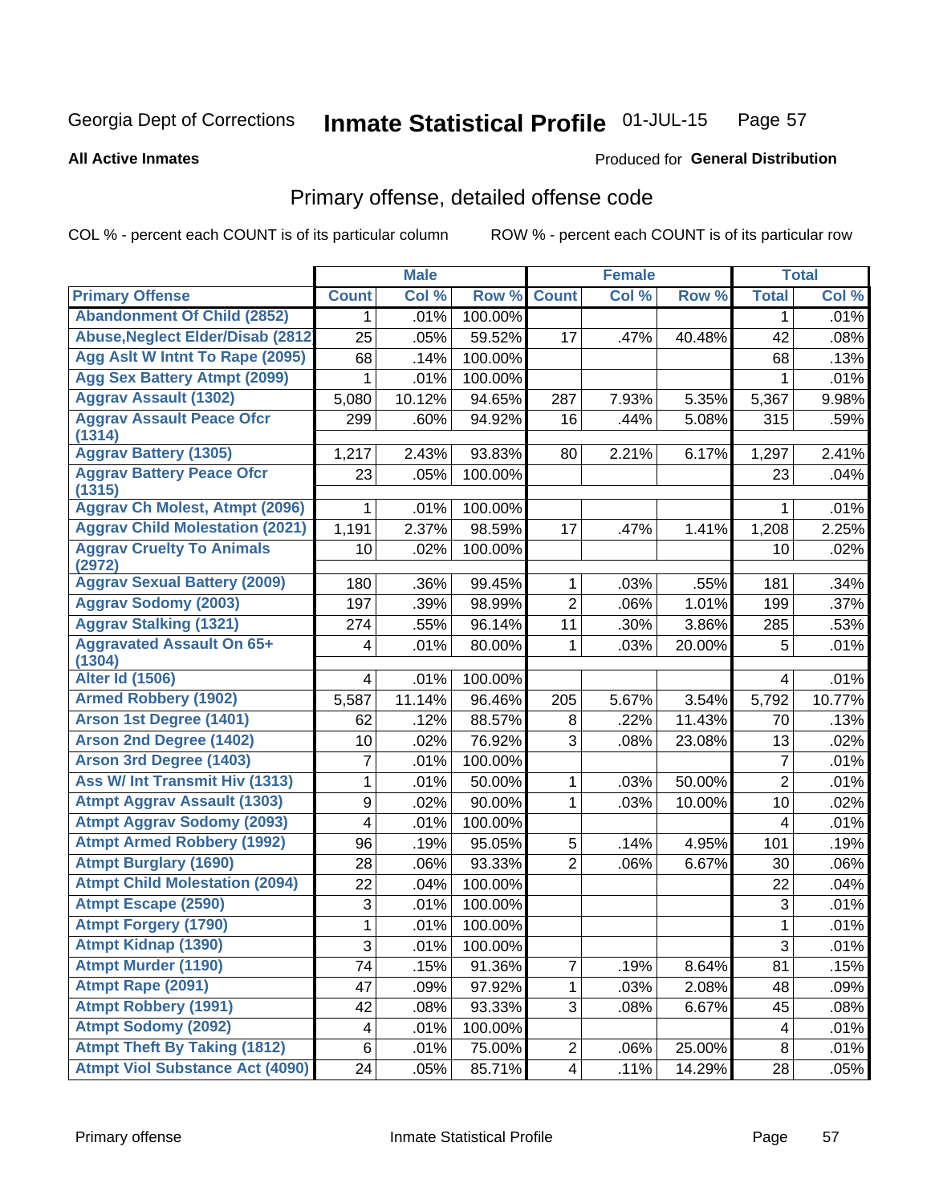Georgia Dept of Corrections **Inmate Statistical Profile** 01-JUL-15

**All Active Inmates**

Produced for **General Distribution**

## Primary offense, detailed offense code

COL % - percent each COUNT is of its particular column ROW % - percent each COUNT is of its particular row

| | Male | | | Female | | | Total | |
|---|---|---|---|---|---|---|---|---|
| **Primary Offense** | **Count** | **Col %** | **Row %** | **Count** | **Col %** | **Row %** | **Total** | **Col %** |
| Abandonment Of Child (2852) | 1 | .01% | 100.00% | | | | 1 | .01% |
| Abuse,Neglect Elder/Disab (2812 | 25 | .05% | 59.52% | 17 | .47% | 40.48% | 42 | .08% |
| Agg Aslt W Intnt To Rape (2095) | 68 | .14% | 100.00% | | | | 68 | .13% |
| Agg Sex Battery Atmpt (2099) | 1 | .01% | 100.00% | | | | 1 | .01% |
| Aggrav Assault (1302) | 5,080 | 10.12% | 94.65% | 287 | 7.93% | 5.35% | 5,367 | 9.98% |
| Aggrav Assault Peace Ofcr (1314) | 299 | .60% | 94.92% | 16 | .44% | 5.08% | 315 | .59% |
| Aggrav Battery (1305) | 1,217 | 2.43% | 93.83% | 80 | 2.21% | 6.17% | 1,297 | 2.41% |
| Aggrav Battery Peace Ofcr (1315) | 23 | .05% | 100.00% | | | | 23 | .04% |
| Aggrav Ch Molest, Atmpt (2096) | 1 | .01% | 100.00% | | | | 1 | .01% |
| Aggrav Child Molestation (2021) | 1,191 | 2.37% | 98.59% | 17 | .47% | 1.41% | 1,208 | 2.25% |
| Aggrav Cruelty To Animals (2972) | 10 | .02% | 100.00% | | | | 10 | .02% |
| Aggrav Sexual Battery (2009) | 180 | .36% | 99.45% | 1 | .03% | .55% | 181 | .34% |
| Aggrav Sodomy (2003) | 197 | .39% | 98.99% | 2 | .06% | 1.01% | 199 | .37% |
| Aggrav Stalking (1321) | 274 | .55% | 96.14% | 11 | .30% | 3.86% | 285 | .53% |
| Aggravated Assault On 65+ (1304) | 4 | .01% | 80.00% | 1 | .03% | 20.00% | 5 | .01% |
| Alter Id (1506) | 4 | .01% | 100.00% | | | | 4 | .01% |
| Armed Robbery (1902) | 5,587 | 11.14% | 96.46% | 205 | 5.67% | 3.54% | 5,792 | 10.77% |
| Arson 1st Degree (1401) | 62 | .12% | 88.57% | 8 | .22% | 11.43% | 70 | .13% |
| Arson 2nd Degree (1402) | 10 | .02% | 76.92% | 3 | .08% | 23.08% | 13 | .02% |
| Arson 3rd Degree (1403) | 7 | .01% | 100.00% | | | | 7 | .01% |
| Ass W/ Int Transmit Hiv (1313) | 1 | .01% | 50.00% | 1 | .03% | 50.00% | 2 | .01% |
| Atmpt Aggrav Assault (1303) | 9 | .02% | 90.00% | 1 | .03% | 10.00% | 10 | .02% |
| Atmpt Aggrav Sodomy (2093) | 4 | .01% | 100.00% | | | | 4 | .01% |
| Atmpt Armed Robbery (1992) | 96 | .19% | 95.05% | 5 | .14% | 4.95% | 101 | .19% |
| Atmpt Burglary (1690) | 28 | .06% | 93.33% | 2 | .06% | 6.67% | 30 | .06% |
| Atmpt Child Molestation (2094) | 22 | .04% | 100.00% | | | | 22 | .04% |
| Atmpt Escape (2590) | 3 | .01% | 100.00% | | | | 3 | .01% |
| Atmpt Forgery (1790) | 1 | .01% | 100.00% | | | | 1 | .01% |
| Atmpt Kidnap (1390) | 3 | .01% | 100.00% | | | | 3 | .01% |
| Atmpt Murder (1190) | 74 | .15% | 91.36% | 7 | .19% | 8.64% | 81 | .15% |
| Atmpt Rape (2091) | 47 | .09% | 97.92% | 1 | .03% | 2.08% | 48 | .09% |
| Atmpt Robbery (1991) | 42 | .08% | 93.33% | 3 | .08% | 6.67% | 45 | .08% |
| Atmpt Sodomy (2092) | 4 | .01% | 100.00% | | | | 4 | .01% |
| Atmpt Theft By Taking (1812) | 6 | .01% | 75.00% | 2 | .06% | 25.00% | 8 | .01% |
| Atmpt Viol Substance Act (4090) | 24 | .05% | 85.71% | 4 | .11% | 14.29% | 28 | .05% |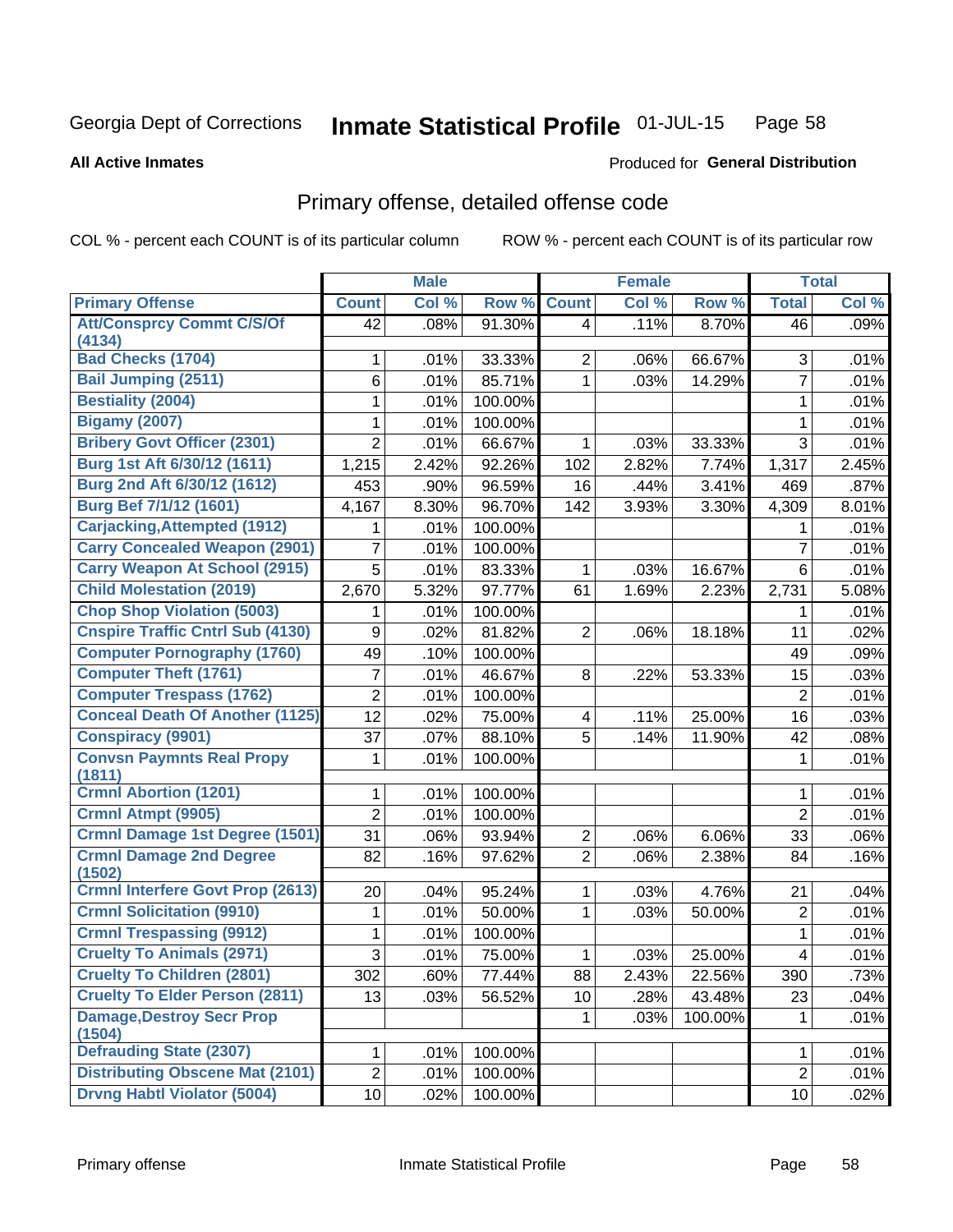Georgia Dept of Corrections **Inmate Statistical Profile** 01-JUL-15

**All Active Inmates**

Produced for **General Distribution**

## Primary offense, detailed offense code

COL % - percent each COUNT is of its particular column    ROW % - percent each COUNT is of its particular row

| | Male | | | Female | | | Total | |
|---|---|---|---|---|---|---|---|---|
| **Primary Offense** | **Count** | **Col %** | **Row %** | **Count** | **Col %** | **Row %** | **Total** | **Col %** |
| Att/Consprcy Commt C/S/Of (4134) | 42 | .08% | 91.30% | 4 | .11% | 8.70% | 46 | .09% |
| Bad Checks (1704) | 1 | .01% | 33.33% | 2 | .06% | 66.67% | 3 | .01% |
| Bail Jumping (2511) | 6 | .01% | 85.71% | 1 | .03% | 14.29% | 7 | .01% |
| Bestiality (2004) | 1 | .01% | 100.00% | | | | 1 | .01% |
| Bigamy (2007) | 1 | .01% | 100.00% | | | | 1 | .01% |
| Bribery Govt Officer (2301) | 2 | .01% | 66.67% | 1 | .03% | 33.33% | 3 | .01% |
| Burg 1st Aft 6/30/12 (1611) | 1,215 | 2.42% | 92.26% | 102 | 2.82% | 7.74% | 1,317 | 2.45% |
| Burg 2nd Aft 6/30/12 (1612) | 453 | .90% | 96.59% | 16 | .44% | 3.41% | 469 | .87% |
| Burg Bef 7/1/12 (1601) | 4,167 | 8.30% | 96.70% | 142 | 3.93% | 3.30% | 4,309 | 8.01% |
| Carjacking,Attempted (1912) | 1 | .01% | 100.00% | | | | 1 | .01% |
| Carry Concealed Weapon (2901) | 7 | .01% | 100.00% | | | | 7 | .01% |
| Carry Weapon At School (2915) | 5 | .01% | 83.33% | 1 | .03% | 16.67% | 6 | .01% |
| Child Molestation (2019) | 2,670 | 5.32% | 97.77% | 61 | 1.69% | 2.23% | 2,731 | 5.08% |
| Chop Shop Violation (5003) | 1 | .01% | 100.00% | | | | 1 | .01% |
| Cnspire Traffic Cntrl Sub (4130) | 9 | .02% | 81.82% | 2 | .06% | 18.18% | 11 | .02% |
| Computer Pornography (1760) | 49 | .10% | 100.00% | | | | 49 | .09% |
| Computer Theft (1761) | 7 | .01% | 46.67% | 8 | .22% | 53.33% | 15 | .03% |
| Computer Trespass (1762) | 2 | .01% | 100.00% | | | | 2 | .01% |
| Conceal Death Of Another (1125) | 12 | .02% | 75.00% | 4 | .11% | 25.00% | 16 | .03% |
| Conspiracy (9901) | 37 | .07% | 88.10% | 5 | .14% | 11.90% | 42 | .08% |
| Convsn Paymnts Real Propy (1811) | 1 | .01% | 100.00% | | | | 1 | .01% |
| Crmnl Abortion (1201) | 1 | .01% | 100.00% | | | | 1 | .01% |
| Crmnl Atmpt (9905) | 2 | .01% | 100.00% | | | | 2 | .01% |
| Crmnl Damage 1st Degree (1501) | 31 | .06% | 93.94% | 2 | .06% | 6.06% | 33 | .06% |
| Crmnl Damage 2nd Degree (1502) | 82 | .16% | 97.62% | 2 | .06% | 2.38% | 84 | .16% |
| Crmnl Interfere Govt Prop (2613) | 20 | .04% | 95.24% | 1 | .03% | 4.76% | 21 | .04% |
| Crmnl Solicitation (9910) | 1 | .01% | 50.00% | 1 | .03% | 50.00% | 2 | .01% |
| Crmnl Trespassing (9912) | 1 | .01% | 100.00% | | | | 1 | .01% |
| Cruelty To Animals (2971) | 3 | .01% | 75.00% | 1 | .03% | 25.00% | 4 | .01% |
| Cruelty To Children (2801) | 302 | .60% | 77.44% | 88 | 2.43% | 22.56% | 390 | .73% |
| Cruelty To Elder Person (2811) | 13 | .03% | 56.52% | 10 | .28% | 43.48% | 23 | .04% |
| Damage,Destroy Secr Prop (1504) | | | | 1 | .03% | 100.00% | 1 | .01% |
| Defrauding State (2307) | 1 | .01% | 100.00% | | | | 1 | .01% |
| Distributing Obscene Mat (2101) | 2 | .01% | 100.00% | | | | 2 | .01% |
| Drvng Habtl Violator (5004) | 10 | .02% | 100.00% | | | | 10 | .02% |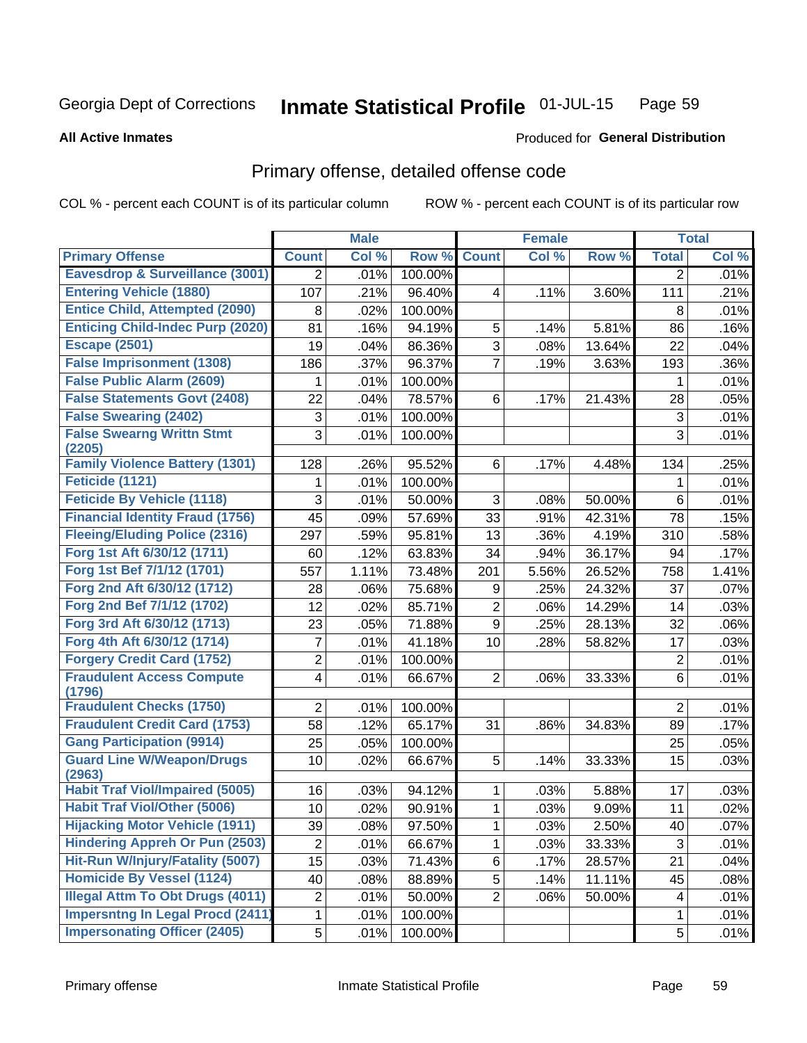Georgia Dept of Corrections **Inmate Statistical Profile** 01-JUL-15

**All Active Inmates**

Produced for **General Distribution**

## Primary offense, detailed offense code

COL % - percent each COUNT is of its particular column ROW % - percent each COUNT is of its particular row

| | Male | | | Female | | | Total | |
|---|---|---|---|---|---|---|---|---|
| Primary Offense | Count | Col % | Row % | Count | Col % | Row % | Total | Col % |
| Eavesdrop & Surveillance (3001) | 2 | .01% | 100.00% | | | | 2 | .01% |
| Entering Vehicle (1880) | 107 | .21% | 96.40% | 4 | .11% | 3.60% | 111 | .21% |
| Entice Child, Attempted (2090) | 8 | .02% | 100.00% | | | | 8 | .01% |
| Enticing Child-Indec Purp (2020) | 81 | .16% | 94.19% | 5 | .14% | 5.81% | 86 | .16% |
| Escape (2501) | 19 | .04% | 86.36% | 3 | .08% | 13.64% | 22 | .04% |
| False Imprisonment (1308) | 186 | .37% | 96.37% | 7 | .19% | 3.63% | 193 | .36% |
| False Public Alarm (2609) | 1 | .01% | 100.00% | | | | 1 | .01% |
| False Statements Govt (2408) | 22 | .04% | 78.57% | 6 | .17% | 21.43% | 28 | .05% |
| False Swearing (2402) | 3 | .01% | 100.00% | | | | 3 | .01% |
| False Swearng Writtn Stmt (2205) | 3 | .01% | 100.00% | | | | 3 | .01% |
| Family Violence Battery (1301) | 128 | .26% | 95.52% | 6 | .17% | 4.48% | 134 | .25% |
| Feticide (1121) | 1 | .01% | 100.00% | | | | 1 | .01% |
| Feticide By Vehicle (1118) | 3 | .01% | 50.00% | 3 | .08% | 50.00% | 6 | .01% |
| Financial Identity Fraud (1756) | 45 | .09% | 57.69% | 33 | .91% | 42.31% | 78 | .15% |
| Fleeing/Eluding Police (2316) | 297 | .59% | 95.81% | 13 | .36% | 4.19% | 310 | .58% |
| Forg 1st Aft 6/30/12 (1711) | 60 | .12% | 63.83% | 34 | .94% | 36.17% | 94 | .17% |
| Forg 1st Bef 7/1/12 (1701) | 557 | 1.11% | 73.48% | 201 | 5.56% | 26.52% | 758 | 1.41% |
| Forg 2nd Aft 6/30/12 (1712) | 28 | .06% | 75.68% | 9 | .25% | 24.32% | 37 | .07% |
| Forg 2nd Bef 7/1/12 (1702) | 12 | .02% | 85.71% | 2 | .06% | 14.29% | 14 | .03% |
| Forg 3rd Aft 6/30/12 (1713) | 23 | .05% | 71.88% | 9 | .25% | 28.13% | 32 | .06% |
| Forg 4th Aft 6/30/12 (1714) | 7 | .01% | 41.18% | 10 | .28% | 58.82% | 17 | .03% |
| Forgery Credit Card (1752) | 2 | .01% | 100.00% | | | | 2 | .01% |
| Fraudulent Access Compute (1796) | 4 | .01% | 66.67% | 2 | .06% | 33.33% | 6 | .01% |
| Fraudulent Checks (1750) | 2 | .01% | 100.00% | | | | 2 | .01% |
| Fraudulent Credit Card (1753) | 58 | .12% | 65.17% | 31 | .86% | 34.83% | 89 | .17% |
| Gang Participation (9914) | 25 | .05% | 100.00% | | | | 25 | .05% |
| Guard Line W/Weapon/Drugs (2963) | 10 | .02% | 66.67% | 5 | .14% | 33.33% | 15 | .03% |
| Habit Traf Viol/Impaired (5005) | 16 | .03% | 94.12% | 1 | .03% | 5.88% | 17 | .03% |
| Habit Traf Viol/Other (5006) | 10 | .02% | 90.91% | 1 | .03% | 9.09% | 11 | .02% |
| Hijacking Motor Vehicle (1911) | 39 | .08% | 97.50% | 1 | .03% | 2.50% | 40 | .07% |
| Hindering Appreh Or Pun (2503) | 2 | .01% | 66.67% | 1 | .03% | 33.33% | 3 | .01% |
| Hit-Run W/Injury/Fatality (5007) | 15 | .03% | 71.43% | 6 | .17% | 28.57% | 21 | .04% |
| Homicide By Vessel (1124) | 40 | .08% | 88.89% | 5 | .14% | 11.11% | 45 | .08% |
| Illegal Attm To Obt Drugs (4011) | 2 | .01% | 50.00% | 2 | .06% | 50.00% | 4 | .01% |
| Impersntng In Legal Procd (2411) | 1 | .01% | 100.00% | | | | 1 | .01% |
| Impersonating Officer (2405) | 5 | .01% | 100.00% | | | | 5 | .01% |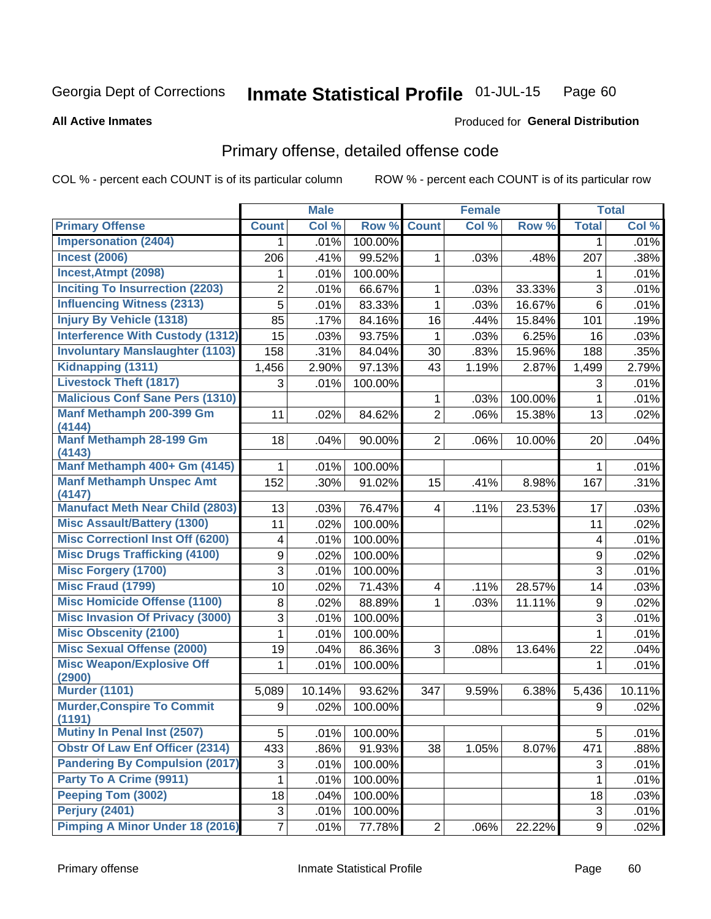Georgia Dept of Corrections **Inmate Statistical Profile** 01-JUL-15

**All Active Inmates**

Produced for **General Distribution**

## Primary offense, detailed offense code

COL % - percent each COUNT is of its particular column

ROW % - percent each COUNT is of its particular row

| | Male | | | Female | | | Total | |
|---|---|---|---|---|---|---|---|---|
| **Primary Offense** | **Count** | **Col %** | **Row %** | **Count** | **Col %** | **Row %** | **Total** | **Col %** |
| Impersonation (2404) | 1 | .01% | 100.00% | | | | 1 | .01% |
| Incest (2006) | 206 | .41% | 99.52% | 1 | .03% | .48% | 207 | .38% |
| Incest,Atmpt (2098) | 1 | .01% | 100.00% | | | | 1 | .01% |
| Inciting To Insurrection (2203) | 2 | .01% | 66.67% | 1 | .03% | 33.33% | 3 | .01% |
| Influencing Witness (2313) | 5 | .01% | 83.33% | 1 | .03% | 16.67% | 6 | .01% |
| Injury By Vehicle (1318) | 85 | .17% | 84.16% | 16 | .44% | 15.84% | 101 | .19% |
| Interference With Custody (1312) | 15 | .03% | 93.75% | 1 | .03% | 6.25% | 16 | .03% |
| Involuntary Manslaughter (1103) | 158 | .31% | 84.04% | 30 | .83% | 15.96% | 188 | .35% |
| Kidnapping (1311) | 1,456 | 2.90% | 97.13% | 43 | 1.19% | 2.87% | 1,499 | 2.79% |
| Livestock Theft (1817) | 3 | .01% | 100.00% | | | | 3 | .01% |
| Malicious Conf Sane Pers (1310) | | | | 1 | .03% | 100.00% | 1 | .01% |
| Manf Methamph 200-399 Gm (4144) | 11 | .02% | 84.62% | 2 | .06% | 15.38% | 13 | .02% |
| Manf Methamph 28-199 Gm (4143) | 18 | .04% | 90.00% | 2 | .06% | 10.00% | 20 | .04% |
| Manf Methamph 400+ Gm (4145) | 1 | .01% | 100.00% | | | | 1 | .01% |
| Manf Methamph Unspec Amt (4147) | 152 | .30% | 91.02% | 15 | .41% | 8.98% | 167 | .31% |
| Manufact Meth Near Child (2803) | 13 | .03% | 76.47% | 4 | .11% | 23.53% | 17 | .03% |
| Misc Assault/Battery (1300) | 11 | .02% | 100.00% | | | | 11 | .02% |
| Misc Correctionl Inst Off (6200) | 4 | .01% | 100.00% | | | | 4 | .01% |
| Misc Drugs Trafficking (4100) | 9 | .02% | 100.00% | | | | 9 | .02% |
| Misc Forgery (1700) | 3 | .01% | 100.00% | | | | 3 | .01% |
| Misc Fraud (1799) | 10 | .02% | 71.43% | 4 | .11% | 28.57% | 14 | .03% |
| Misc Homicide Offense (1100) | 8 | .02% | 88.89% | 1 | .03% | 11.11% | 9 | .02% |
| Misc Invasion Of Privacy (3000) | 3 | .01% | 100.00% | | | | 3 | .01% |
| Misc Obscenity (2100) | 1 | .01% | 100.00% | | | | 1 | .01% |
| Misc Sexual Offense (2000) | 19 | .04% | 86.36% | 3 | .08% | 13.64% | 22 | .04% |
| Misc Weapon/Explosive Off (2900) | 1 | .01% | 100.00% | | | | 1 | .01% |
| Murder (1101) | 5,089 | 10.14% | 93.62% | 347 | 9.59% | 6.38% | 5,436 | 10.11% |
| Murder,Conspire To Commit (1191) | 9 | .02% | 100.00% | | | | 9 | .02% |
| Mutiny In Penal Inst (2507) | 5 | .01% | 100.00% | | | | 5 | .01% |
| Obstr Of Law Enf Officer (2314) | 433 | .86% | 91.93% | 38 | 1.05% | 8.07% | 471 | .88% |
| Pandering By Compulsion (2017) | 3 | .01% | 100.00% | | | | 3 | .01% |
| Party To A Crime (9911) | 1 | .01% | 100.00% | | | | 1 | .01% |
| Peeping Tom (3002) | 18 | .04% | 100.00% | | | | 18 | .03% |
| Perjury (2401) | 3 | .01% | 100.00% | | | | 3 | .01% |
| Pimping A Minor Under 18 (2016) | 7 | .01% | 77.78% | 2 | .06% | 22.22% | 9 | .02% |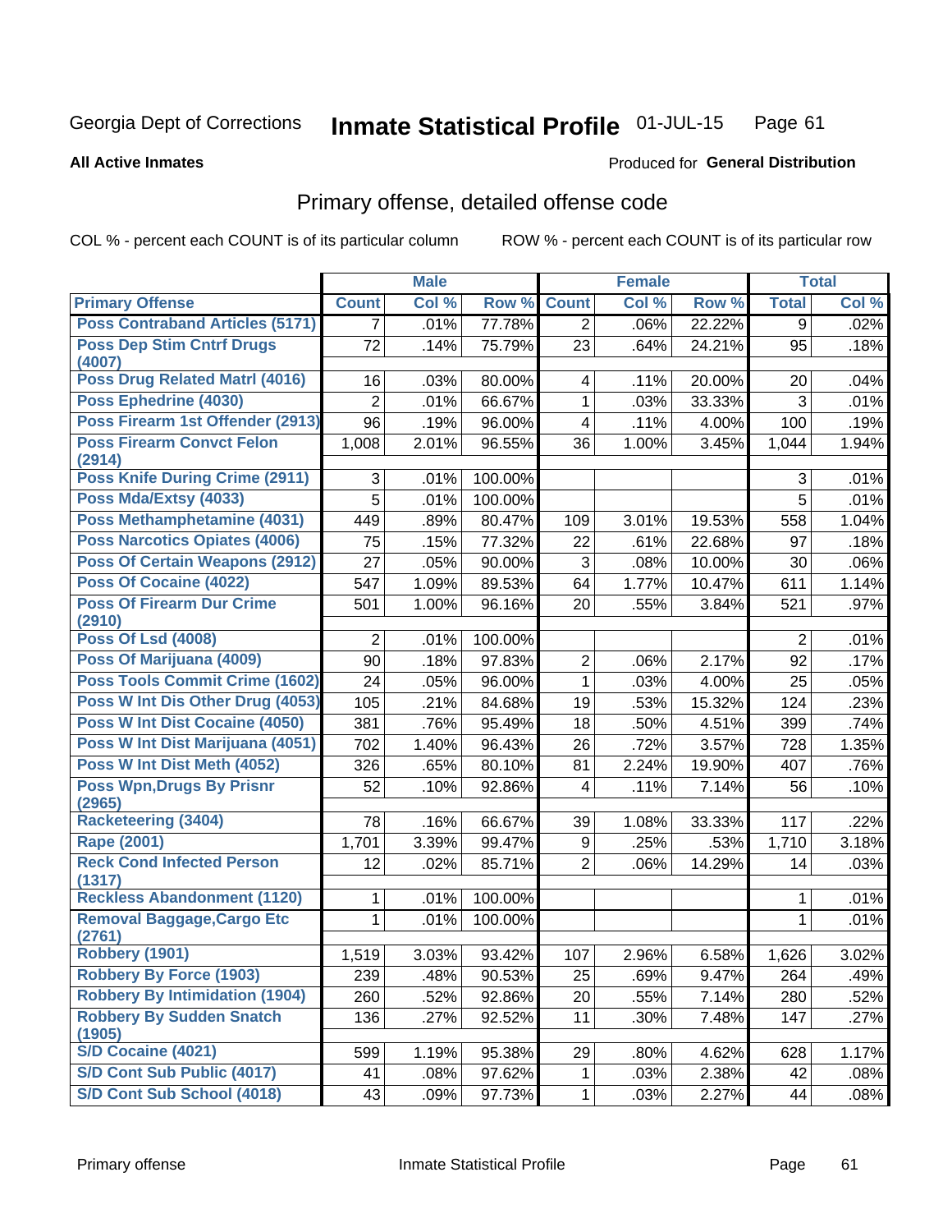Georgia Dept of Corrections **Inmate Statistical Profile** 01-JUL-15

**All Active Inmates**

Produced for **General Distribution**

## Primary offense, detailed offense code

COL % - percent each COUNT is of its particular column

ROW % - percent each COUNT is of its particular row

| | Male | | | Female | | | Total | |
|---|---|---|---|---|---|---|---|---|
| Primary Offense | Count | Col % | Row % | Count | Col % | Row % | Total | Col % |
| Poss Contraband Articles (5171) | 7 | .01% | 77.78% | 2 | .06% | 22.22% | 9 | .02% |
| Poss Dep Stim Cntrf Drugs (4007) | 72 | .14% | 75.79% | 23 | .64% | 24.21% | 95 | .18% |
| Poss Drug Related Matrl (4016) | 16 | .03% | 80.00% | 4 | .11% | 20.00% | 20 | .04% |
| Poss Ephedrine (4030) | 2 | .01% | 66.67% | 1 | .03% | 33.33% | 3 | .01% |
| Poss Firearm 1st Offender (2913) | 96 | .19% | 96.00% | 4 | .11% | 4.00% | 100 | .19% |
| Poss Firearm Convct Felon (2914) | 1,008 | 2.01% | 96.55% | 36 | 1.00% | 3.45% | 1,044 | 1.94% |
| Poss Knife During Crime (2911) | 3 | .01% | 100.00% | | | | 3 | .01% |
| Poss Mda/Extsy (4033) | 5 | .01% | 100.00% | | | | 5 | .01% |
| Poss Methamphetamine (4031) | 449 | .89% | 80.47% | 109 | 3.01% | 19.53% | 558 | 1.04% |
| Poss Narcotics Opiates (4006) | 75 | .15% | 77.32% | 22 | .61% | 22.68% | 97 | .18% |
| Poss Of Certain Weapons (2912) | 27 | .05% | 90.00% | 3 | .08% | 10.00% | 30 | .06% |
| Poss Of Cocaine (4022) | 547 | 1.09% | 89.53% | 64 | 1.77% | 10.47% | 611 | 1.14% |
| Poss Of Firearm Dur Crime (2910) | 501 | 1.00% | 96.16% | 20 | .55% | 3.84% | 521 | .97% |
| Poss Of Lsd (4008) | 2 | .01% | 100.00% | | | | 2 | .01% |
| Poss Of Marijuana (4009) | 90 | .18% | 97.83% | 2 | .06% | 2.17% | 92 | .17% |
| Poss Tools Commit Crime (1602) | 24 | .05% | 96.00% | 1 | .03% | 4.00% | 25 | .05% |
| Poss W Int Dis Other Drug (4053) | 105 | .21% | 84.68% | 19 | .53% | 15.32% | 124 | .23% |
| Poss W Int Dist Cocaine (4050) | 381 | .76% | 95.49% | 18 | .50% | 4.51% | 399 | .74% |
| Poss W Int Dist Marijuana (4051) | 702 | 1.40% | 96.43% | 26 | .72% | 3.57% | 728 | 1.35% |
| Poss W Int Dist Meth (4052) | 326 | .65% | 80.10% | 81 | 2.24% | 19.90% | 407 | .76% |
| Poss Wpn,Drugs By Prisnr (2965) | 52 | .10% | 92.86% | 4 | .11% | 7.14% | 56 | .10% |
| Racketeering (3404) | 78 | .16% | 66.67% | 39 | 1.08% | 33.33% | 117 | .22% |
| Rape (2001) | 1,701 | 3.39% | 99.47% | 9 | .25% | .53% | 1,710 | 3.18% |
| Reck Cond Infected Person (1317) | 12 | .02% | 85.71% | 2 | .06% | 14.29% | 14 | .03% |
| Reckless Abandonment (1120) | 1 | .01% | 100.00% | | | | 1 | .01% |
| Removal Baggage,Cargo Etc (2761) | 1 | .01% | 100.00% | | | | 1 | .01% |
| Robbery (1901) | 1,519 | 3.03% | 93.42% | 107 | 2.96% | 6.58% | 1,626 | 3.02% |
| Robbery By Force (1903) | 239 | .48% | 90.53% | 25 | .69% | 9.47% | 264 | .49% |
| Robbery By Intimidation (1904) | 260 | .52% | 92.86% | 20 | .55% | 7.14% | 280 | .52% |
| Robbery By Sudden Snatch (1905) | 136 | .27% | 92.52% | 11 | .30% | 7.48% | 147 | .27% |
| S/D Cocaine (4021) | 599 | 1.19% | 95.38% | 29 | .80% | 4.62% | 628 | 1.17% |
| S/D Cont Sub Public (4017) | 41 | .08% | 97.62% | 1 | .03% | 2.38% | 42 | .08% |
| S/D Cont Sub School (4018) | 43 | .09% | 97.73% | 1 | .03% | 2.27% | 44 | .08% |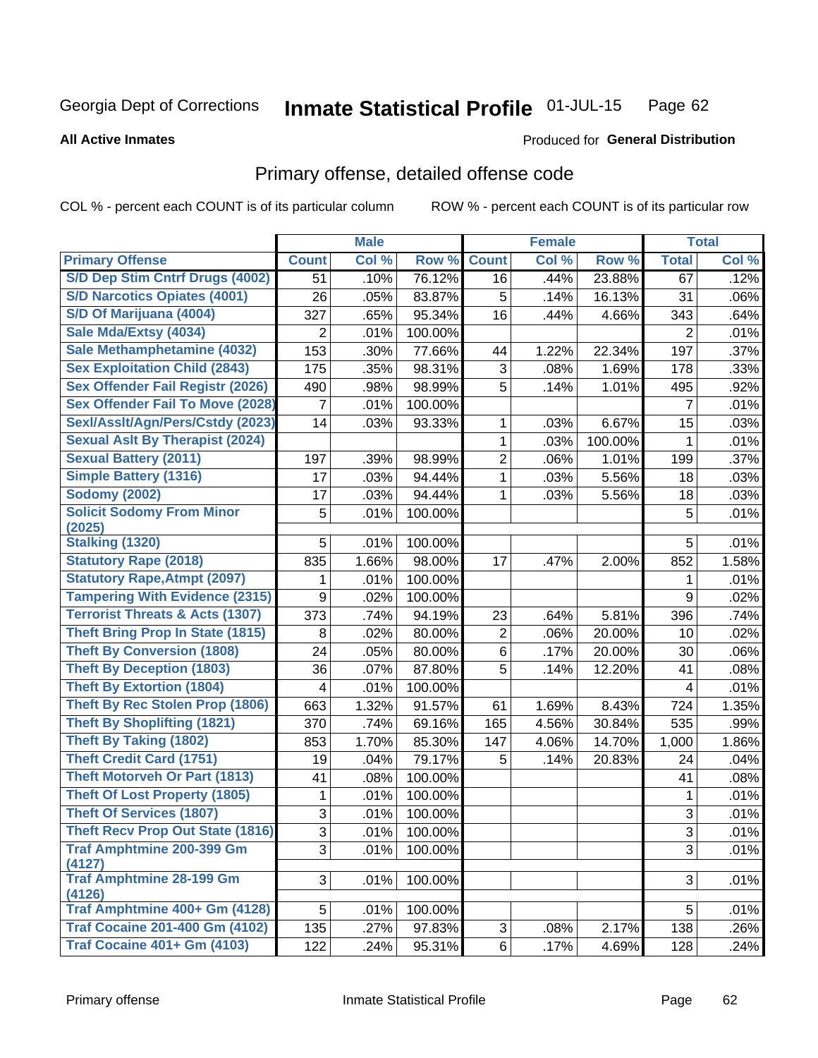Georgia Dept of Corrections **Inmate Statistical Profile** 01-JUL-15

**All Active Inmates** Produced for **General Distribution**

## Primary offense, detailed offense code

COL % - percent each COUNT is of its particular column ROW % - percent each COUNT is of its particular row

| | Male | | | Female | | | Total | |
|---|---|---|---|---|---|---|---|---|
| **Primary Offense** | **Count** | **Col %** | **Row %** | **Count** | **Col %** | **Row %** | **Total** | **Col %** |
| S/D Dep Stim Cntrf Drugs (4002) | 51 | .10% | 76.12% | 16 | .44% | 23.88% | 67 | .12% |
| S/D Narcotics Opiates (4001) | 26 | .05% | 83.87% | 5 | .14% | 16.13% | 31 | .06% |
| S/D Of Marijuana (4004) | 327 | .65% | 95.34% | 16 | .44% | 4.66% | 343 | .64% |
| Sale Mda/Extsy (4034) | 2 | .01% | 100.00% | | | | 2 | .01% |
| Sale Methamphetamine (4032) | 153 | .30% | 77.66% | 44 | 1.22% | 22.34% | 197 | .37% |
| Sex Exploitation Child (2843) | 175 | .35% | 98.31% | 3 | .08% | 1.69% | 178 | .33% |
| Sex Offender Fail Registr (2026) | 490 | .98% | 98.99% | 5 | .14% | 1.01% | 495 | .92% |
| Sex Offender Fail To Move (2028) | 7 | .01% | 100.00% | | | | 7 | .01% |
| Sexl/Asslt/Agn/Pers/Cstdy (2023) | 14 | .03% | 93.33% | 1 | .03% | 6.67% | 15 | .03% |
| Sexual Aslt By Therapist (2024) | | | | 1 | .03% | 100.00% | 1 | .01% |
| Sexual Battery (2011) | 197 | .39% | 98.99% | 2 | .06% | 1.01% | 199 | .37% |
| Simple Battery (1316) | 17 | .03% | 94.44% | 1 | .03% | 5.56% | 18 | .03% |
| Sodomy (2002) | 17 | .03% | 94.44% | 1 | .03% | 5.56% | 18 | .03% |
| Solicit Sodomy From Minor (2025) | 5 | .01% | 100.00% | | | | 5 | .01% |
| Stalking (1320) | 5 | .01% | 100.00% | | | | 5 | .01% |
| Statutory Rape (2018) | 835 | 1.66% | 98.00% | 17 | .47% | 2.00% | 852 | 1.58% |
| Statutory Rape,Atmpt (2097) | 1 | .01% | 100.00% | | | | 1 | .01% |
| Tampering With Evidence (2315) | 9 | .02% | 100.00% | | | | 9 | .02% |
| Terrorist Threats & Acts (1307) | 373 | .74% | 94.19% | 23 | .64% | 5.81% | 396 | .74% |
| Theft Bring Prop In State (1815) | 8 | .02% | 80.00% | 2 | .06% | 20.00% | 10 | .02% |
| Theft By Conversion (1808) | 24 | .05% | 80.00% | 6 | .17% | 20.00% | 30 | .06% |
| Theft By Deception (1803) | 36 | .07% | 87.80% | 5 | .14% | 12.20% | 41 | .08% |
| Theft By Extortion (1804) | 4 | .01% | 100.00% | | | | 4 | .01% |
| Theft By Rec Stolen Prop (1806) | 663 | 1.32% | 91.57% | 61 | 1.69% | 8.43% | 724 | 1.35% |
| Theft By Shoplifting (1821) | 370 | .74% | 69.16% | 165 | 4.56% | 30.84% | 535 | .99% |
| Theft By Taking (1802) | 853 | 1.70% | 85.30% | 147 | 4.06% | 14.70% | 1,000 | 1.86% |
| Theft Credit Card (1751) | 19 | .04% | 79.17% | 5 | .14% | 20.83% | 24 | .04% |
| Theft Motorveh Or Part (1813) | 41 | .08% | 100.00% | | | | 41 | .08% |
| Theft Of Lost Property (1805) | 1 | .01% | 100.00% | | | | 1 | .01% |
| Theft Of Services (1807) | 3 | .01% | 100.00% | | | | 3 | .01% |
| Theft Recv Prop Out State (1816) | 3 | .01% | 100.00% | | | | 3 | .01% |
| Traf Amphtmine 200-399 Gm (4127) | 3 | .01% | 100.00% | | | | 3 | .01% |
| Traf Amphtmine 28-199 Gm (4126) | 3 | .01% | 100.00% | | | | 3 | .01% |
| Traf Amphtmine 400+ Gm (4128) | 5 | .01% | 100.00% | | | | 5 | .01% |
| Traf Cocaine 201-400 Gm (4102) | 135 | .27% | 97.83% | 3 | .08% | 2.17% | 138 | .26% |
| Traf Cocaine 401+ Gm (4103) | 122 | .24% | 95.31% | 6 | .17% | 4.69% | 128 | .24% |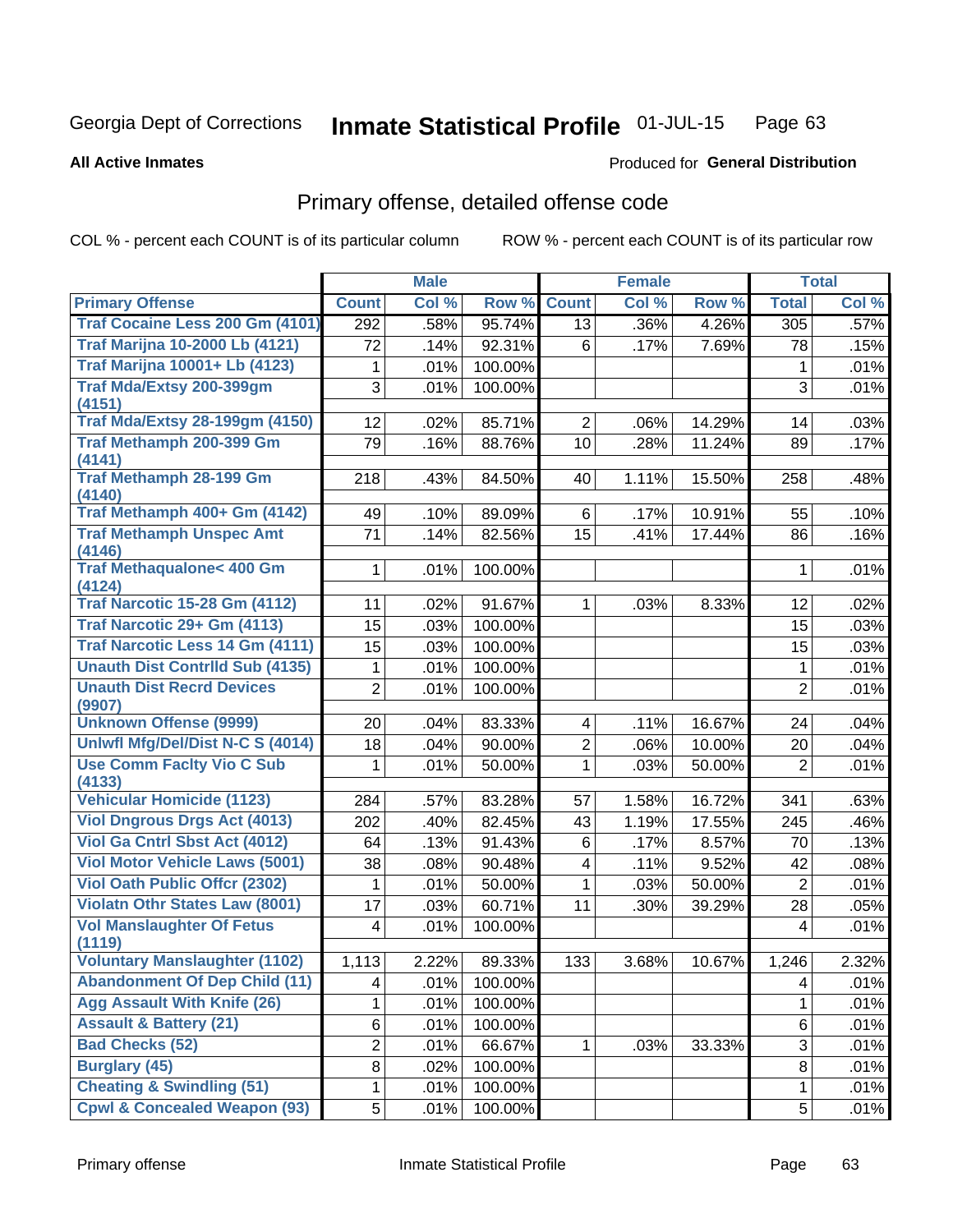Georgia Dept of Corrections **Inmate Statistical Profile** 01-JUL-15

**All Active Inmates**

Produced for **General Distribution**

## Primary offense, detailed offense code

COL % - percent each COUNT is of its particular column    ROW % - percent each COUNT is of its particular row

| | Male | | | Female | | | Total | |
|---|---|---|---|---|---|---|---|---|
| **Primary Offense** | **Count** | **Col %** | **Row %** | **Count** | **Col %** | **Row %** | **Total** | **Col %** |
| Traf Cocaine Less 200 Gm (4101) | 292 | .58% | 95.74% | 13 | .36% | 4.26% | 305 | .57% |
| Traf Marijna 10-2000 Lb (4121) | 72 | .14% | 92.31% | 6 | .17% | 7.69% | 78 | .15% |
| Traf Marijna 10001+ Lb (4123) | 1 | .01% | 100.00% | | | | 1 | .01% |
| Traf Mda/Extsy 200-399gm (4151) | 3 | .01% | 100.00% | | | | 3 | .01% |
| Traf Mda/Extsy 28-199gm (4150) | 12 | .02% | 85.71% | 2 | .06% | 14.29% | 14 | .03% |
| Traf Methamph 200-399 Gm (4141) | 79 | .16% | 88.76% | 10 | .28% | 11.24% | 89 | .17% |
| Traf Methamph 28-199 Gm (4140) | 218 | .43% | 84.50% | 40 | 1.11% | 15.50% | 258 | .48% |
| Traf Methamph 400+ Gm (4142) | 49 | .10% | 89.09% | 6 | .17% | 10.91% | 55 | .10% |
| Traf Methamph Unspec Amt (4146) | 71 | .14% | 82.56% | 15 | .41% | 17.44% | 86 | .16% |
| Traf Methaqualone< 400 Gm (4124) | 1 | .01% | 100.00% | | | | 1 | .01% |
| Traf Narcotic 15-28 Gm (4112) | 11 | .02% | 91.67% | 1 | .03% | 8.33% | 12 | .02% |
| Traf Narcotic 29+ Gm (4113) | 15 | .03% | 100.00% | | | | 15 | .03% |
| Traf Narcotic Less 14 Gm (4111) | 15 | .03% | 100.00% | | | | 15 | .03% |
| Unauth Dist Contrlld Sub (4135) | 1 | .01% | 100.00% | | | | 1 | .01% |
| Unauth Dist Recrd Devices (9907) | 2 | .01% | 100.00% | | | | 2 | .01% |
| Unknown Offense (9999) | 20 | .04% | 83.33% | 4 | .11% | 16.67% | 24 | .04% |
| Unlwfl Mfg/Del/Dist N-C S (4014) | 18 | .04% | 90.00% | 2 | .06% | 10.00% | 20 | .04% |
| Use Comm Faclty Vio C Sub (4133) | 1 | .01% | 50.00% | 1 | .03% | 50.00% | 2 | .01% |
| Vehicular Homicide (1123) | 284 | .57% | 83.28% | 57 | 1.58% | 16.72% | 341 | .63% |
| Viol Dngrous Drgs Act (4013) | 202 | .40% | 82.45% | 43 | 1.19% | 17.55% | 245 | .46% |
| Viol Ga Cntrl Sbst Act (4012) | 64 | .13% | 91.43% | 6 | .17% | 8.57% | 70 | .13% |
| Viol Motor Vehicle Laws (5001) | 38 | .08% | 90.48% | 4 | .11% | 9.52% | 42 | .08% |
| Viol Oath Public Offcr (2302) | 1 | .01% | 50.00% | 1 | .03% | 50.00% | 2 | .01% |
| Violatn Othr States Law (8001) | 17 | .03% | 60.71% | 11 | .30% | 39.29% | 28 | .05% |
| Vol Manslaughter Of Fetus (1119) | 4 | .01% | 100.00% | | | | 4 | .01% |
| Voluntary Manslaughter (1102) | 1,113 | 2.22% | 89.33% | 133 | 3.68% | 10.67% | 1,246 | 2.32% |
| Abandonment Of Dep Child (11) | 4 | .01% | 100.00% | | | | 4 | .01% |
| Agg Assault With Knife (26) | 1 | .01% | 100.00% | | | | 1 | .01% |
| Assault & Battery (21) | 6 | .01% | 100.00% | | | | 6 | .01% |
| Bad Checks (52) | 2 | .01% | 66.67% | 1 | .03% | 33.33% | 3 | .01% |
| Burglary (45) | 8 | .02% | 100.00% | | | | 8 | .01% |
| Cheating & Swindling (51) | 1 | .01% | 100.00% | | | | 1 | .01% |
| Cpwl & Concealed Weapon (93) | 5 | .01% | 100.00% | | | | 5 | .01% |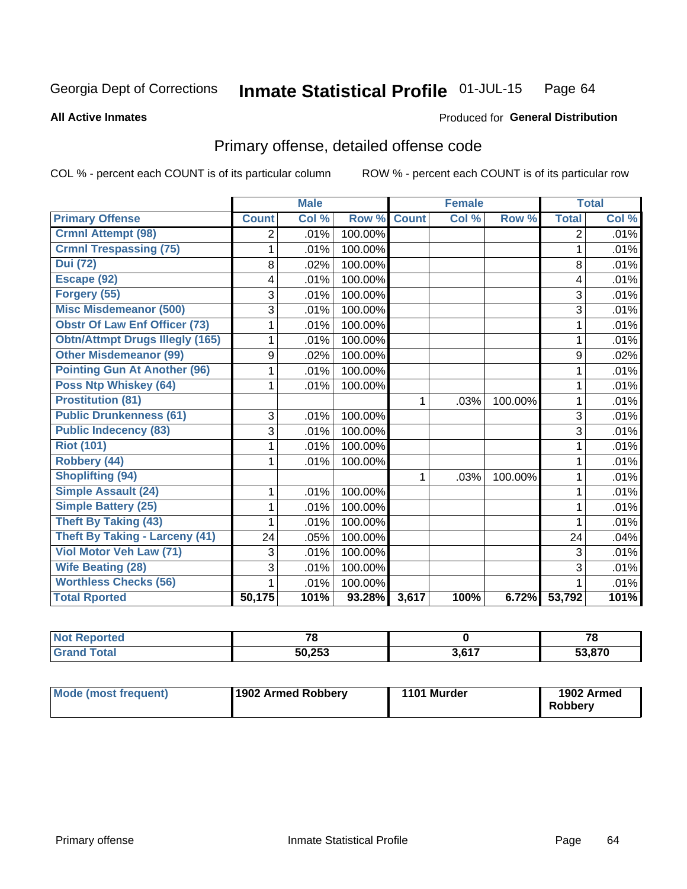Georgia Dept of Corrections **Inmate Statistical Profile** 01-JUL-15

**All Active Inmates**

Produced for **General Distribution**

## Primary offense, detailed offense code

COL % - percent each COUNT is of its particular column ROW % - percent each COUNT is of its particular row

| | Male | | | Female | | | Total | |
|---|---|---|---|---|---|---|---|---|
| **Primary Offense** | **Count** | **Col %** | **Row %** | **Count** | **Col %** | **Row %** | **Total** | **Col %** |
| **Crmnl Attempt (98)** | 2 | .01% | 100.00% | | | | 2 | .01% |
| **Crmnl Trespassing (75)** | 1 | .01% | 100.00% | | | | 1 | .01% |
| **Dui (72)** | 8 | .02% | 100.00% | | | | 8 | .01% |
| **Escape (92)** | 4 | .01% | 100.00% | | | | 4 | .01% |
| **Forgery (55)** | 3 | .01% | 100.00% | | | | 3 | .01% |
| **Misc Misdemeanor (500)** | 3 | .01% | 100.00% | | | | 3 | .01% |
| **Obstr Of Law Enf Officer (73)** | 1 | .01% | 100.00% | | | | 1 | .01% |
| **Obtn/Attmpt Drugs Illegly (165)** | 1 | .01% | 100.00% | | | | 1 | .01% |
| **Other Misdemeanor (99)** | 9 | .02% | 100.00% | | | | 9 | .02% |
| **Pointing Gun At Another (96)** | 1 | .01% | 100.00% | | | | 1 | .01% |
| **Poss Ntp Whiskey (64)** | 1 | .01% | 100.00% | | | | 1 | .01% |
| **Prostitution (81)** | | | | 1 | .03% | 100.00% | 1 | .01% |
| **Public Drunkenness (61)** | 3 | .01% | 100.00% | | | | 3 | .01% |
| **Public Indecency (83)** | 3 | .01% | 100.00% | | | | 3 | .01% |
| **Riot (101)** | 1 | .01% | 100.00% | | | | 1 | .01% |
| **Robbery (44)** | 1 | .01% | 100.00% | | | | 1 | .01% |
| **Shoplifting (94)** | | | | 1 | .03% | 100.00% | 1 | .01% |
| **Simple Assault (24)** | 1 | .01% | 100.00% | | | | 1 | .01% |
| **Simple Battery (25)** | 1 | .01% | 100.00% | | | | 1 | .01% |
| **Theft By Taking (43)** | 1 | .01% | 100.00% | | | | 1 | .01% |
| **Theft By Taking - Larceny (41)** | 24 | .05% | 100.00% | | | | 24 | .04% |
| **Viol Motor Veh Law (71)** | 3 | .01% | 100.00% | | | | 3 | .01% |
| **Wife Beating (28)** | 3 | .01% | 100.00% | | | | 3 | .01% |
| **Worthless Checks (56)** | 1 | .01% | 100.00% | | | | 1 | .01% |
| **Total Rported** | **50,175** | **101%** | **93.28%** | **3,617** | **100%** | **6.72%** | **53,792** | **101%** |

| | Male | Female | Total |
|---|---|---|---|
| **Not Reported** | **78** | **0** | **78** |
| **Grand Total** | **50,253** | **3,617** | **53,870** |

| | Male | Female | Total |
|---|---|---|---|
| **Mode (most frequent)** | **1902 Armed Robbery** | **1101 Murder** | **1902 Armed Robbery** |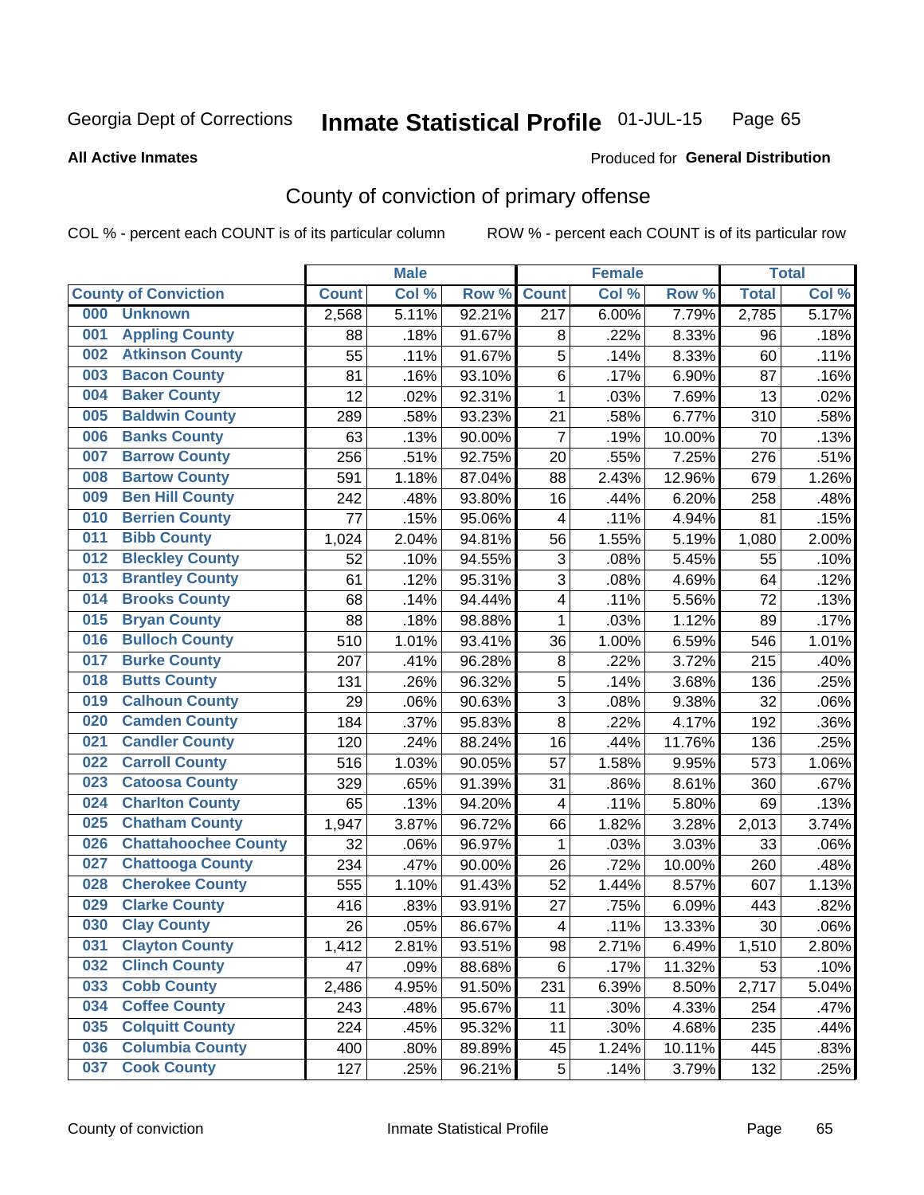Georgia Dept of Corrections **Inmate Statistical Profile** 01-JUL-15

**All Active Inmates**

Produced for **General Distribution**

## County of conviction of primary offense

COL % - percent each COUNT is of its particular column ROW % - percent each COUNT is of its particular row

| County of Conviction | Male | | | Female | | | Total | |
|---|---|---|---|---|---|---|---|---|
| | Count | Col % | Row % | Count | Col % | Row % | Total | Col % |
| 000 Unknown | 2,568 | 5.11% | 92.21% | 217 | 6.00% | 7.79% | 2,785 | 5.17% |
| 001 Appling County | 88 | .18% | 91.67% | 8 | .22% | 8.33% | 96 | .18% |
| 002 Atkinson County | 55 | .11% | 91.67% | 5 | .14% | 8.33% | 60 | .11% |
| 003 Bacon County | 81 | .16% | 93.10% | 6 | .17% | 6.90% | 87 | .16% |
| 004 Baker County | 12 | .02% | 92.31% | 1 | .03% | 7.69% | 13 | .02% |
| 005 Baldwin County | 289 | .58% | 93.23% | 21 | .58% | 6.77% | 310 | .58% |
| 006 Banks County | 63 | .13% | 90.00% | 7 | .19% | 10.00% | 70 | .13% |
| 007 Barrow County | 256 | .51% | 92.75% | 20 | .55% | 7.25% | 276 | .51% |
| 008 Bartow County | 591 | 1.18% | 87.04% | 88 | 2.43% | 12.96% | 679 | 1.26% |
| 009 Ben Hill County | 242 | .48% | 93.80% | 16 | .44% | 6.20% | 258 | .48% |
| 010 Berrien County | 77 | .15% | 95.06% | 4 | .11% | 4.94% | 81 | .15% |
| 011 Bibb County | 1,024 | 2.04% | 94.81% | 56 | 1.55% | 5.19% | 1,080 | 2.00% |
| 012 Bleckley County | 52 | .10% | 94.55% | 3 | .08% | 5.45% | 55 | .10% |
| 013 Brantley County | 61 | .12% | 95.31% | 3 | .08% | 4.69% | 64 | .12% |
| 014 Brooks County | 68 | .14% | 94.44% | 4 | .11% | 5.56% | 72 | .13% |
| 015 Bryan County | 88 | .18% | 98.88% | 1 | .03% | 1.12% | 89 | .17% |
| 016 Bulloch County | 510 | 1.01% | 93.41% | 36 | 1.00% | 6.59% | 546 | 1.01% |
| 017 Burke County | 207 | .41% | 96.28% | 8 | .22% | 3.72% | 215 | .40% |
| 018 Butts County | 131 | .26% | 96.32% | 5 | .14% | 3.68% | 136 | .25% |
| 019 Calhoun County | 29 | .06% | 90.63% | 3 | .08% | 9.38% | 32 | .06% |
| 020 Camden County | 184 | .37% | 95.83% | 8 | .22% | 4.17% | 192 | .36% |
| 021 Candler County | 120 | .24% | 88.24% | 16 | .44% | 11.76% | 136 | .25% |
| 022 Carroll County | 516 | 1.03% | 90.05% | 57 | 1.58% | 9.95% | 573 | 1.06% |
| 023 Catoosa County | 329 | .65% | 91.39% | 31 | .86% | 8.61% | 360 | .67% |
| 024 Charlton County | 65 | .13% | 94.20% | 4 | .11% | 5.80% | 69 | .13% |
| 025 Chatham County | 1,947 | 3.87% | 96.72% | 66 | 1.82% | 3.28% | 2,013 | 3.74% |
| 026 Chattahoochee County | 32 | .06% | 96.97% | 1 | .03% | 3.03% | 33 | .06% |
| 027 Chattooga County | 234 | .47% | 90.00% | 26 | .72% | 10.00% | 260 | .48% |
| 028 Cherokee County | 555 | 1.10% | 91.43% | 52 | 1.44% | 8.57% | 607 | 1.13% |
| 029 Clarke County | 416 | .83% | 93.91% | 27 | .75% | 6.09% | 443 | .82% |
| 030 Clay County | 26 | .05% | 86.67% | 4 | .11% | 13.33% | 30 | .06% |
| 031 Clayton County | 1,412 | 2.81% | 93.51% | 98 | 2.71% | 6.49% | 1,510 | 2.80% |
| 032 Clinch County | 47 | .09% | 88.68% | 6 | .17% | 11.32% | 53 | .10% |
| 033 Cobb County | 2,486 | 4.95% | 91.50% | 231 | 6.39% | 8.50% | 2,717 | 5.04% |
| 034 Coffee County | 243 | .48% | 95.67% | 11 | .30% | 4.33% | 254 | .47% |
| 035 Colquitt County | 224 | .45% | 95.32% | 11 | .30% | 4.68% | 235 | .44% |
| 036 Columbia County | 400 | .80% | 89.89% | 45 | 1.24% | 10.11% | 445 | .83% |
| 037 Cook County | 127 | .25% | 96.21% | 5 | .14% | 3.79% | 132 | .25% |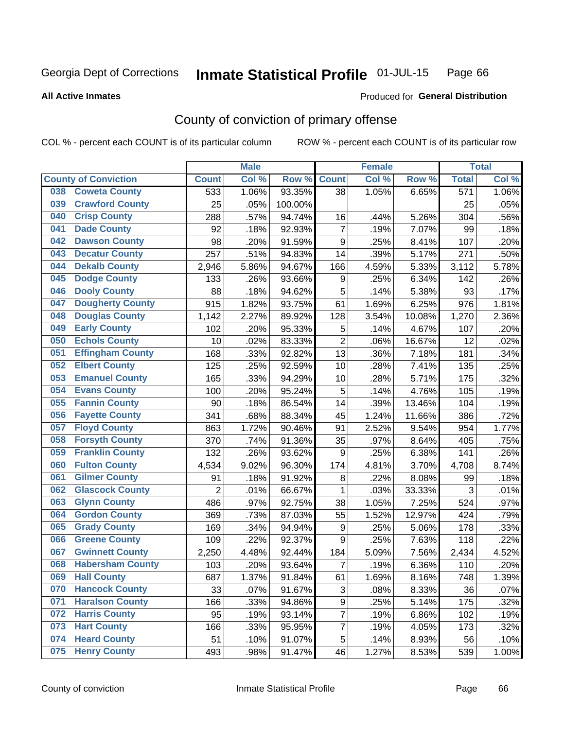Georgia Dept of Corrections **Inmate Statistical Profile** 01-JUL-15

**All Active Inmates**

Produced for **General Distribution**

## County of conviction of primary offense

COL % - percent each COUNT is of its particular column    ROW % - percent each COUNT is of its particular row

| | | Male | | | Female | | | Total | |
|---|---|---|---|---|---|---|---|---|---|
| County of Conviction | | Count | Col % | Row % | Count | Col % | Row % | Total | Col % |
| 038 | Coweta County | 533 | 1.06% | 93.35% | 38 | 1.05% | 6.65% | 571 | 1.06% |
| 039 | Crawford County | 25 | .05% | 100.00% | | | | 25 | .05% |
| 040 | Crisp County | 288 | .57% | 94.74% | 16 | .44% | 5.26% | 304 | .56% |
| 041 | Dade County | 92 | .18% | 92.93% | 7 | .19% | 7.07% | 99 | .18% |
| 042 | Dawson County | 98 | .20% | 91.59% | 9 | .25% | 8.41% | 107 | .20% |
| 043 | Decatur County | 257 | .51% | 94.83% | 14 | .39% | 5.17% | 271 | .50% |
| 044 | Dekalb County | 2,946 | 5.86% | 94.67% | 166 | 4.59% | 5.33% | 3,112 | 5.78% |
| 045 | Dodge County | 133 | .26% | 93.66% | 9 | .25% | 6.34% | 142 | .26% |
| 046 | Dooly County | 88 | .18% | 94.62% | 5 | .14% | 5.38% | 93 | .17% |
| 047 | Dougherty County | 915 | 1.82% | 93.75% | 61 | 1.69% | 6.25% | 976 | 1.81% |
| 048 | Douglas County | 1,142 | 2.27% | 89.92% | 128 | 3.54% | 10.08% | 1,270 | 2.36% |
| 049 | Early County | 102 | .20% | 95.33% | 5 | .14% | 4.67% | 107 | .20% |
| 050 | Echols County | 10 | .02% | 83.33% | 2 | .06% | 16.67% | 12 | .02% |
| 051 | Effingham County | 168 | .33% | 92.82% | 13 | .36% | 7.18% | 181 | .34% |
| 052 | Elbert County | 125 | .25% | 92.59% | 10 | .28% | 7.41% | 135 | .25% |
| 053 | Emanuel County | 165 | .33% | 94.29% | 10 | .28% | 5.71% | 175 | .32% |
| 054 | Evans County | 100 | .20% | 95.24% | 5 | .14% | 4.76% | 105 | .19% |
| 055 | Fannin County | 90 | .18% | 86.54% | 14 | .39% | 13.46% | 104 | .19% |
| 056 | Fayette County | 341 | .68% | 88.34% | 45 | 1.24% | 11.66% | 386 | .72% |
| 057 | Floyd County | 863 | 1.72% | 90.46% | 91 | 2.52% | 9.54% | 954 | 1.77% |
| 058 | Forsyth County | 370 | .74% | 91.36% | 35 | .97% | 8.64% | 405 | .75% |
| 059 | Franklin County | 132 | .26% | 93.62% | 9 | .25% | 6.38% | 141 | .26% |
| 060 | Fulton County | 4,534 | 9.02% | 96.30% | 174 | 4.81% | 3.70% | 4,708 | 8.74% |
| 061 | Gilmer County | 91 | .18% | 91.92% | 8 | .22% | 8.08% | 99 | .18% |
| 062 | Glascock County | 2 | .01% | 66.67% | 1 | .03% | 33.33% | 3 | .01% |
| 063 | Glynn County | 486 | .97% | 92.75% | 38 | 1.05% | 7.25% | 524 | .97% |
| 064 | Gordon County | 369 | .73% | 87.03% | 55 | 1.52% | 12.97% | 424 | .79% |
| 065 | Grady County | 169 | .34% | 94.94% | 9 | .25% | 5.06% | 178 | .33% |
| 066 | Greene County | 109 | .22% | 92.37% | 9 | .25% | 7.63% | 118 | .22% |
| 067 | Gwinnett County | 2,250 | 4.48% | 92.44% | 184 | 5.09% | 7.56% | 2,434 | 4.52% |
| 068 | Habersham County | 103 | .20% | 93.64% | 7 | .19% | 6.36% | 110 | .20% |
| 069 | Hall County | 687 | 1.37% | 91.84% | 61 | 1.69% | 8.16% | 748 | 1.39% |
| 070 | Hancock County | 33 | .07% | 91.67% | 3 | .08% | 8.33% | 36 | .07% |
| 071 | Haralson County | 166 | .33% | 94.86% | 9 | .25% | 5.14% | 175 | .32% |
| 072 | Harris County | 95 | .19% | 93.14% | 7 | .19% | 6.86% | 102 | .19% |
| 073 | Hart County | 166 | .33% | 95.95% | 7 | .19% | 4.05% | 173 | .32% |
| 074 | Heard County | 51 | .10% | 91.07% | 5 | .14% | 8.93% | 56 | .10% |
| 075 | Henry County | 493 | .98% | 91.47% | 46 | 1.27% | 8.53% | 539 | 1.00% |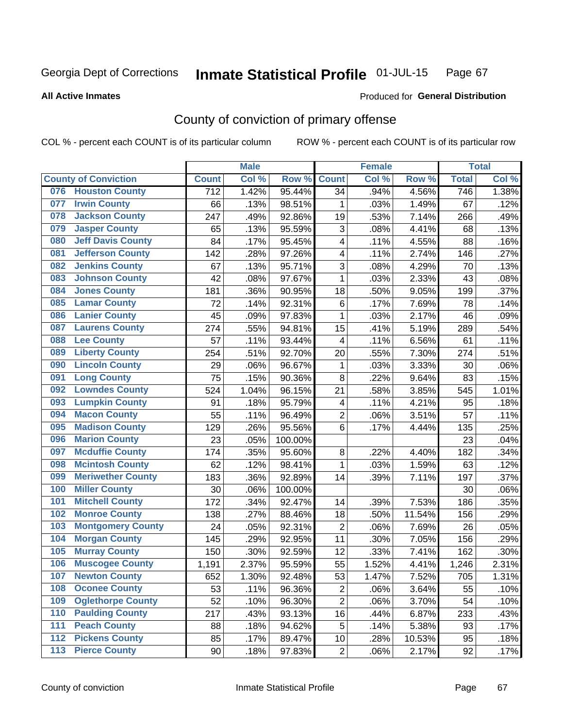Georgia Dept of Corrections

# Inmate Statistical Profile 01-JUL-15

**All Active Inmates**

Produced for **General Distribution**

## County of conviction of primary offense

COL % - percent each COUNT is of its particular column

ROW % - percent each COUNT is of its particular row

| County of Conviction | | Male | | | Female | | | Total | |
|---|---|---|---|---|---|---|---|---|---|
| | | Count | Col % | Row % | Count | Col % | Row % | Total | Col % |
| 076 | Houston County | 712 | 1.42% | 95.44% | 34 | .94% | 4.56% | 746 | 1.38% |
| 077 | Irwin County | 66 | .13% | 98.51% | 1 | .03% | 1.49% | 67 | .12% |
| 078 | Jackson County | 247 | .49% | 92.86% | 19 | .53% | 7.14% | 266 | .49% |
| 079 | Jasper County | 65 | .13% | 95.59% | 3 | .08% | 4.41% | 68 | .13% |
| 080 | Jeff Davis County | 84 | .17% | 95.45% | 4 | .11% | 4.55% | 88 | .16% |
| 081 | Jefferson County | 142 | .28% | 97.26% | 4 | .11% | 2.74% | 146 | .27% |
| 082 | Jenkins County | 67 | .13% | 95.71% | 3 | .08% | 4.29% | 70 | .13% |
| 083 | Johnson County | 42 | .08% | 97.67% | 1 | .03% | 2.33% | 43 | .08% |
| 084 | Jones County | 181 | .36% | 90.95% | 18 | .50% | 9.05% | 199 | .37% |
| 085 | Lamar County | 72 | .14% | 92.31% | 6 | .17% | 7.69% | 78 | .14% |
| 086 | Lanier County | 45 | .09% | 97.83% | 1 | .03% | 2.17% | 46 | .09% |
| 087 | Laurens County | 274 | .55% | 94.81% | 15 | .41% | 5.19% | 289 | .54% |
| 088 | Lee County | 57 | .11% | 93.44% | 4 | .11% | 6.56% | 61 | .11% |
| 089 | Liberty County | 254 | .51% | 92.70% | 20 | .55% | 7.30% | 274 | .51% |
| 090 | Lincoln County | 29 | .06% | 96.67% | 1 | .03% | 3.33% | 30 | .06% |
| 091 | Long County | 75 | .15% | 90.36% | 8 | .22% | 9.64% | 83 | .15% |
| 092 | Lowndes County | 524 | 1.04% | 96.15% | 21 | .58% | 3.85% | 545 | 1.01% |
| 093 | Lumpkin County | 91 | .18% | 95.79% | 4 | .11% | 4.21% | 95 | .18% |
| 094 | Macon County | 55 | .11% | 96.49% | 2 | .06% | 3.51% | 57 | .11% |
| 095 | Madison County | 129 | .26% | 95.56% | 6 | .17% | 4.44% | 135 | .25% |
| 096 | Marion County | 23 | .05% | 100.00% | | | | 23 | .04% |
| 097 | Mcduffie County | 174 | .35% | 95.60% | 8 | .22% | 4.40% | 182 | .34% |
| 098 | Mcintosh County | 62 | .12% | 98.41% | 1 | .03% | 1.59% | 63 | .12% |
| 099 | Meriwether County | 183 | .36% | 92.89% | 14 | .39% | 7.11% | 197 | .37% |
| 100 | Miller County | 30 | .06% | 100.00% | | | | 30 | .06% |
| 101 | Mitchell County | 172 | .34% | 92.47% | 14 | .39% | 7.53% | 186 | .35% |
| 102 | Monroe County | 138 | .27% | 88.46% | 18 | .50% | 11.54% | 156 | .29% |
| 103 | Montgomery County | 24 | .05% | 92.31% | 2 | .06% | 7.69% | 26 | .05% |
| 104 | Morgan County | 145 | .29% | 92.95% | 11 | .30% | 7.05% | 156 | .29% |
| 105 | Murray County | 150 | .30% | 92.59% | 12 | .33% | 7.41% | 162 | .30% |
| 106 | Muscogee County | 1,191 | 2.37% | 95.59% | 55 | 1.52% | 4.41% | 1,246 | 2.31% |
| 107 | Newton County | 652 | 1.30% | 92.48% | 53 | 1.47% | 7.52% | 705 | 1.31% |
| 108 | Oconee County | 53 | .11% | 96.36% | 2 | .06% | 3.64% | 55 | .10% |
| 109 | Oglethorpe County | 52 | .10% | 96.30% | 2 | .06% | 3.70% | 54 | .10% |
| 110 | Paulding County | 217 | .43% | 93.13% | 16 | .44% | 6.87% | 233 | .43% |
| 111 | Peach County | 88 | .18% | 94.62% | 5 | .14% | 5.38% | 93 | .17% |
| 112 | Pickens County | 85 | .17% | 89.47% | 10 | .28% | 10.53% | 95 | .18% |
| 113 | Pierce County | 90 | .18% | 97.83% | 2 | .06% | 2.17% | 92 | .17% |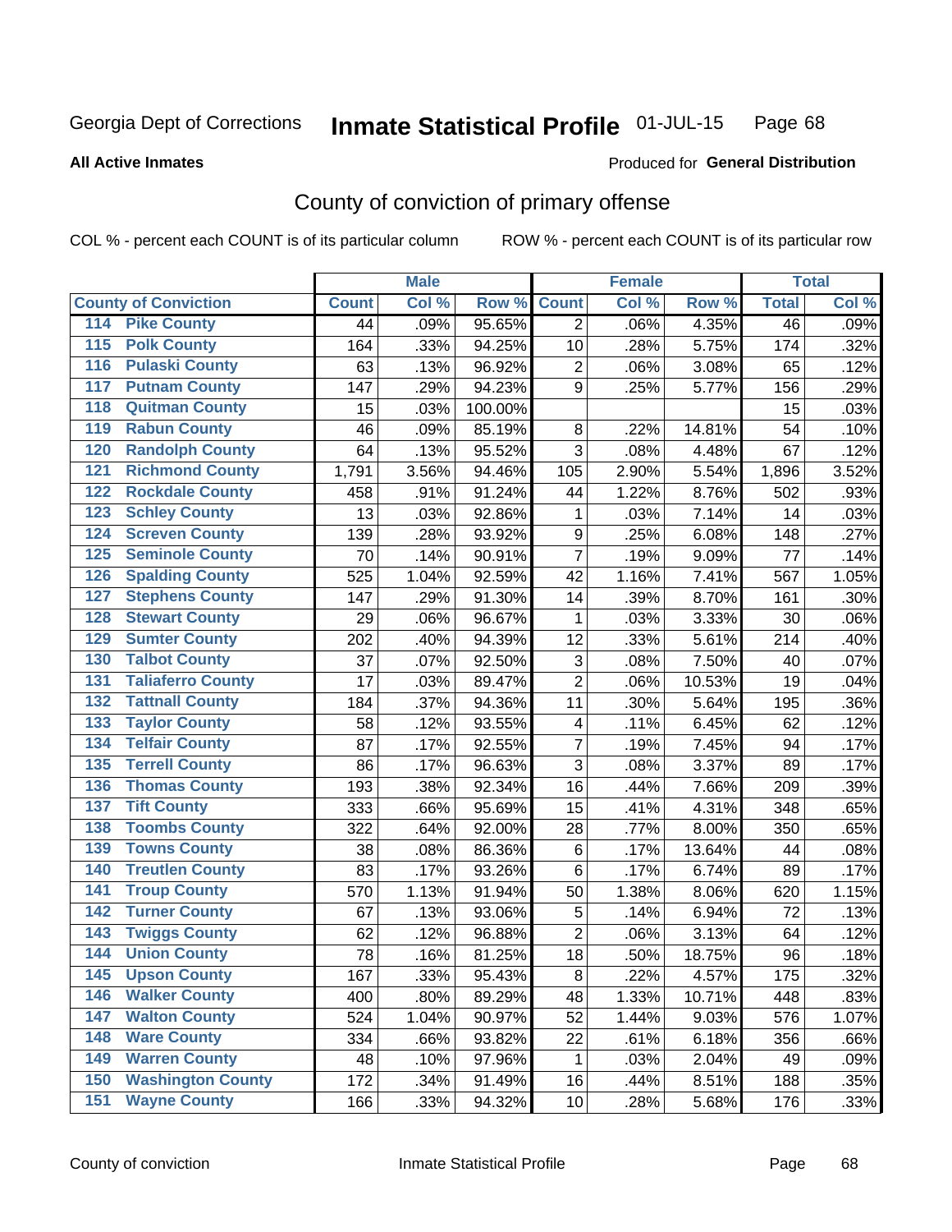Georgia Dept of Corrections **Inmate Statistical Profile** 01-JUL-15

**All Active Inmates**

Produced for **General Distribution**

## County of conviction of primary offense

COL % - percent each COUNT is of its particular column ROW % - percent each COUNT is of its particular row

| County of Conviction | Male | | | Female | | | Total | |
|---|---|---|---|---|---|---|---|---|
| | Count | Col % | Row % | Count | Col % | Row % | Total | Col % |
| 114 Pike County | 44 | .09% | 95.65% | 2 | .06% | 4.35% | 46 | .09% |
| 115 Polk County | 164 | .33% | 94.25% | 10 | .28% | 5.75% | 174 | .32% |
| 116 Pulaski County | 63 | .13% | 96.92% | 2 | .06% | 3.08% | 65 | .12% |
| 117 Putnam County | 147 | .29% | 94.23% | 9 | .25% | 5.77% | 156 | .29% |
| 118 Quitman County | 15 | .03% | 100.00% | | | | 15 | .03% |
| 119 Rabun County | 46 | .09% | 85.19% | 8 | .22% | 14.81% | 54 | .10% |
| 120 Randolph County | 64 | .13% | 95.52% | 3 | .08% | 4.48% | 67 | .12% |
| 121 Richmond County | 1,791 | 3.56% | 94.46% | 105 | 2.90% | 5.54% | 1,896 | 3.52% |
| 122 Rockdale County | 458 | .91% | 91.24% | 44 | 1.22% | 8.76% | 502 | .93% |
| 123 Schley County | 13 | .03% | 92.86% | 1 | .03% | 7.14% | 14 | .03% |
| 124 Screven County | 139 | .28% | 93.92% | 9 | .25% | 6.08% | 148 | .27% |
| 125 Seminole County | 70 | .14% | 90.91% | 7 | .19% | 9.09% | 77 | .14% |
| 126 Spalding County | 525 | 1.04% | 92.59% | 42 | 1.16% | 7.41% | 567 | 1.05% |
| 127 Stephens County | 147 | .29% | 91.30% | 14 | .39% | 8.70% | 161 | .30% |
| 128 Stewart County | 29 | .06% | 96.67% | 1 | .03% | 3.33% | 30 | .06% |
| 129 Sumter County | 202 | .40% | 94.39% | 12 | .33% | 5.61% | 214 | .40% |
| 130 Talbot County | 37 | .07% | 92.50% | 3 | .08% | 7.50% | 40 | .07% |
| 131 Taliaferro County | 17 | .03% | 89.47% | 2 | .06% | 10.53% | 19 | .04% |
| 132 Tattnall County | 184 | .37% | 94.36% | 11 | .30% | 5.64% | 195 | .36% |
| 133 Taylor County | 58 | .12% | 93.55% | 4 | .11% | 6.45% | 62 | .12% |
| 134 Telfair County | 87 | .17% | 92.55% | 7 | .19% | 7.45% | 94 | .17% |
| 135 Terrell County | 86 | .17% | 96.63% | 3 | .08% | 3.37% | 89 | .17% |
| 136 Thomas County | 193 | .38% | 92.34% | 16 | .44% | 7.66% | 209 | .39% |
| 137 Tift County | 333 | .66% | 95.69% | 15 | .41% | 4.31% | 348 | .65% |
| 138 Toombs County | 322 | .64% | 92.00% | 28 | .77% | 8.00% | 350 | .65% |
| 139 Towns County | 38 | .08% | 86.36% | 6 | .17% | 13.64% | 44 | .08% |
| 140 Treutlen County | 83 | .17% | 93.26% | 6 | .17% | 6.74% | 89 | .17% |
| 141 Troup County | 570 | 1.13% | 91.94% | 50 | 1.38% | 8.06% | 620 | 1.15% |
| 142 Turner County | 67 | .13% | 93.06% | 5 | .14% | 6.94% | 72 | .13% |
| 143 Twiggs County | 62 | .12% | 96.88% | 2 | .06% | 3.13% | 64 | .12% |
| 144 Union County | 78 | .16% | 81.25% | 18 | .50% | 18.75% | 96 | .18% |
| 145 Upson County | 167 | .33% | 95.43% | 8 | .22% | 4.57% | 175 | .32% |
| 146 Walker County | 400 | .80% | 89.29% | 48 | 1.33% | 10.71% | 448 | .83% |
| 147 Walton County | 524 | 1.04% | 90.97% | 52 | 1.44% | 9.03% | 576 | 1.07% |
| 148 Ware County | 334 | .66% | 93.82% | 22 | .61% | 6.18% | 356 | .66% |
| 149 Warren County | 48 | .10% | 97.96% | 1 | .03% | 2.04% | 49 | .09% |
| 150 Washington County | 172 | .34% | 91.49% | 16 | .44% | 8.51% | 188 | .35% |
| 151 Wayne County | 166 | .33% | 94.32% | 10 | .28% | 5.68% | 176 | .33% |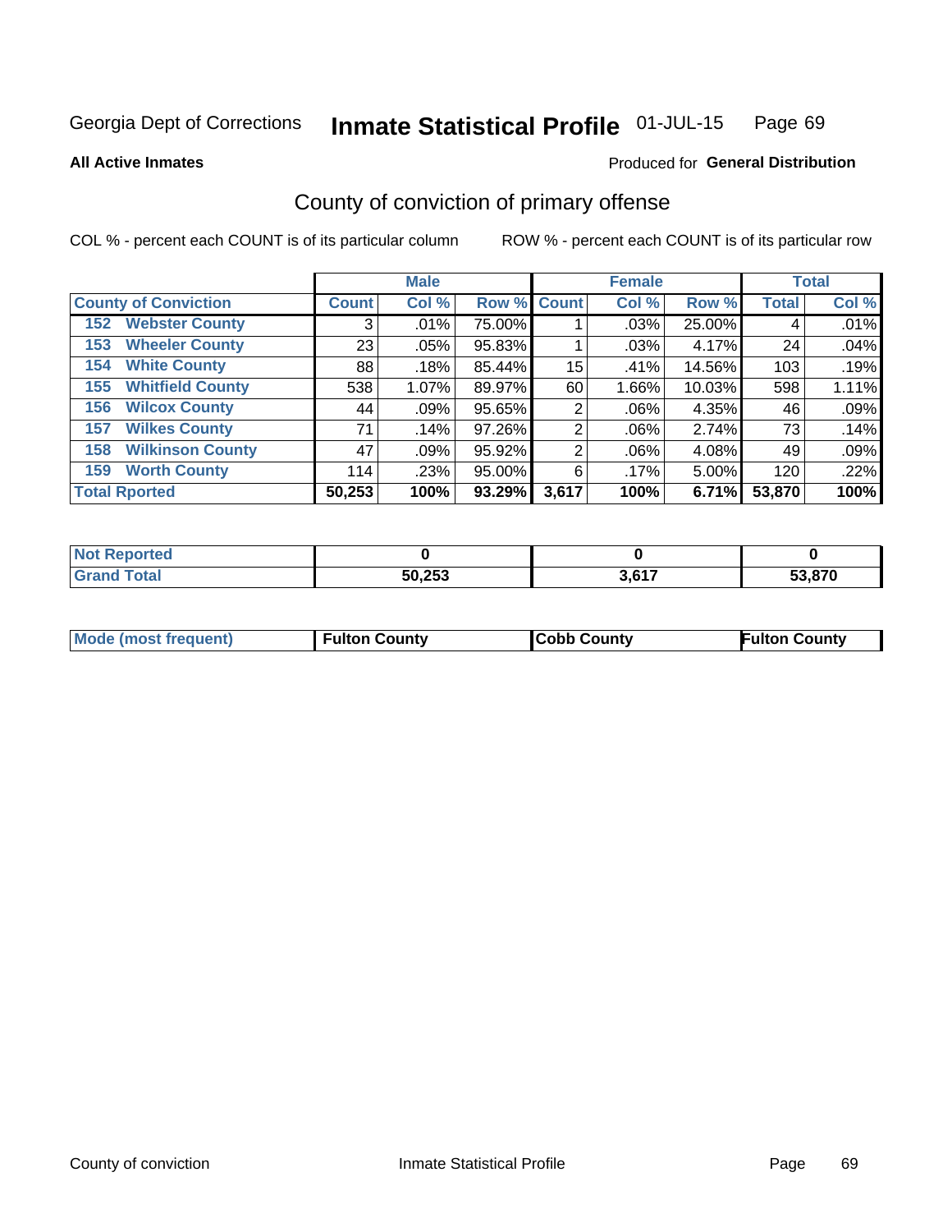Georgia Dept of Corrections **Inmate Statistical Profile** 01-JUL-15

**All Active Inmates**

Produced for **General Distribution**

## County of conviction of primary offense

COL % - percent each COUNT is of its particular column ROW % - percent each COUNT is of its particular row

| | Male | | | Female | | | Total | |
|---|---|---|---|---|---|---|---|---|
| **County of Conviction** | **Count** | **Col %** | **Row %** | **Count** | **Col %** | **Row %** | **Total** | **Col %** |
| **152 Webster County** | 3 | .01% | 75.00% | 1 | .03% | 25.00% | 4 | .01% |
| **153 Wheeler County** | 23 | .05% | 95.83% | 1 | .03% | 4.17% | 24 | .04% |
| **154 White County** | 88 | .18% | 85.44% | 15 | .41% | 14.56% | 103 | .19% |
| **155 Whitfield County** | 538 | 1.07% | 89.97% | 60 | 1.66% | 10.03% | 598 | 1.11% |
| **156 Wilcox County** | 44 | .09% | 95.65% | 2 | .06% | 4.35% | 46 | .09% |
| **157 Wilkes County** | 71 | .14% | 97.26% | 2 | .06% | 2.74% | 73 | .14% |
| **158 Wilkinson County** | 47 | .09% | 95.92% | 2 | .06% | 4.08% | 49 | .09% |
| **159 Worth County** | 114 | .23% | 95.00% | 6 | .17% | 5.00% | 120 | .22% |
| **Total Rported** | **50,253** | **100%** | **93.29%** | **3,617** | **100%** | **6.71%** | **53,870** | **100%** |

| | Male | Female | Total |
|---|---|---|---|
| **Not Reported** | **0** | **0** | **0** |
| **Grand Total** | **50,253** | **3,617** | **53,870** |

| | Male | Female | Total |
|---|---|---|---|
| **Mode (most frequent)** | **Fulton County** | **Cobb County** | **Fulton County** |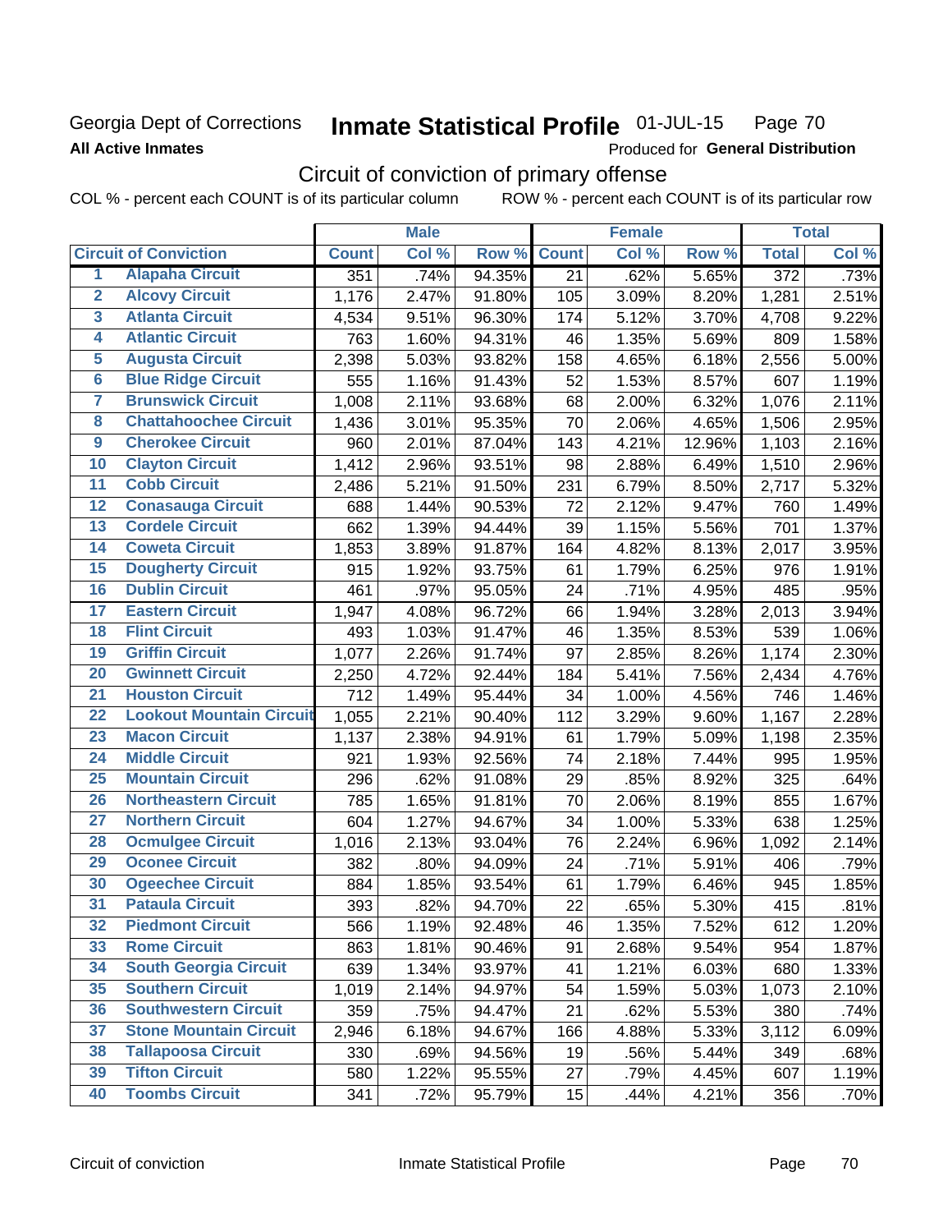Georgia Dept of Corrections

**All Active Inmates**

# Inmate Statistical Profile 01-JUL-15

Produced for **General Distribution**

## Circuit of conviction of primary offense

COL % - percent each COUNT is of its particular column     ROW % - percent each COUNT is of its particular row

| | | Male | | | Female | | | Total | |
|---|---|---|---|---|---|---|---|---|---|
| **Circuit of Conviction** | | **Count** | **Col %** | **Row %** | **Count** | **Col %** | **Row %** | **Total** | **Col %** |
| 1 | Alapaha Circuit | 351 | .74% | 94.35% | 21 | .62% | 5.65% | 372 | .73% |
| 2 | Alcovy Circuit | 1,176 | 2.47% | 91.80% | 105 | 3.09% | 8.20% | 1,281 | 2.51% |
| 3 | Atlanta Circuit | 4,534 | 9.51% | 96.30% | 174 | 5.12% | 3.70% | 4,708 | 9.22% |
| 4 | Atlantic Circuit | 763 | 1.60% | 94.31% | 46 | 1.35% | 5.69% | 809 | 1.58% |
| 5 | Augusta Circuit | 2,398 | 5.03% | 93.82% | 158 | 4.65% | 6.18% | 2,556 | 5.00% |
| 6 | Blue Ridge Circuit | 555 | 1.16% | 91.43% | 52 | 1.53% | 8.57% | 607 | 1.19% |
| 7 | Brunswick Circuit | 1,008 | 2.11% | 93.68% | 68 | 2.00% | 6.32% | 1,076 | 2.11% |
| 8 | Chattahoochee Circuit | 1,436 | 3.01% | 95.35% | 70 | 2.06% | 4.65% | 1,506 | 2.95% |
| 9 | Cherokee Circuit | 960 | 2.01% | 87.04% | 143 | 4.21% | 12.96% | 1,103 | 2.16% |
| 10 | Clayton Circuit | 1,412 | 2.96% | 93.51% | 98 | 2.88% | 6.49% | 1,510 | 2.96% |
| 11 | Cobb Circuit | 2,486 | 5.21% | 91.50% | 231 | 6.79% | 8.50% | 2,717 | 5.32% |
| 12 | Conasauga Circuit | 688 | 1.44% | 90.53% | 72 | 2.12% | 9.47% | 760 | 1.49% |
| 13 | Cordele Circuit | 662 | 1.39% | 94.44% | 39 | 1.15% | 5.56% | 701 | 1.37% |
| 14 | Coweta Circuit | 1,853 | 3.89% | 91.87% | 164 | 4.82% | 8.13% | 2,017 | 3.95% |
| 15 | Dougherty Circuit | 915 | 1.92% | 93.75% | 61 | 1.79% | 6.25% | 976 | 1.91% |
| 16 | Dublin Circuit | 461 | .97% | 95.05% | 24 | .71% | 4.95% | 485 | .95% |
| 17 | Eastern Circuit | 1,947 | 4.08% | 96.72% | 66 | 1.94% | 3.28% | 2,013 | 3.94% |
| 18 | Flint Circuit | 493 | 1.03% | 91.47% | 46 | 1.35% | 8.53% | 539 | 1.06% |
| 19 | Griffin Circuit | 1,077 | 2.26% | 91.74% | 97 | 2.85% | 8.26% | 1,174 | 2.30% |
| 20 | Gwinnett Circuit | 2,250 | 4.72% | 92.44% | 184 | 5.41% | 7.56% | 2,434 | 4.76% |
| 21 | Houston Circuit | 712 | 1.49% | 95.44% | 34 | 1.00% | 4.56% | 746 | 1.46% |
| 22 | Lookout Mountain Circuit | 1,055 | 2.21% | 90.40% | 112 | 3.29% | 9.60% | 1,167 | 2.28% |
| 23 | Macon Circuit | 1,137 | 2.38% | 94.91% | 61 | 1.79% | 5.09% | 1,198 | 2.35% |
| 24 | Middle Circuit | 921 | 1.93% | 92.56% | 74 | 2.18% | 7.44% | 995 | 1.95% |
| 25 | Mountain Circuit | 296 | .62% | 91.08% | 29 | .85% | 8.92% | 325 | .64% |
| 26 | Northeastern Circuit | 785 | 1.65% | 91.81% | 70 | 2.06% | 8.19% | 855 | 1.67% |
| 27 | Northern Circuit | 604 | 1.27% | 94.67% | 34 | 1.00% | 5.33% | 638 | 1.25% |
| 28 | Ocmulgee Circuit | 1,016 | 2.13% | 93.04% | 76 | 2.24% | 6.96% | 1,092 | 2.14% |
| 29 | Oconee Circuit | 382 | .80% | 94.09% | 24 | .71% | 5.91% | 406 | .79% |
| 30 | Ogeechee Circuit | 884 | 1.85% | 93.54% | 61 | 1.79% | 6.46% | 945 | 1.85% |
| 31 | Pataula Circuit | 393 | .82% | 94.70% | 22 | .65% | 5.30% | 415 | .81% |
| 32 | Piedmont Circuit | 566 | 1.19% | 92.48% | 46 | 1.35% | 7.52% | 612 | 1.20% |
| 33 | Rome Circuit | 863 | 1.81% | 90.46% | 91 | 2.68% | 9.54% | 954 | 1.87% |
| 34 | South Georgia Circuit | 639 | 1.34% | 93.97% | 41 | 1.21% | 6.03% | 680 | 1.33% |
| 35 | Southern Circuit | 1,019 | 2.14% | 94.97% | 54 | 1.59% | 5.03% | 1,073 | 2.10% |
| 36 | Southwestern Circuit | 359 | .75% | 94.47% | 21 | .62% | 5.53% | 380 | .74% |
| 37 | Stone Mountain Circuit | 2,946 | 6.18% | 94.67% | 166 | 4.88% | 5.33% | 3,112 | 6.09% |
| 38 | Tallapoosa Circuit | 330 | .69% | 94.56% | 19 | .56% | 5.44% | 349 | .68% |
| 39 | Tifton Circuit | 580 | 1.22% | 95.55% | 27 | .79% | 4.45% | 607 | 1.19% |
| 40 | Toombs Circuit | 341 | .72% | 95.79% | 15 | .44% | 4.21% | 356 | .70% |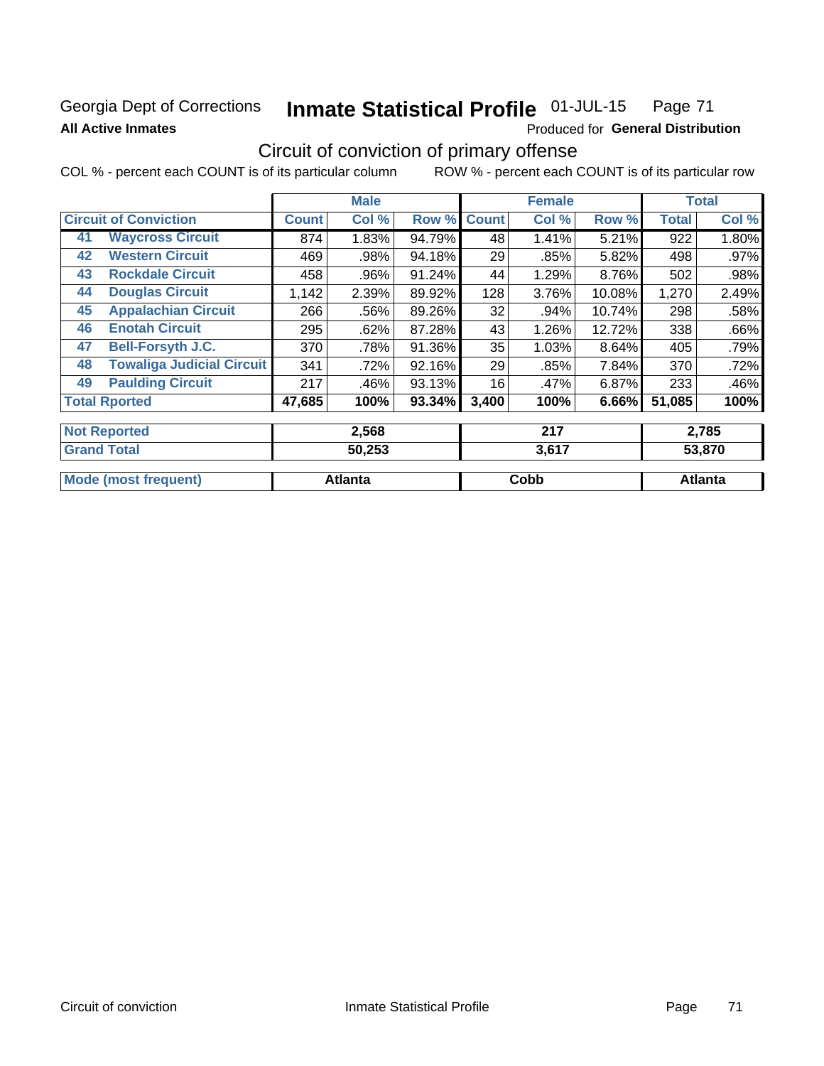Georgia Dept of Corrections **Inmate Statistical Profile** 01-JUL-15 Page 71

**All Active Inmates**

Produced for **General Distribution**

## Circuit of conviction of primary offense

COL % - percent each COUNT is of its particular column ROW % - percent each COUNT is of its particular row

| Circuit of Conviction | | Male | | | Female | | | Total | |
|---|---|---|---|---|---|---|---|---|---|
| | | Count | Col % | Row % | Count | Col % | Row % | Total | Col % |
| 41 | Waycross Circuit | 874 | 1.83% | 94.79% | 48 | 1.41% | 5.21% | 922 | 1.80% |
| 42 | Western Circuit | 469 | .98% | 94.18% | 29 | .85% | 5.82% | 498 | .97% |
| 43 | Rockdale Circuit | 458 | .96% | 91.24% | 44 | 1.29% | 8.76% | 502 | .98% |
| 44 | Douglas Circuit | 1,142 | 2.39% | 89.92% | 128 | 3.76% | 10.08% | 1,270 | 2.49% |
| 45 | Appalachian Circuit | 266 | .56% | 89.26% | 32 | .94% | 10.74% | 298 | .58% |
| 46 | Enotah Circuit | 295 | .62% | 87.28% | 43 | 1.26% | 12.72% | 338 | .66% |
| 47 | Bell-Forsyth J.C. | 370 | .78% | 91.36% | 35 | 1.03% | 8.64% | 405 | .79% |
| 48 | Towaliga Judicial Circuit | 341 | .72% | 92.16% | 29 | .85% | 7.84% | 370 | .72% |
| 49 | Paulding Circuit | 217 | .46% | 93.13% | 16 | .47% | 6.87% | 233 | .46% |
| Total Rported | | 47,685 | 100% | 93.34% | 3,400 | 100% | 6.66% | 51,085 | 100% |

| | Male | Female | Total |
|---|---|---|---|
| Not Reported | 2,568 | 217 | 2,785 |
| Grand Total | 50,253 | 3,617 | 53,870 |
| Mode (most frequent) | Atlanta | Cobb | Atlanta |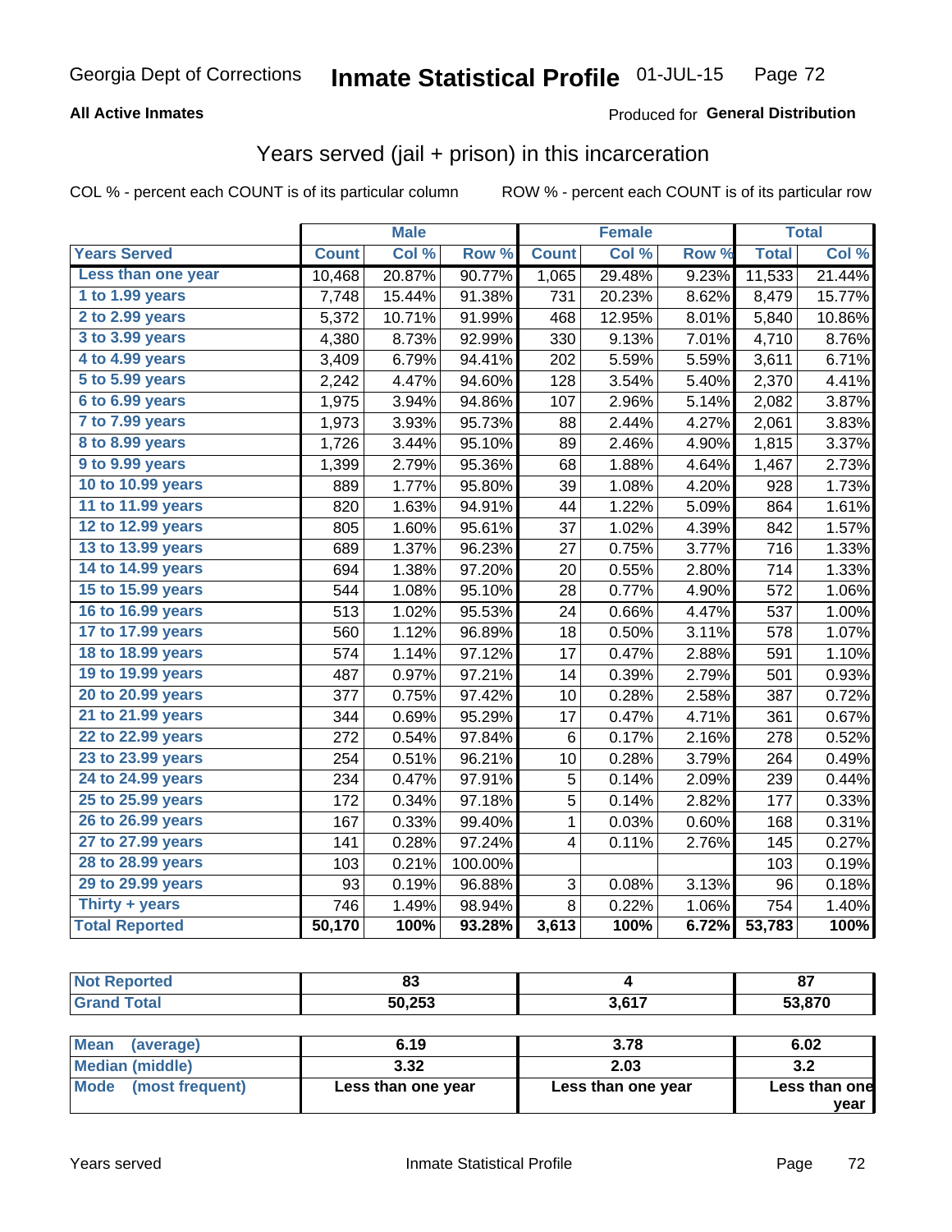Georgia Dept of Corrections **Inmate Statistical Profile** 01-JUL-15

**All Active Inmates**

Produced for **General Distribution**

## Years served (jail + prison) in this incarceration

COL % - percent each COUNT is of its particular column    ROW % - percent each COUNT is of its particular row

| | Male | | | Female | | | Total | |
|---|---|---|---|---|---|---|---|---|
| **Years Served** | **Count** | **Col %** | **Row %** | **Count** | **Col %** | **Row %** | **Total** | **Col %** |
| Less than one year | 10,468 | 20.87% | 90.77% | 1,065 | 29.48% | 9.23% | 11,533 | 21.44% |
| 1 to 1.99 years | 7,748 | 15.44% | 91.38% | 731 | 20.23% | 8.62% | 8,479 | 15.77% |
| 2 to 2.99 years | 5,372 | 10.71% | 91.99% | 468 | 12.95% | 8.01% | 5,840 | 10.86% |
| 3 to 3.99 years | 4,380 | 8.73% | 92.99% | 330 | 9.13% | 7.01% | 4,710 | 8.76% |
| 4 to 4.99 years | 3,409 | 6.79% | 94.41% | 202 | 5.59% | 5.59% | 3,611 | 6.71% |
| 5 to 5.99 years | 2,242 | 4.47% | 94.60% | 128 | 3.54% | 5.40% | 2,370 | 4.41% |
| 6 to 6.99 years | 1,975 | 3.94% | 94.86% | 107 | 2.96% | 5.14% | 2,082 | 3.87% |
| 7 to 7.99 years | 1,973 | 3.93% | 95.73% | 88 | 2.44% | 4.27% | 2,061 | 3.83% |
| 8 to 8.99 years | 1,726 | 3.44% | 95.10% | 89 | 2.46% | 4.90% | 1,815 | 3.37% |
| 9 to 9.99 years | 1,399 | 2.79% | 95.36% | 68 | 1.88% | 4.64% | 1,467 | 2.73% |
| 10 to 10.99 years | 889 | 1.77% | 95.80% | 39 | 1.08% | 4.20% | 928 | 1.73% |
| 11 to 11.99 years | 820 | 1.63% | 94.91% | 44 | 1.22% | 5.09% | 864 | 1.61% |
| 12 to 12.99 years | 805 | 1.60% | 95.61% | 37 | 1.02% | 4.39% | 842 | 1.57% |
| 13 to 13.99 years | 689 | 1.37% | 96.23% | 27 | 0.75% | 3.77% | 716 | 1.33% |
| 14 to 14.99 years | 694 | 1.38% | 97.20% | 20 | 0.55% | 2.80% | 714 | 1.33% |
| 15 to 15.99 years | 544 | 1.08% | 95.10% | 28 | 0.77% | 4.90% | 572 | 1.06% |
| 16 to 16.99 years | 513 | 1.02% | 95.53% | 24 | 0.66% | 4.47% | 537 | 1.00% |
| 17 to 17.99 years | 560 | 1.12% | 96.89% | 18 | 0.50% | 3.11% | 578 | 1.07% |
| 18 to 18.99 years | 574 | 1.14% | 97.12% | 17 | 0.47% | 2.88% | 591 | 1.10% |
| 19 to 19.99 years | 487 | 0.97% | 97.21% | 14 | 0.39% | 2.79% | 501 | 0.93% |
| 20 to 20.99 years | 377 | 0.75% | 97.42% | 10 | 0.28% | 2.58% | 387 | 0.72% |
| 21 to 21.99 years | 344 | 0.69% | 95.29% | 17 | 0.47% | 4.71% | 361 | 0.67% |
| 22 to 22.99 years | 272 | 0.54% | 97.84% | 6 | 0.17% | 2.16% | 278 | 0.52% |
| 23 to 23.99 years | 254 | 0.51% | 96.21% | 10 | 0.28% | 3.79% | 264 | 0.49% |
| 24 to 24.99 years | 234 | 0.47% | 97.91% | 5 | 0.14% | 2.09% | 239 | 0.44% |
| 25 to 25.99 years | 172 | 0.34% | 97.18% | 5 | 0.14% | 2.82% | 177 | 0.33% |
| 26 to 26.99 years | 167 | 0.33% | 99.40% | 1 | 0.03% | 0.60% | 168 | 0.31% |
| 27 to 27.99 years | 141 | 0.28% | 97.24% | 4 | 0.11% | 2.76% | 145 | 0.27% |
| 28 to 28.99 years | 103 | 0.21% | 100.00% | | | | 103 | 0.19% |
| 29 to 29.99 years | 93 | 0.19% | 96.88% | 3 | 0.08% | 3.13% | 96 | 0.18% |
| Thirty + years | 746 | 1.49% | 98.94% | 8 | 0.22% | 1.06% | 754 | 1.40% |
| **Total Reported** | **50,170** | **100%** | **93.28%** | **3,613** | **100%** | **6.72%** | **53,783** | **100%** |

| | Male | Female | Total |
|---|---|---|---|
| Not Reported | **83** | **4** | **87** |
| Grand Total | **50,253** | **3,617** | **53,870** |

| | Male | Female | Total |
|---|---|---|---|
| Mean (average) | **6.19** | **3.78** | **6.02** |
| Median (middle) | **3.32** | **2.03** | **3.2** |
| Mode (most frequent) | **Less than one year** | **Less than one year** | **Less than one year** |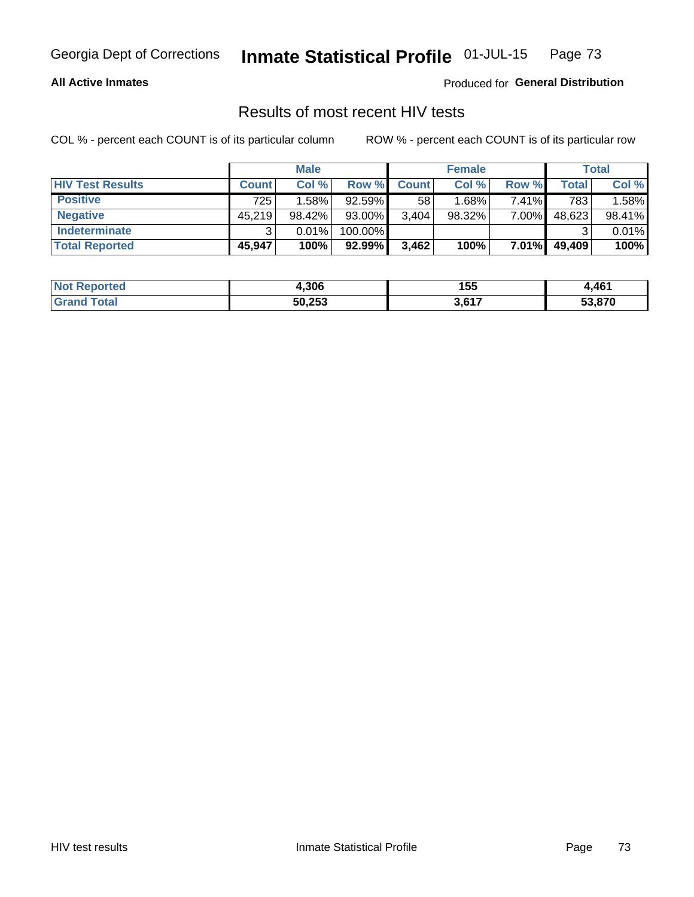Georgia Dept of Corrections **Inmate Statistical Profile** 01-JUL-15

**All Active Inmates**

Produced for **General Distribution**

## Results of most recent HIV tests

COL % - percent each COUNT is of its particular column ROW % - percent each COUNT is of its particular row

| | Male | | | Female | | | Total | |
|---|---|---|---|---|---|---|---|---|
| **HIV Test Results** | **Count** | **Col %** | **Row %** | **Count** | **Col %** | **Row %** | **Total** | **Col %** |
| **Positive** | 725 | 1.58% | 92.59% | 58 | 1.68% | 7.41% | 783 | 1.58% |
| **Negative** | 45,219 | 98.42% | 93.00% | 3,404 | 98.32% | 7.00% | 48,623 | 98.41% |
| **Indeterminate** | 3 | 0.01% | 100.00% | | | | 3 | 0.01% |
| **Total Reported** | **45,947** | **100%** | **92.99%** | **3,462** | **100%** | **7.01%** | **49,409** | **100%** |

| | Male | Female | Total |
|---|---|---|---|
| **Not Reported** | **4,306** | **155** | **4,461** |
| **Grand Total** | **50,253** | **3,617** | **53,870** |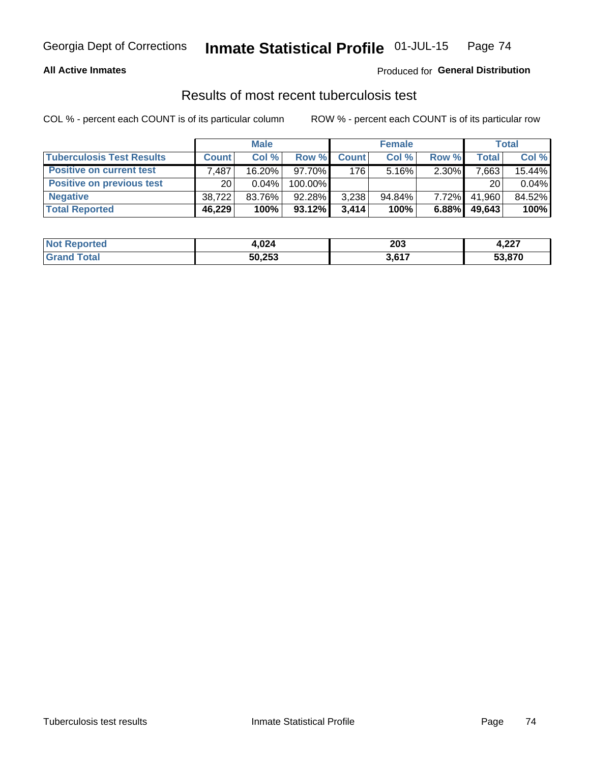Georgia Dept of Corrections **Inmate Statistical Profile** 01-JUL-15

**All Active Inmates**

Produced for **General Distribution**

## Results of most recent tuberculosis test

COL % - percent each COUNT is of its particular column

ROW % - percent each COUNT is of its particular row

| | Male | | | Female | | | Total | |
|---|---|---|---|---|---|---|---|---|
| **Tuberculosis Test Results** | **Count** | **Col %** | **Row %** | **Count** | **Col %** | **Row %** | **Total** | **Col %** |
| **Positive on current test** | 7,487 | 16.20% | 97.70% | 176 | 5.16% | 2.30% | 7,663 | 15.44% |
| **Positive on previous test** | 20 | 0.04% | 100.00% | | | | 20 | 0.04% |
| **Negative** | 38,722 | 83.76% | 92.28% | 3,238 | 94.84% | 7.72% | 41,960 | 84.52% |
| **Total Reported** | **46,229** | **100%** | **93.12%** | **3,414** | **100%** | **6.88%** | **49,643** | **100%** |

| | Male | Female | Total |
|---|---|---|---|
| **Not Reported** | **4,024** | **203** | **4,227** |
| **Grand Total** | **50,253** | **3,617** | **53,870** |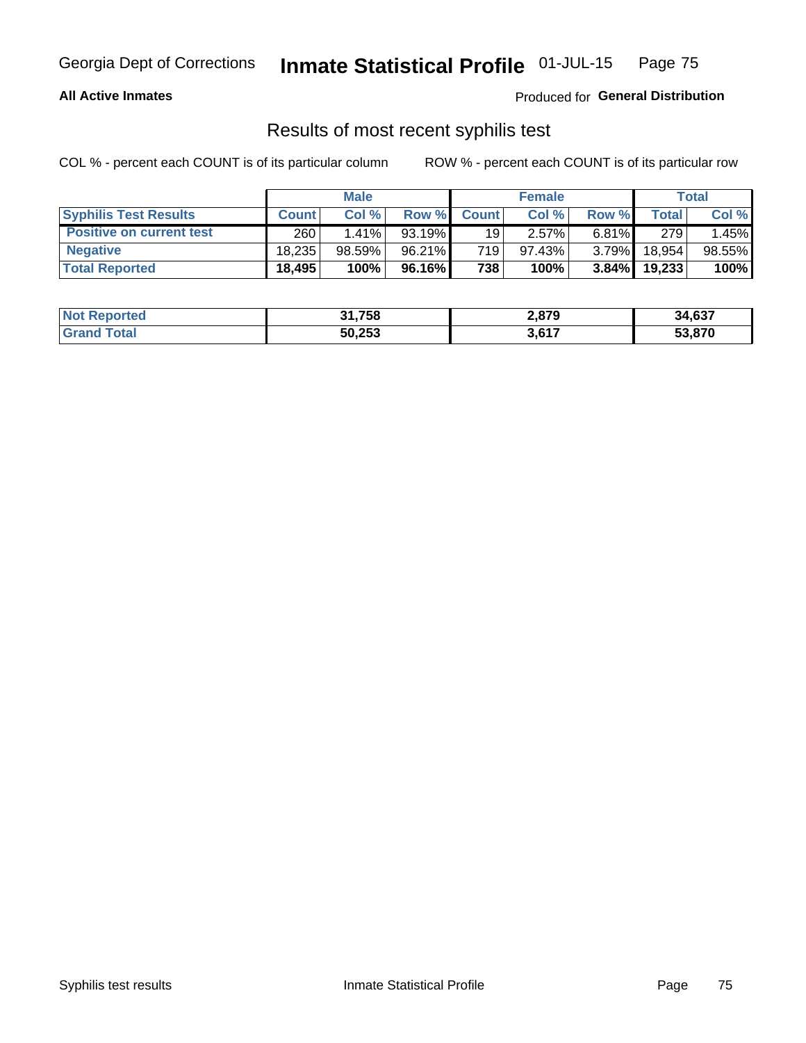## All Active Inmates

Produced for **General Distribution**

### Results of most recent syphilis test

COL % - percent each COUNT is of its particular column

ROW % - percent each COUNT is of its particular row

| | Male | | | Female | | | Total | |
|---|---|---|---|---|---|---|---|---|
| **Syphilis Test Results** | **Count** | **Col %** | **Row %** | **Count** | **Col %** | **Row %** | **Total** | **Col %** |
| **Positive on current test** | 260 | 1.41% | 93.19% | 19 | 2.57% | 6.81% | 279 | 1.45% |
| **Negative** | 18,235 | 98.59% | 96.21% | 719 | 97.43% | 3.79% | 18,954 | 98.55% |
| **Total Reported** | **18,495** | **100%** | **96.16%** | **738** | **100%** | **3.84%** | **19,233** | **100%** |

| | Male | Female | Total |
|---|---|---|---|
| **Not Reported** | **31,758** | **2,879** | **34,637** |
| **Grand Total** | **50,253** | **3,617** | **53,870** |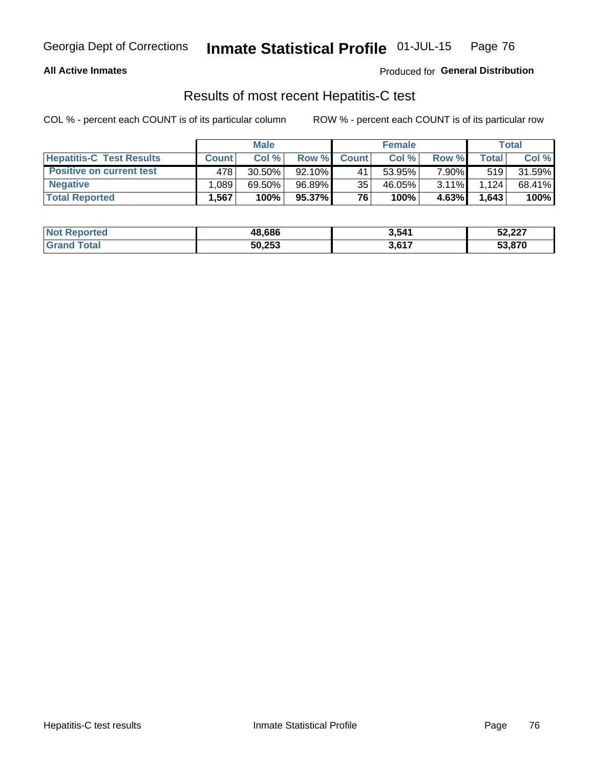Georgia Dept of Corrections **Inmate Statistical Profile** 01-JUL-15

**All Active Inmates**

Produced for **General Distribution**

## Results of most recent Hepatitis-C test

COL % - percent each COUNT is of its particular column ROW % - percent each COUNT is of its particular row

| | Male | | | Female | | | Total | |
|---|---|---|---|---|---|---|---|---|
| **Hepatitis-C Test Results** | **Count** | **Col %** | **Row %** | **Count** | **Col %** | **Row %** | **Total** | **Col %** |
| **Positive on current test** | 478 | 30.50% | 92.10% | 41 | 53.95% | 7.90% | 519 | 31.59% |
| **Negative** | 1,089 | 69.50% | 96.89% | 35 | 46.05% | 3.11% | 1,124 | 68.41% |
| **Total Reported** | **1,567** | **100%** | **95.37%** | **76** | **100%** | **4.63%** | **1,643** | **100%** |

| | Male | Female | Total |
|---|---|---|---|
| **Not Reported** | **48,686** | **3,541** | **52,227** |
| **Grand Total** | **50,253** | **3,617** | **53,870** |